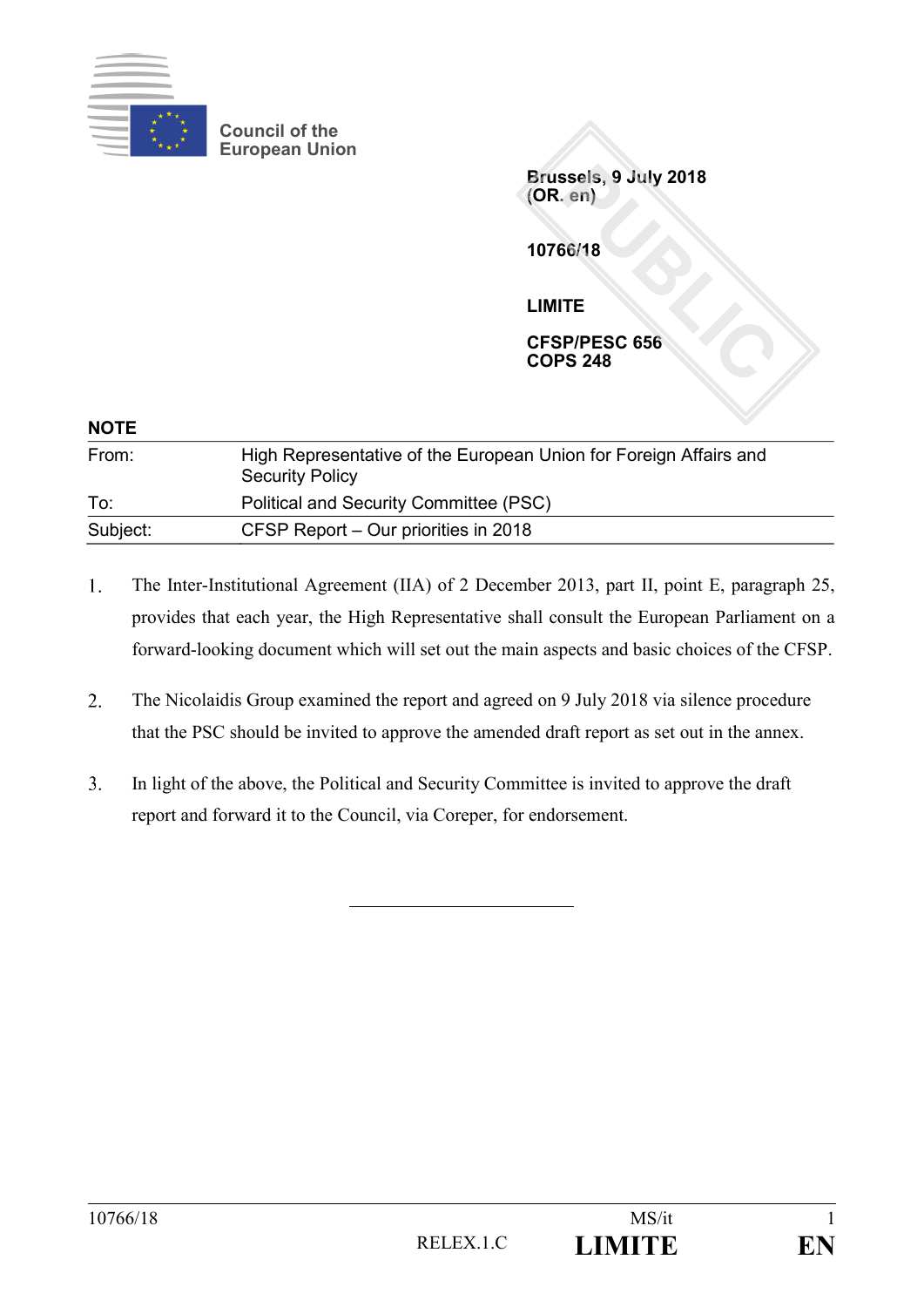Council of the
European Union

Brussels, 9 July 2018
(OR. en)

10766/18

LIMITE

CFSP/PESC 656
COPS 248

**NOTE**

| | |
|---|---|
| From: | High Representative of the European Union for Foreign Affairs and Security Policy |
| To: | Political and Security Committee (PSC) |
| Subject: | CFSP Report – Our priorities in 2018 |

1. The Inter-Institutional Agreement (IIA) of 2 December 2013, part II, point E, paragraph 25, provides that each year, the High Representative shall consult the European Parliament on a forward-looking document which will set out the main aspects and basic choices of the CFSP.

2. The Nicolaidis Group examined the report and agreed on 9 July 2018 via silence procedure that the PSC should be invited to approve the amended draft report as set out in the annex.

3. In light of the above, the Political and Security Committee is invited to approve the draft report and forward it to the Council, via Coreper, for endorsement.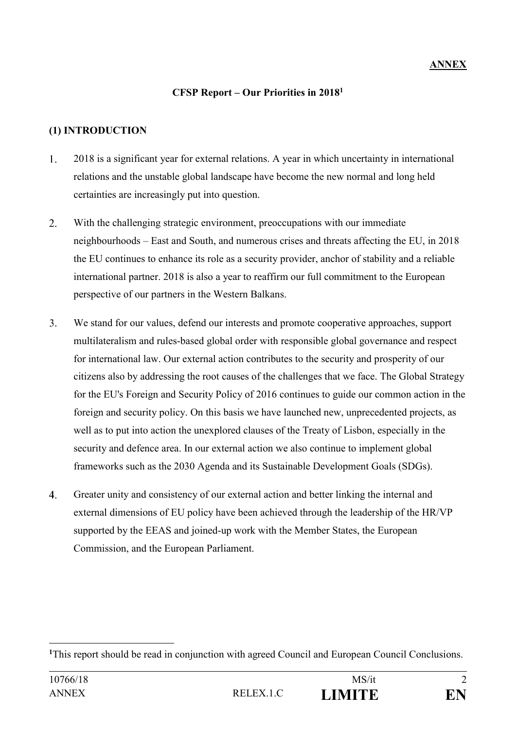**ANNEX**

## CFSP Report – Our Priorities in 2018[1]

### (1) INTRODUCTION

1. 2018 is a significant year for external relations. A year in which uncertainty in international relations and the unstable global landscape have become the new normal and long held certainties are increasingly put into question.

2. With the challenging strategic environment, preoccupations with our immediate neighbourhoods – East and South, and numerous crises and threats affecting the EU, in 2018 the EU continues to enhance its role as a security provider, anchor of stability and a reliable international partner. 2018 is also a year to reaffirm our full commitment to the European perspective of our partners in the Western Balkans.

3. We stand for our values, defend our interests and promote cooperative approaches, support multilateralism and rules-based global order with responsible global governance and respect for international law. Our external action contributes to the security and prosperity of our citizens also by addressing the root causes of the challenges that we face. The Global Strategy for the EU's Foreign and Security Policy of 2016 continues to guide our common action in the foreign and security policy. On this basis we have launched new, unprecedented projects, as well as to put into action the unexplored clauses of the Treaty of Lisbon, especially in the security and defence area. In our external action we also continue to implement global frameworks such as the 2030 Agenda and its Sustainable Development Goals (SDGs).

4. Greater unity and consistency of our external action and better linking the internal and external dimensions of EU policy have been achieved through the leadership of the HR/VP supported by the EEAS and joined-up work with the Member States, the European Commission, and the European Parliament.

---

[1] This report should be read in conjunction with agreed Council and European Council Conclusions.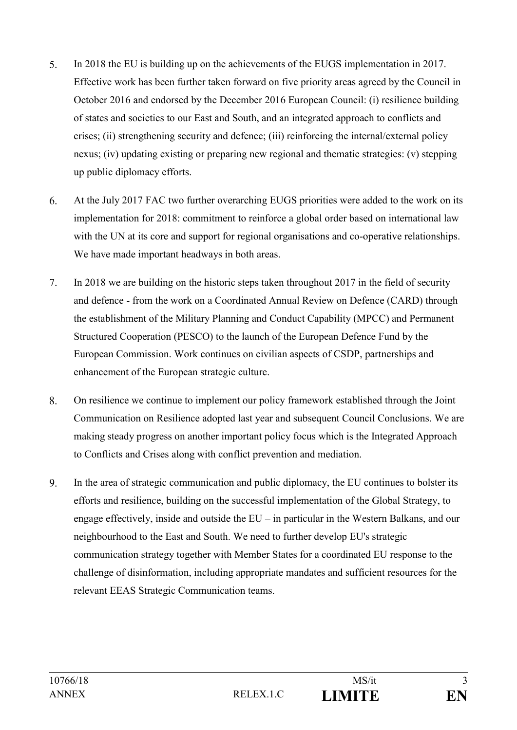5. In 2018 the EU is building up on the achievements of the EUGS implementation in 2017. Effective work has been further taken forward on five priority areas agreed by the Council in October 2016 and endorsed by the December 2016 European Council: (i) resilience building of states and societies to our East and South, and an integrated approach to conflicts and crises; (ii) strengthening security and defence; (iii) reinforcing the internal/external policy nexus; (iv) updating existing or preparing new regional and thematic strategies: (v) stepping up public diplomacy efforts.

6. At the July 2017 FAC two further overarching EUGS priorities were added to the work on its implementation for 2018: commitment to reinforce a global order based on international law with the UN at its core and support for regional organisations and co-operative relationships. We have made important headways in both areas.

7. In 2018 we are building on the historic steps taken throughout 2017 in the field of security and defence - from the work on a Coordinated Annual Review on Defence (CARD) through the establishment of the Military Planning and Conduct Capability (MPCC) and Permanent Structured Cooperation (PESCO) to the launch of the European Defence Fund by the European Commission. Work continues on civilian aspects of CSDP, partnerships and enhancement of the European strategic culture.

8. On resilience we continue to implement our policy framework established through the Joint Communication on Resilience adopted last year and subsequent Council Conclusions. We are making steady progress on another important policy focus which is the Integrated Approach to Conflicts and Crises along with conflict prevention and mediation.

9. In the area of strategic communication and public diplomacy, the EU continues to bolster its efforts and resilience, building on the successful implementation of the Global Strategy, to engage effectively, inside and outside the EU – in particular in the Western Balkans, and our neighbourhood to the East and South. We need to further develop EU's strategic communication strategy together with Member States for a coordinated EU response to the challenge of disinformation, including appropriate mandates and sufficient resources for the relevant EEAS Strategic Communication teams.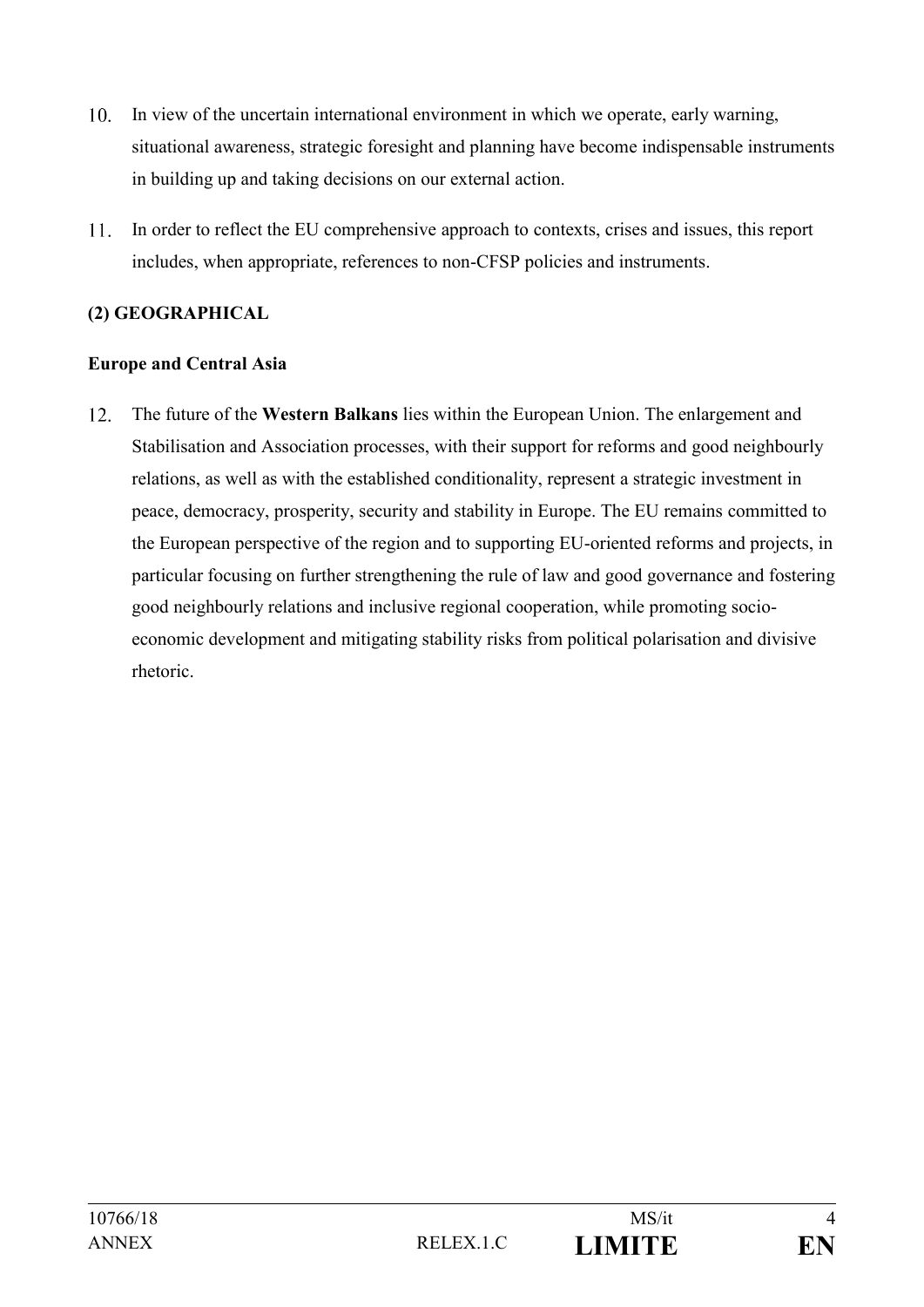10. In view of the uncertain international environment in which we operate, early warning, situational awareness, strategic foresight and planning have become indispensable instruments in building up and taking decisions on our external action.

11. In order to reflect the EU comprehensive approach to contexts, crises and issues, this report includes, when appropriate, references to non-CFSP policies and instruments.

## (2) GEOGRAPHICAL

### Europe and Central Asia

12. The future of the **Western Balkans** lies within the European Union. The enlargement and Stabilisation and Association processes, with their support for reforms and good neighbourly relations, as well as with the established conditionality, represent a strategic investment in peace, democracy, prosperity, security and stability in Europe. The EU remains committed to the European perspective of the region and to supporting EU-oriented reforms and projects, in particular focusing on further strengthening the rule of law and good governance and fostering good neighbourly relations and inclusive regional cooperation, while promoting socio-economic development and mitigating stability risks from political polarisation and divisive rhetoric.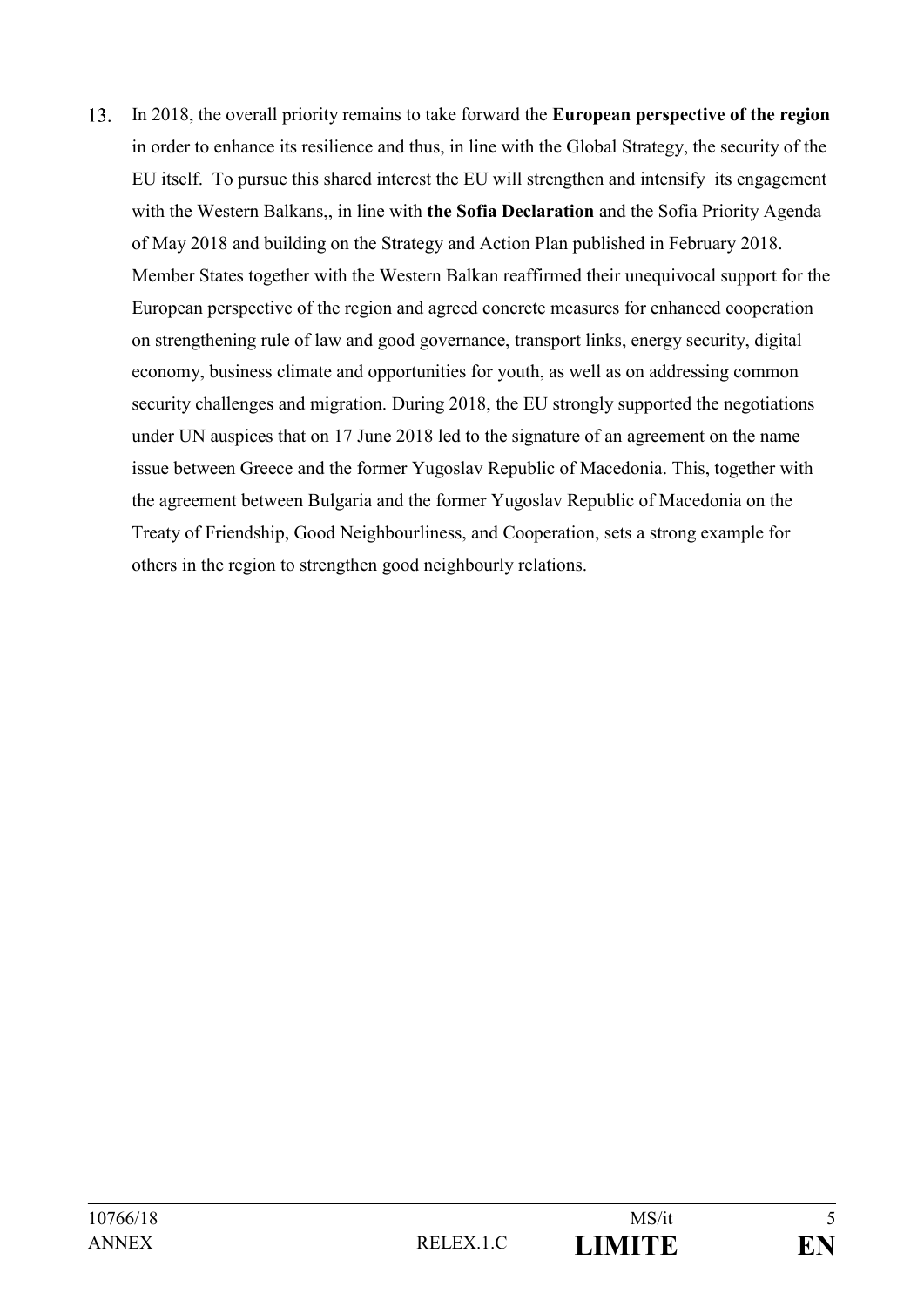13. In 2018, the overall priority remains to take forward the **European perspective of the region** in order to enhance its resilience and thus, in line with the Global Strategy, the security of the EU itself. To pursue this shared interest the EU will strengthen and intensify its engagement with the Western Balkans,, in line with **the Sofia Declaration** and the Sofia Priority Agenda of May 2018 and building on the Strategy and Action Plan published in February 2018. Member States together with the Western Balkan reaffirmed their unequivocal support for the European perspective of the region and agreed concrete measures for enhanced cooperation on strengthening rule of law and good governance, transport links, energy security, digital economy, business climate and opportunities for youth, as well as on addressing common security challenges and migration. During 2018, the EU strongly supported the negotiations under UN auspices that on 17 June 2018 led to the signature of an agreement on the name issue between Greece and the former Yugoslav Republic of Macedonia. This, together with the agreement between Bulgaria and the former Yugoslav Republic of Macedonia on the Treaty of Friendship, Good Neighbourliness, and Cooperation, sets a strong example for others in the region to strengthen good neighbourly relations.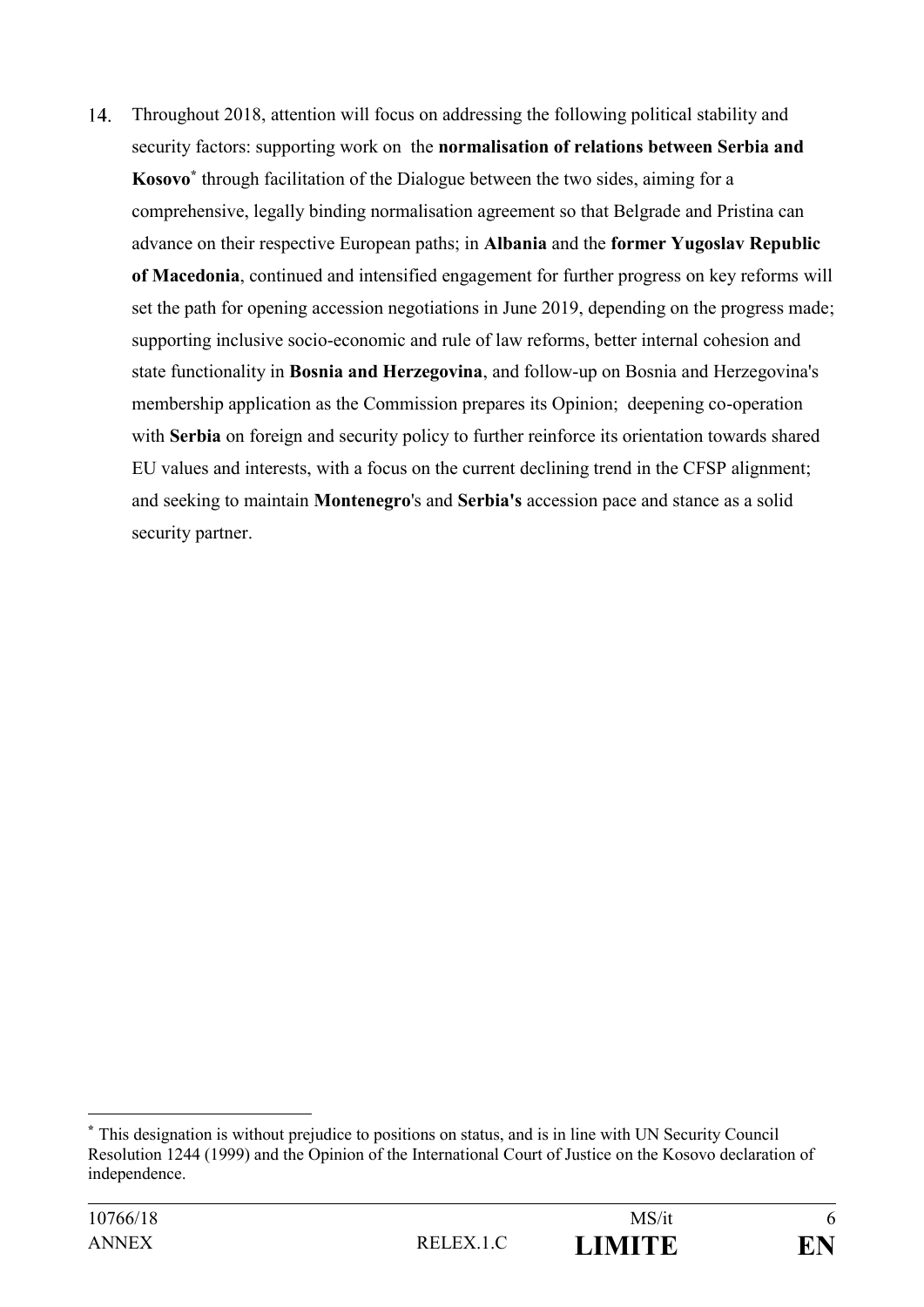14. Throughout 2018, attention will focus on addressing the following political stability and security factors: supporting work on the **normalisation of relations between Serbia and Kosovo**[*] through facilitation of the Dialogue between the two sides, aiming for a comprehensive, legally binding normalisation agreement so that Belgrade and Pristina can advance on their respective European paths; in **Albania** and the **former Yugoslav Republic of Macedonia**, continued and intensified engagement for further progress on key reforms will set the path for opening accession negotiations in June 2019, depending on the progress made; supporting inclusive socio-economic and rule of law reforms, better internal cohesion and state functionality in **Bosnia and Herzegovina**, and follow-up on Bosnia and Herzegovina's membership application as the Commission prepares its Opinion; deepening co-operation with **Serbia** on foreign and security policy to further reinforce its orientation towards shared EU values and interests, with a focus on the current declining trend in the CFSP alignment; and seeking to maintain **Montenegro**'s and **Serbia's** accession pace and stance as a solid security partner.

---

[*] This designation is without prejudice to positions on status, and is in line with UN Security Council Resolution 1244 (1999) and the Opinion of the International Court of Justice on the Kosovo declaration of independence.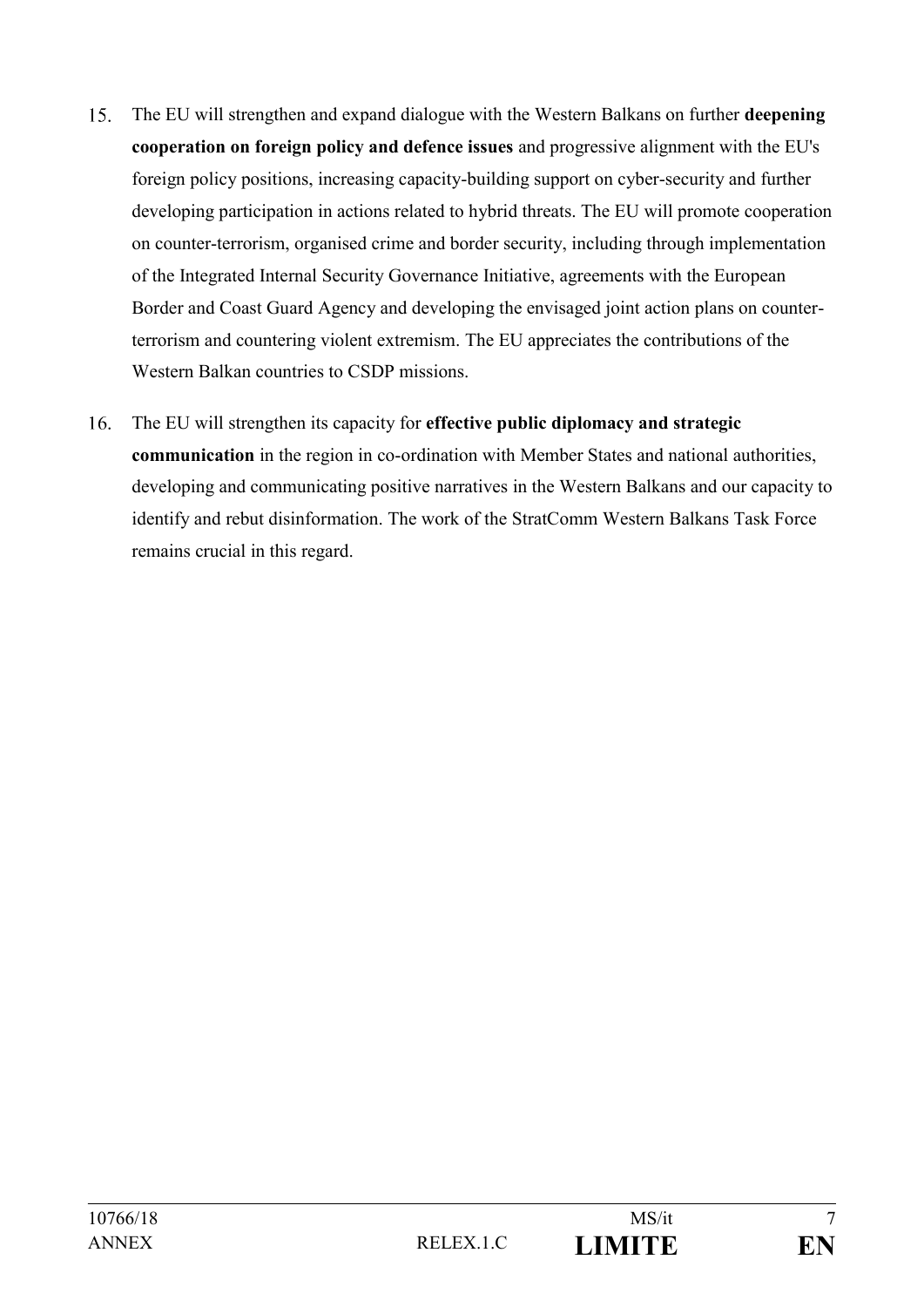15. The EU will strengthen and expand dialogue with the Western Balkans on further **deepening cooperation on foreign policy and defence issues** and progressive alignment with the EU's foreign policy positions, increasing capacity-building support on cyber-security and further developing participation in actions related to hybrid threats. The EU will promote cooperation on counter-terrorism, organised crime and border security, including through implementation of the Integrated Internal Security Governance Initiative, agreements with the European Border and Coast Guard Agency and developing the envisaged joint action plans on counter-terrorism and countering violent extremism. The EU appreciates the contributions of the Western Balkan countries to CSDP missions.

16. The EU will strengthen its capacity for **effective public diplomacy and strategic communication** in the region in co-ordination with Member States and national authorities, developing and communicating positive narratives in the Western Balkans and our capacity to identify and rebut disinformation. The work of the StratComm Western Balkans Task Force remains crucial in this regard.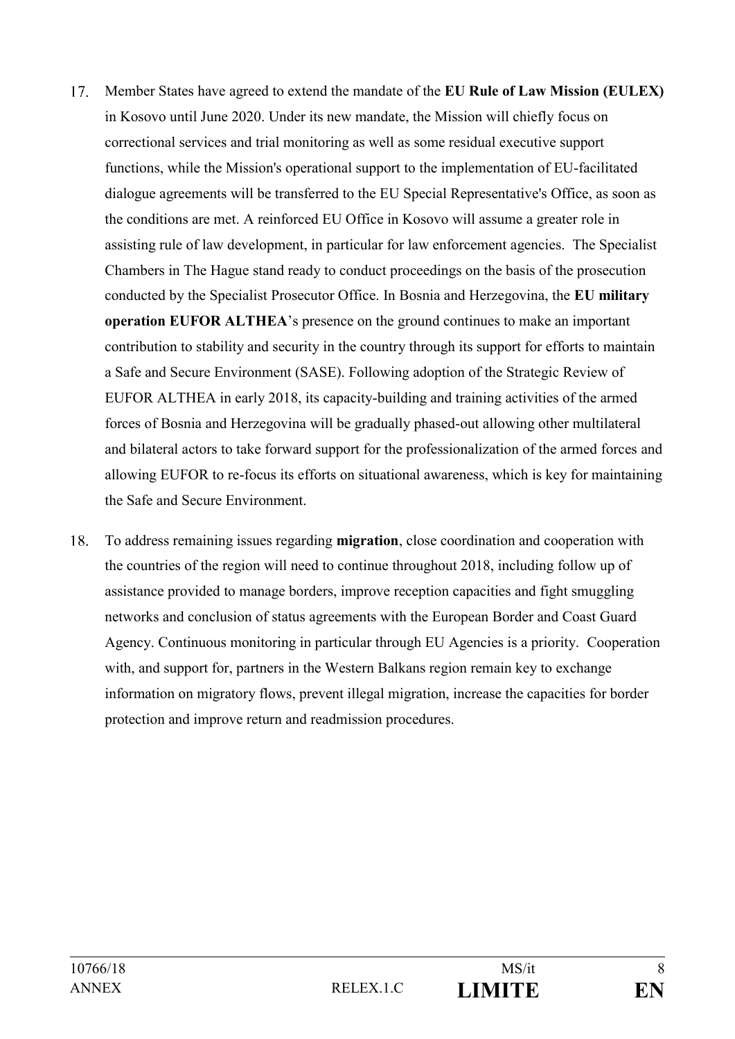17. Member States have agreed to extend the mandate of the **EU Rule of Law Mission (EULEX)** in Kosovo until June 2020. Under its new mandate, the Mission will chiefly focus on correctional services and trial monitoring as well as some residual executive support functions, while the Mission's operational support to the implementation of EU-facilitated dialogue agreements will be transferred to the EU Special Representative's Office, as soon as the conditions are met. A reinforced EU Office in Kosovo will assume a greater role in assisting rule of law development, in particular for law enforcement agencies. The Specialist Chambers in The Hague stand ready to conduct proceedings on the basis of the prosecution conducted by the Specialist Prosecutor Office. In Bosnia and Herzegovina, the **EU military operation EUFOR ALTHEA**'s presence on the ground continues to make an important contribution to stability and security in the country through its support for efforts to maintain a Safe and Secure Environment (SASE). Following adoption of the Strategic Review of EUFOR ALTHEA in early 2018, its capacity-building and training activities of the armed forces of Bosnia and Herzegovina will be gradually phased-out allowing other multilateral and bilateral actors to take forward support for the professionalization of the armed forces and allowing EUFOR to re-focus its efforts on situational awareness, which is key for maintaining the Safe and Secure Environment.

18. To address remaining issues regarding **migration**, close coordination and cooperation with the countries of the region will need to continue throughout 2018, including follow up of assistance provided to manage borders, improve reception capacities and fight smuggling networks and conclusion of status agreements with the European Border and Coast Guard Agency. Continuous monitoring in particular through EU Agencies is a priority. Cooperation with, and support for, partners in the Western Balkans region remain key to exchange information on migratory flows, prevent illegal migration, increase the capacities for border protection and improve return and readmission procedures.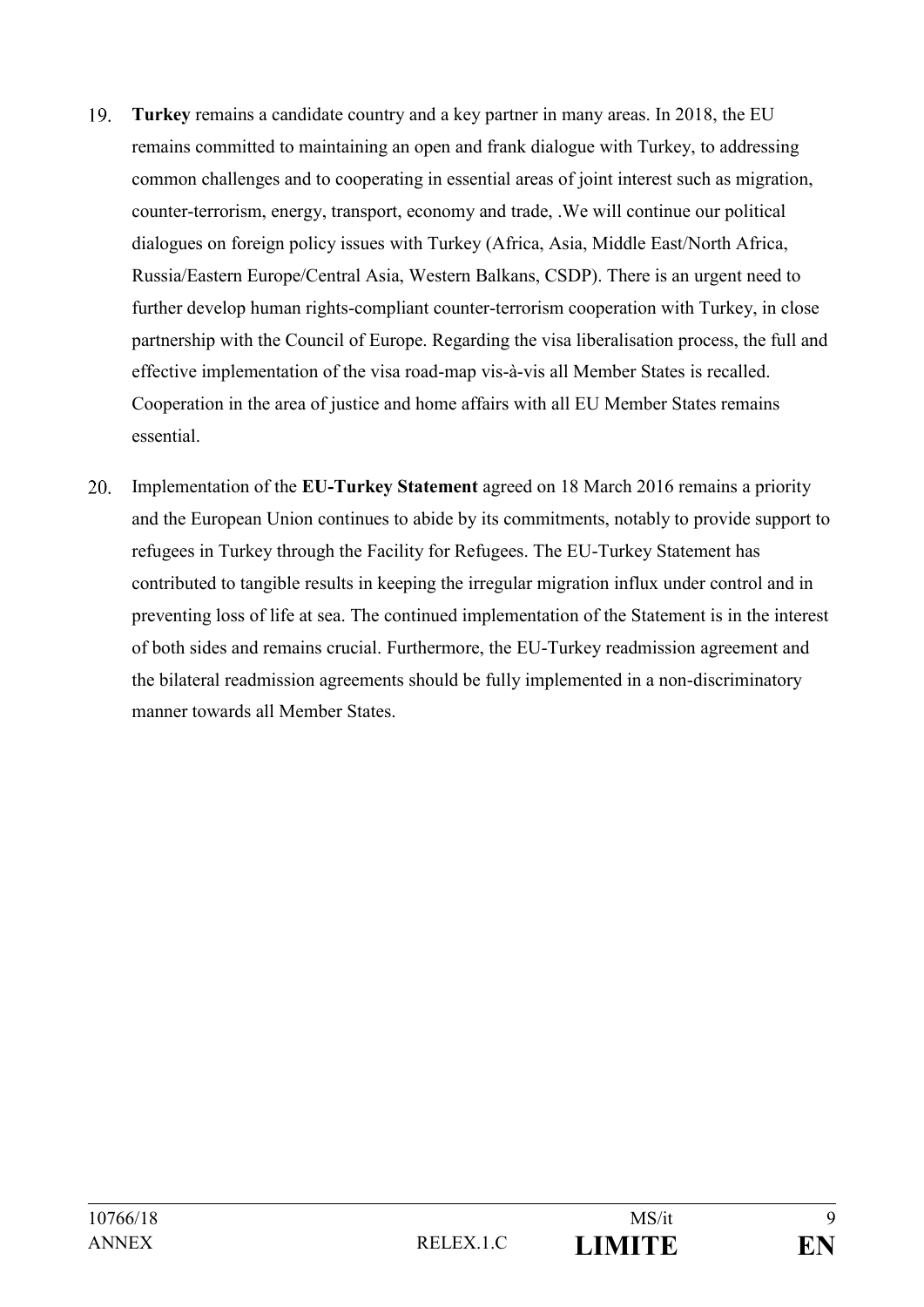19. **Turkey** remains a candidate country and a key partner in many areas. In 2018, the EU remains committed to maintaining an open and frank dialogue with Turkey, to addressing common challenges and to cooperating in essential areas of joint interest such as migration, counter-terrorism, energy, transport, economy and trade, .We will continue our political dialogues on foreign policy issues with Turkey (Africa, Asia, Middle East/North Africa, Russia/Eastern Europe/Central Asia, Western Balkans, CSDP). There is an urgent need to further develop human rights-compliant counter-terrorism cooperation with Turkey, in close partnership with the Council of Europe. Regarding the visa liberalisation process, the full and effective implementation of the visa road-map vis-à-vis all Member States is recalled. Cooperation in the area of justice and home affairs with all EU Member States remains essential.

20. Implementation of the **EU-Turkey Statement** agreed on 18 March 2016 remains a priority and the European Union continues to abide by its commitments, notably to provide support to refugees in Turkey through the Facility for Refugees. The EU-Turkey Statement has contributed to tangible results in keeping the irregular migration influx under control and in preventing loss of life at sea. The continued implementation of the Statement is in the interest of both sides and remains crucial. Furthermore, the EU-Turkey readmission agreement and the bilateral readmission agreements should be fully implemented in a non-discriminatory manner towards all Member States.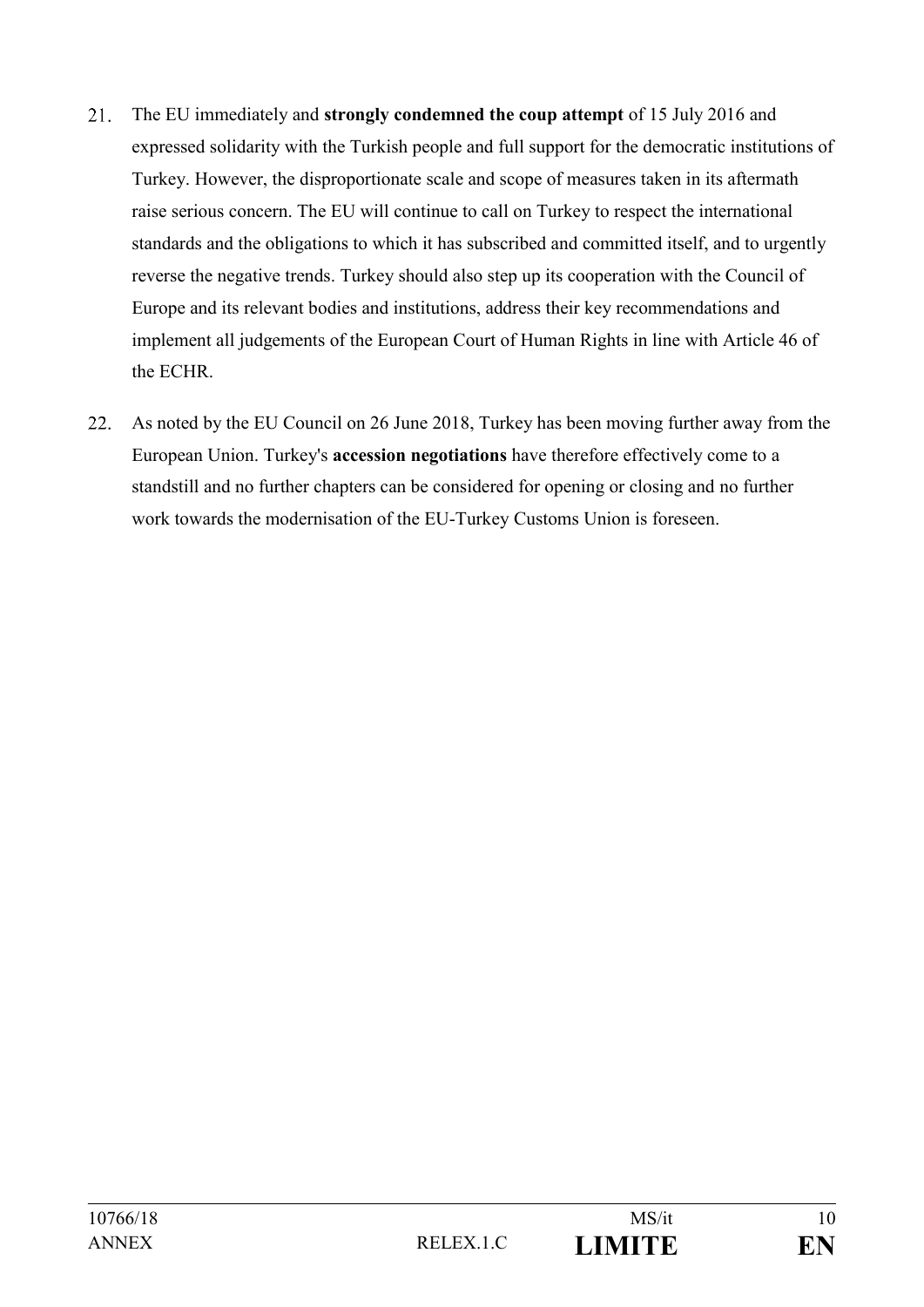21. The EU immediately and **strongly condemned the coup attempt** of 15 July 2016 and expressed solidarity with the Turkish people and full support for the democratic institutions of Turkey. However, the disproportionate scale and scope of measures taken in its aftermath raise serious concern. The EU will continue to call on Turkey to respect the international standards and the obligations to which it has subscribed and committed itself, and to urgently reverse the negative trends. Turkey should also step up its cooperation with the Council of Europe and its relevant bodies and institutions, address their key recommendations and implement all judgements of the European Court of Human Rights in line with Article 46 of the ECHR.

22. As noted by the EU Council on 26 June 2018, Turkey has been moving further away from the European Union. Turkey's **accession negotiations** have therefore effectively come to a standstill and no further chapters can be considered for opening or closing and no further work towards the modernisation of the EU-Turkey Customs Union is foreseen.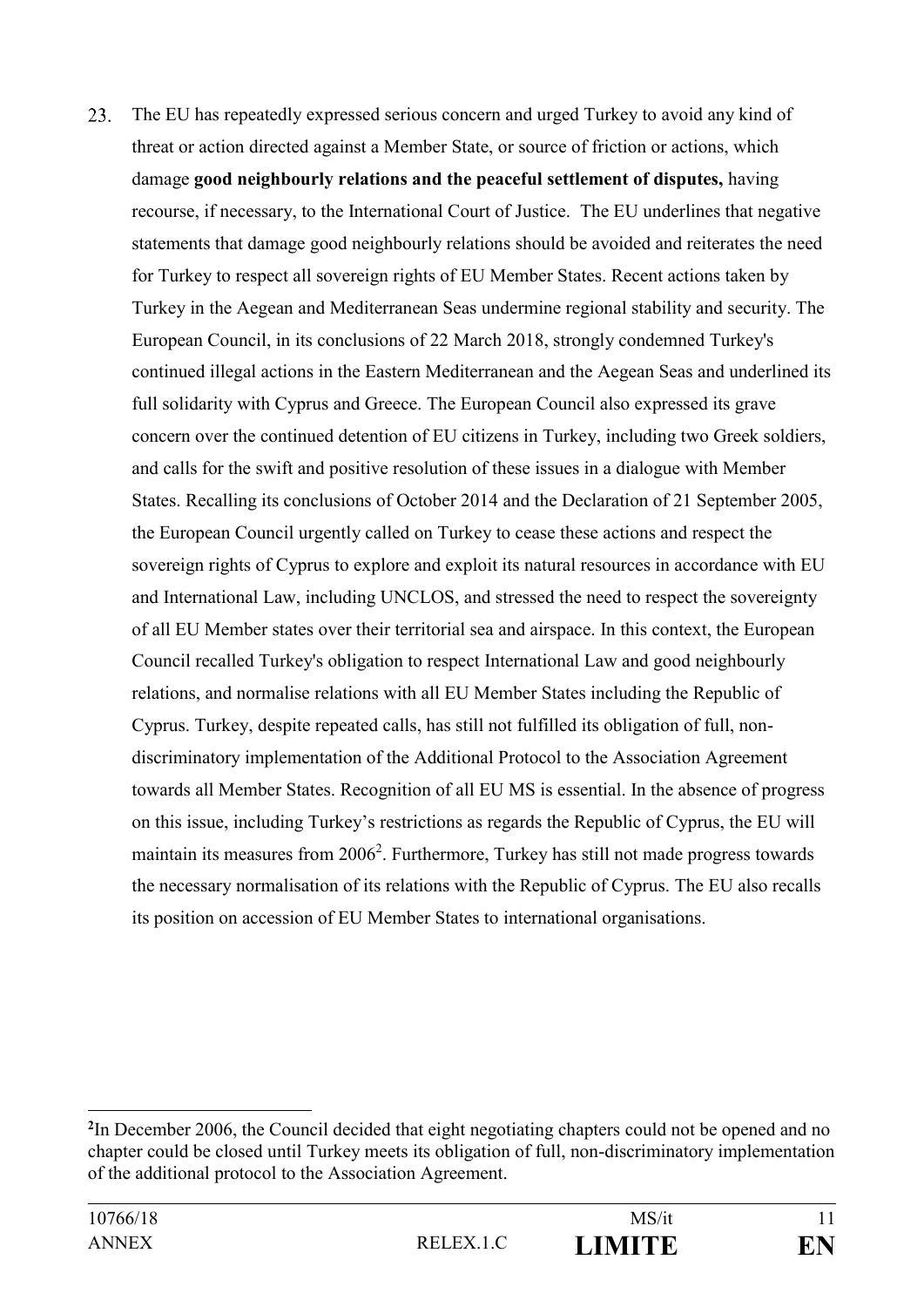23. The EU has repeatedly expressed serious concern and urged Turkey to avoid any kind of threat or action directed against a Member State, or source of friction or actions, which damage **good neighbourly relations and the peaceful settlement of disputes,** having recourse, if necessary, to the International Court of Justice. The EU underlines that negative statements that damage good neighbourly relations should be avoided and reiterates the need for Turkey to respect all sovereign rights of EU Member States. Recent actions taken by Turkey in the Aegean and Mediterranean Seas undermine regional stability and security. The European Council, in its conclusions of 22 March 2018, strongly condemned Turkey's continued illegal actions in the Eastern Mediterranean and the Aegean Seas and underlined its full solidarity with Cyprus and Greece. The European Council also expressed its grave concern over the continued detention of EU citizens in Turkey, including two Greek soldiers, and calls for the swift and positive resolution of these issues in a dialogue with Member States. Recalling its conclusions of October 2014 and the Declaration of 21 September 2005, the European Council urgently called on Turkey to cease these actions and respect the sovereign rights of Cyprus to explore and exploit its natural resources in accordance with EU and International Law, including UNCLOS, and stressed the need to respect the sovereignty of all EU Member states over their territorial sea and airspace. In this context, the European Council recalled Turkey's obligation to respect International Law and good neighbourly relations, and normalise relations with all EU Member States including the Republic of Cyprus. Turkey, despite repeated calls, has still not fulfilled its obligation of full, non-discriminatory implementation of the Additional Protocol to the Association Agreement towards all Member States. Recognition of all EU MS is essential. In the absence of progress on this issue, including Turkey's restrictions as regards the Republic of Cyprus, the EU will maintain its measures from 2006[2]. Furthermore, Turkey has still not made progress towards the necessary normalisation of its relations with the Republic of Cyprus. The EU also recalls its position on accession of EU Member States to international organisations.

---

[2] In December 2006, the Council decided that eight negotiating chapters could not be opened and no chapter could be closed until Turkey meets its obligation of full, non-discriminatory implementation of the additional protocol to the Association Agreement.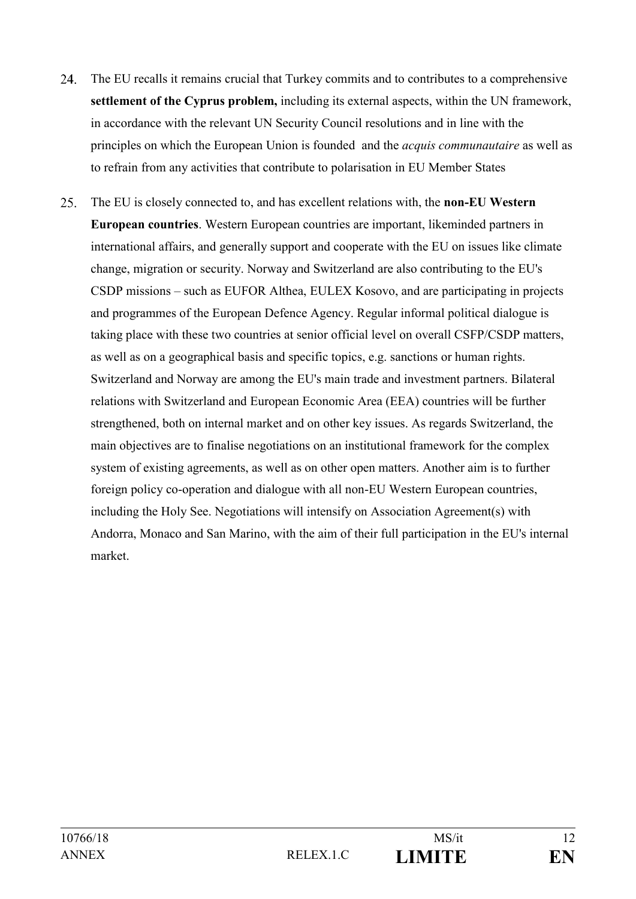24. The EU recalls it remains crucial that Turkey commits and to contributes to a comprehensive **settlement of the Cyprus problem,** including its external aspects, within the UN framework, in accordance with the relevant UN Security Council resolutions and in line with the principles on which the European Union is founded and the *acquis communautaire* as well as to refrain from any activities that contribute to polarisation in EU Member States

25. The EU is closely connected to, and has excellent relations with, the **non-EU Western European countries**. Western European countries are important, likeminded partners in international affairs, and generally support and cooperate with the EU on issues like climate change, migration or security. Norway and Switzerland are also contributing to the EU's CSDP missions – such as EUFOR Althea, EULEX Kosovo, and are participating in projects and programmes of the European Defence Agency. Regular informal political dialogue is taking place with these two countries at senior official level on overall CSFP/CSDP matters, as well as on a geographical basis and specific topics, e.g. sanctions or human rights. Switzerland and Norway are among the EU's main trade and investment partners. Bilateral relations with Switzerland and European Economic Area (EEA) countries will be further strengthened, both on internal market and on other key issues. As regards Switzerland, the main objectives are to finalise negotiations on an institutional framework for the complex system of existing agreements, as well as on other open matters. Another aim is to further foreign policy co-operation and dialogue with all non-EU Western European countries, including the Holy See. Negotiations will intensify on Association Agreement(s) with Andorra, Monaco and San Marino, with the aim of their full participation in the EU's internal market.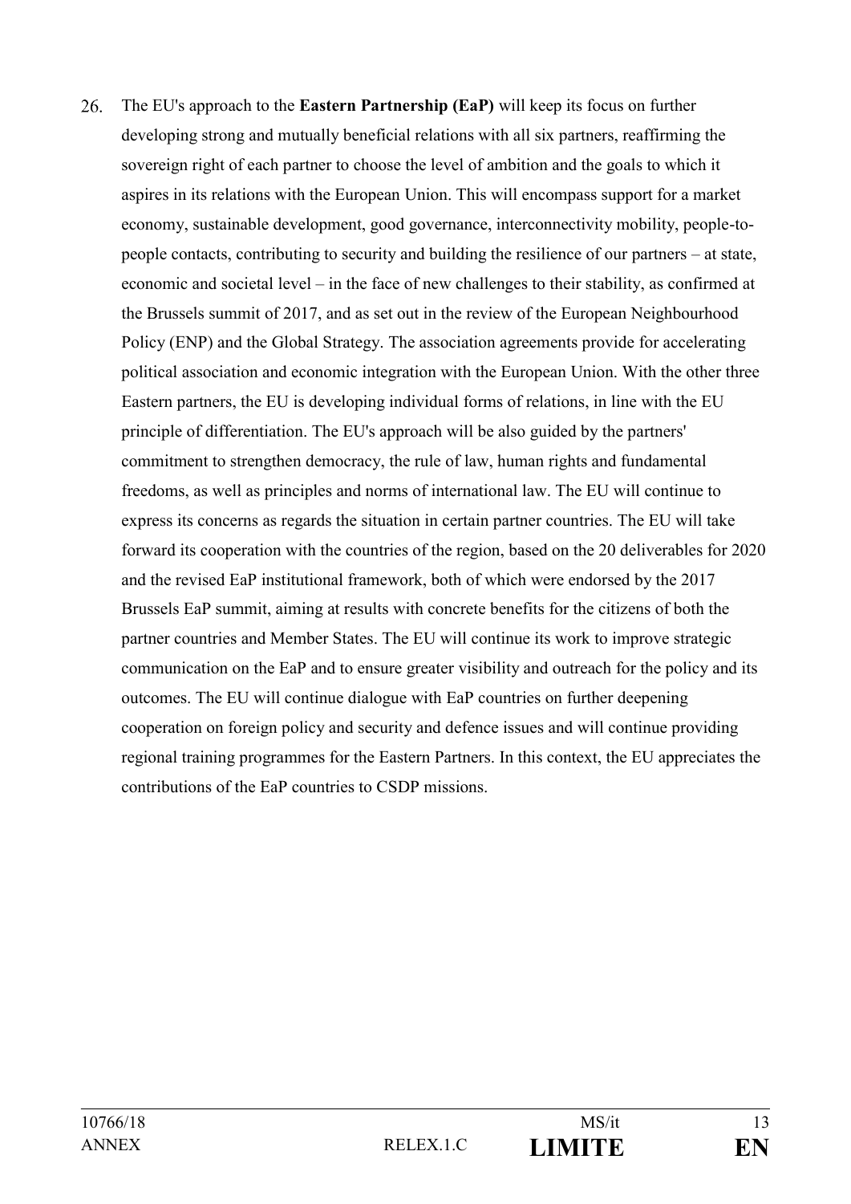26. The EU's approach to the **Eastern Partnership (EaP)** will keep its focus on further developing strong and mutually beneficial relations with all six partners, reaffirming the sovereign right of each partner to choose the level of ambition and the goals to which it aspires in its relations with the European Union. This will encompass support for a market economy, sustainable development, good governance, interconnectivity mobility, people-to-people contacts, contributing to security and building the resilience of our partners – at state, economic and societal level – in the face of new challenges to their stability, as confirmed at the Brussels summit of 2017, and as set out in the review of the European Neighbourhood Policy (ENP) and the Global Strategy. The association agreements provide for accelerating political association and economic integration with the European Union. With the other three Eastern partners, the EU is developing individual forms of relations, in line with the EU principle of differentiation. The EU's approach will be also guided by the partners' commitment to strengthen democracy, the rule of law, human rights and fundamental freedoms, as well as principles and norms of international law. The EU will continue to express its concerns as regards the situation in certain partner countries. The EU will take forward its cooperation with the countries of the region, based on the 20 deliverables for 2020 and the revised EaP institutional framework, both of which were endorsed by the 2017 Brussels EaP summit, aiming at results with concrete benefits for the citizens of both the partner countries and Member States. The EU will continue its work to improve strategic communication on the EaP and to ensure greater visibility and outreach for the policy and its outcomes. The EU will continue dialogue with EaP countries on further deepening cooperation on foreign policy and security and defence issues and will continue providing regional training programmes for the Eastern Partners. In this context, the EU appreciates the contributions of the EaP countries to CSDP missions.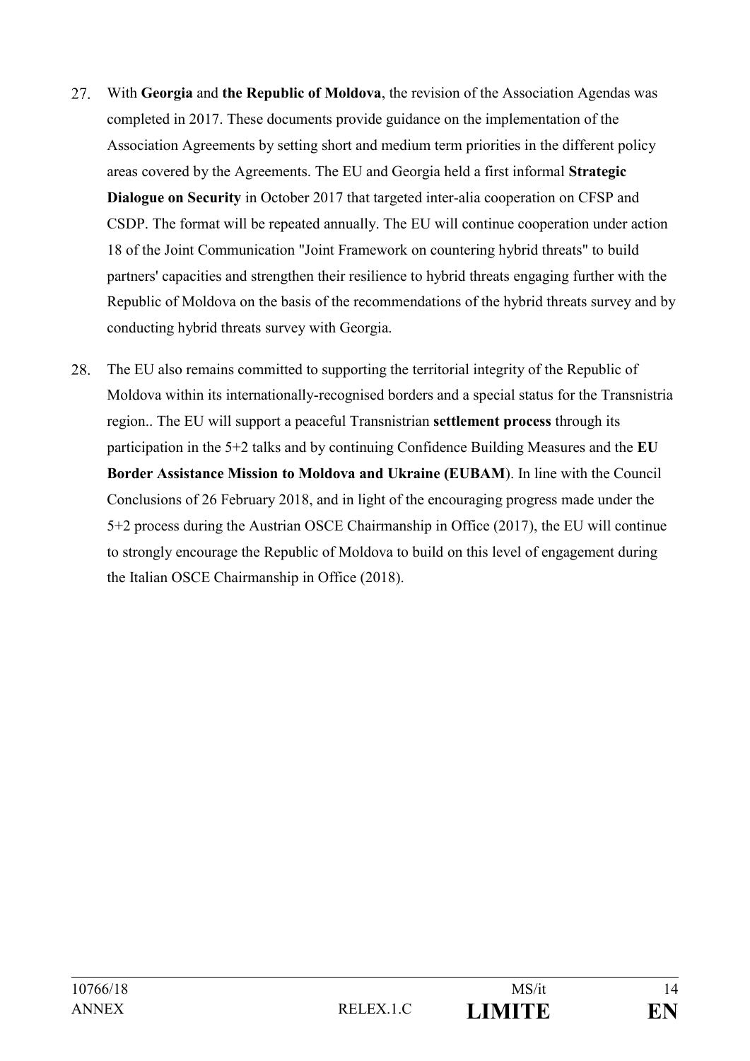27. With **Georgia** and **the Republic of Moldova**, the revision of the Association Agendas was completed in 2017. These documents provide guidance on the implementation of the Association Agreements by setting short and medium term priorities in the different policy areas covered by the Agreements. The EU and Georgia held a first informal **Strategic Dialogue on Security** in October 2017 that targeted inter-alia cooperation on CFSP and CSDP. The format will be repeated annually. The EU will continue cooperation under action 18 of the Joint Communication "Joint Framework on countering hybrid threats" to build partners' capacities and strengthen their resilience to hybrid threats engaging further with the Republic of Moldova on the basis of the recommendations of the hybrid threats survey and by conducting hybrid threats survey with Georgia.

28. The EU also remains committed to supporting the territorial integrity of the Republic of Moldova within its internationally-recognised borders and a special status for the Transnistria region.. The EU will support a peaceful Transnistrian **settlement process** through its participation in the 5+2 talks and by continuing Confidence Building Measures and the **EU Border Assistance Mission to Moldova and Ukraine (EUBAM**). In line with the Council Conclusions of 26 February 2018, and in light of the encouraging progress made under the 5+2 process during the Austrian OSCE Chairmanship in Office (2017), the EU will continue to strongly encourage the Republic of Moldova to build on this level of engagement during the Italian OSCE Chairmanship in Office (2018).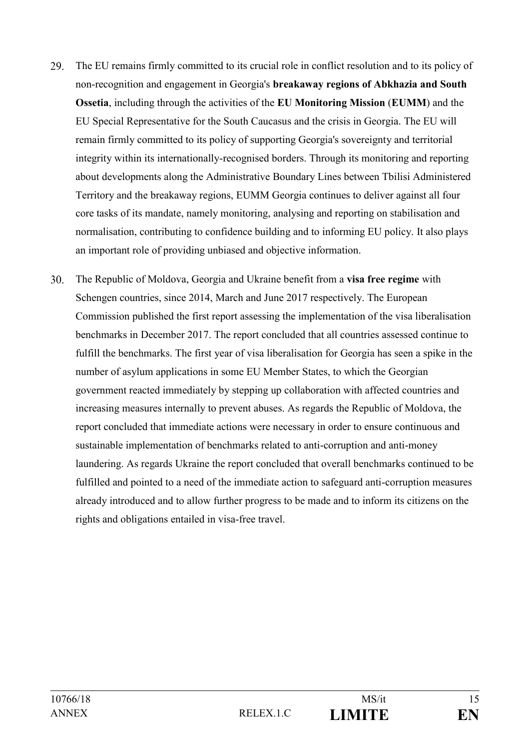29. The EU remains firmly committed to its crucial role in conflict resolution and to its policy of non-recognition and engagement in Georgia's **breakaway regions of Abkhazia and South Ossetia**, including through the activities of the **EU Monitoring Mission** (**EUMM**) and the EU Special Representative for the South Caucasus and the crisis in Georgia. The EU will remain firmly committed to its policy of supporting Georgia's sovereignty and territorial integrity within its internationally-recognised borders. Through its monitoring and reporting about developments along the Administrative Boundary Lines between Tbilisi Administered Territory and the breakaway regions, EUMM Georgia continues to deliver against all four core tasks of its mandate, namely monitoring, analysing and reporting on stabilisation and normalisation, contributing to confidence building and to informing EU policy. It also plays an important role of providing unbiased and objective information.

30. The Republic of Moldova, Georgia and Ukraine benefit from a **visa free regime** with Schengen countries, since 2014, March and June 2017 respectively. The European Commission published the first report assessing the implementation of the visa liberalisation benchmarks in December 2017. The report concluded that all countries assessed continue to fulfill the benchmarks. The first year of visa liberalisation for Georgia has seen a spike in the number of asylum applications in some EU Member States, to which the Georgian government reacted immediately by stepping up collaboration with affected countries and increasing measures internally to prevent abuses. As regards the Republic of Moldova, the report concluded that immediate actions were necessary in order to ensure continuous and sustainable implementation of benchmarks related to anti-corruption and anti-money laundering. As regards Ukraine the report concluded that overall benchmarks continued to be fulfilled and pointed to a need of the immediate action to safeguard anti-corruption measures already introduced and to allow further progress to be made and to inform its citizens on the rights and obligations entailed in visa-free travel.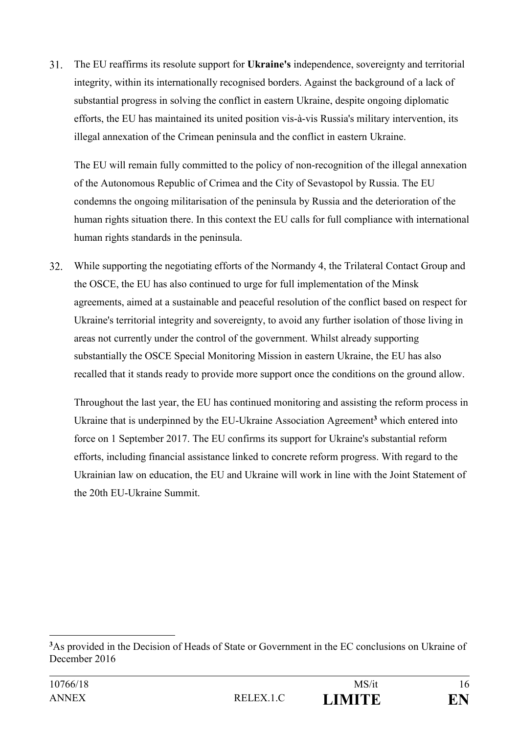31. The EU reaffirms its resolute support for **Ukraine's** independence, sovereignty and territorial integrity, within its internationally recognised borders. Against the background of a lack of substantial progress in solving the conflict in eastern Ukraine, despite ongoing diplomatic efforts, the EU has maintained its united position vis-à-vis Russia's military intervention, its illegal annexation of the Crimean peninsula and the conflict in eastern Ukraine.

    The EU will remain fully committed to the policy of non-recognition of the illegal annexation of the Autonomous Republic of Crimea and the City of Sevastopol by Russia. The EU condemns the ongoing militarisation of the peninsula by Russia and the deterioration of the human rights situation there. In this context the EU calls for full compliance with international human rights standards in the peninsula.

32. While supporting the negotiating efforts of the Normandy 4, the Trilateral Contact Group and the OSCE, the EU has also continued to urge for full implementation of the Minsk agreements, aimed at a sustainable and peaceful resolution of the conflict based on respect for Ukraine's territorial integrity and sovereignty, to avoid any further isolation of those living in areas not currently under the control of the government. Whilst already supporting substantially the OSCE Special Monitoring Mission in eastern Ukraine, the EU has also recalled that it stands ready to provide more support once the conditions on the ground allow.

    Throughout the last year, the EU has continued monitoring and assisting the reform process in Ukraine that is underpinned by the EU-Ukraine Association Agreement[3] which entered into force on 1 September 2017. The EU confirms its support for Ukraine's substantial reform efforts, including financial assistance linked to concrete reform progress. With regard to the Ukrainian law on education, the EU and Ukraine will work in line with the Joint Statement of the 20th EU-Ukraine Summit.

---

[3] As provided in the Decision of Heads of State or Government in the EC conclusions on Ukraine of December 2016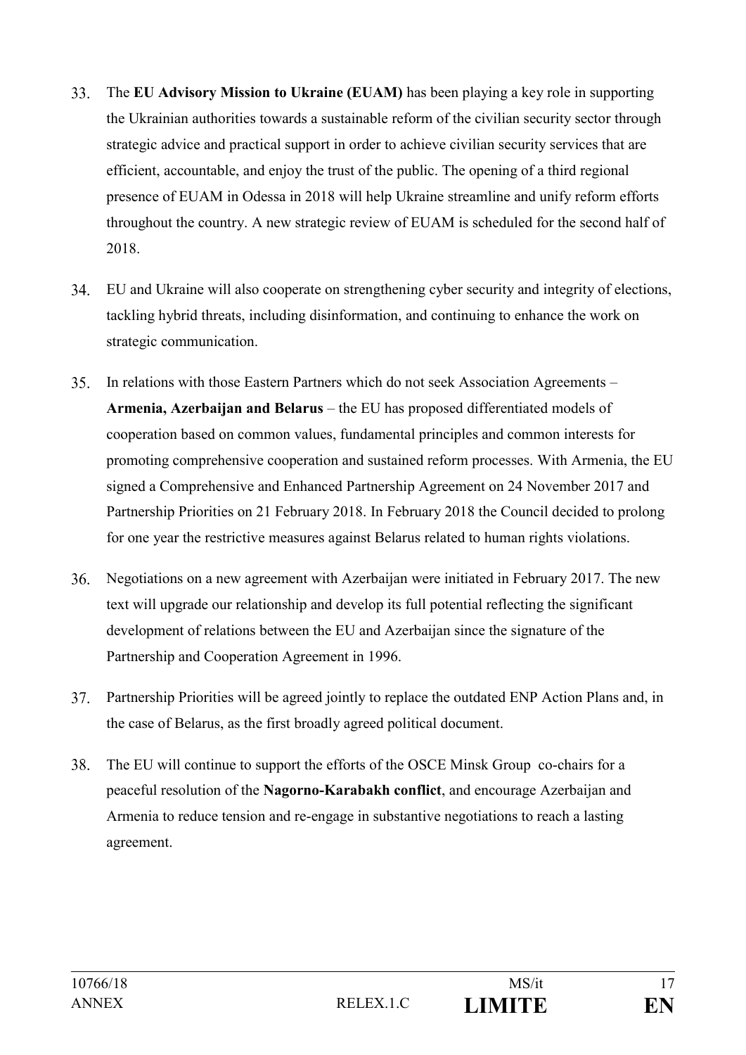33. The **EU Advisory Mission to Ukraine (EUAM)** has been playing a key role in supporting the Ukrainian authorities towards a sustainable reform of the civilian security sector through strategic advice and practical support in order to achieve civilian security services that are efficient, accountable, and enjoy the trust of the public. The opening of a third regional presence of EUAM in Odessa in 2018 will help Ukraine streamline and unify reform efforts throughout the country. A new strategic review of EUAM is scheduled for the second half of 2018.

34. EU and Ukraine will also cooperate on strengthening cyber security and integrity of elections, tackling hybrid threats, including disinformation, and continuing to enhance the work on strategic communication.

35. In relations with those Eastern Partners which do not seek Association Agreements – **Armenia, Azerbaijan and Belarus** – the EU has proposed differentiated models of cooperation based on common values, fundamental principles and common interests for promoting comprehensive cooperation and sustained reform processes. With Armenia, the EU signed a Comprehensive and Enhanced Partnership Agreement on 24 November 2017 and Partnership Priorities on 21 February 2018. In February 2018 the Council decided to prolong for one year the restrictive measures against Belarus related to human rights violations.

36. Negotiations on a new agreement with Azerbaijan were initiated in February 2017. The new text will upgrade our relationship and develop its full potential reflecting the significant development of relations between the EU and Azerbaijan since the signature of the Partnership and Cooperation Agreement in 1996.

37. Partnership Priorities will be agreed jointly to replace the outdated ENP Action Plans and, in the case of Belarus, as the first broadly agreed political document.

38. The EU will continue to support the efforts of the OSCE Minsk Group co-chairs for a peaceful resolution of the **Nagorno-Karabakh conflict**, and encourage Azerbaijan and Armenia to reduce tension and re-engage in substantive negotiations to reach a lasting agreement.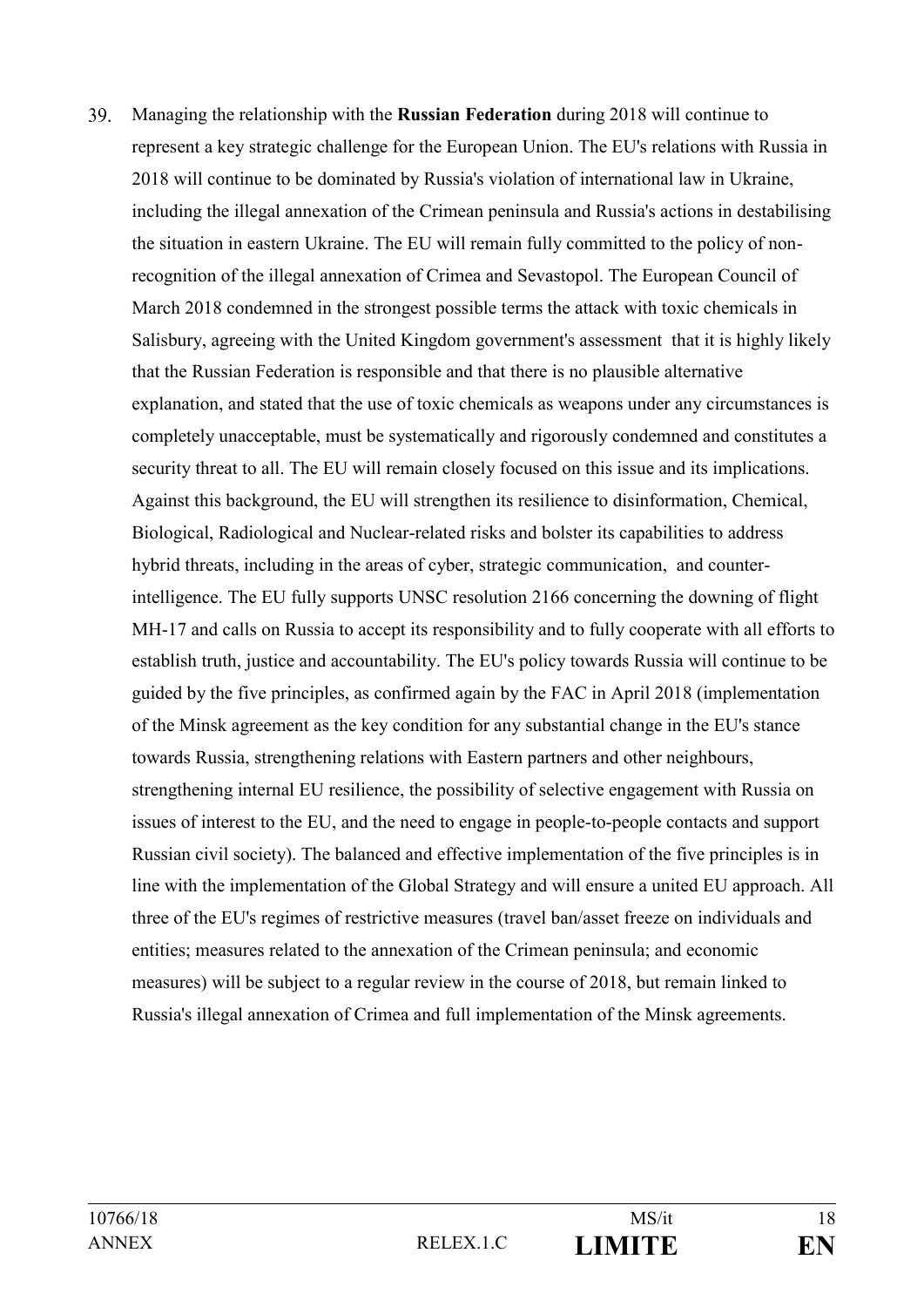39. Managing the relationship with the **Russian Federation** during 2018 will continue to represent a key strategic challenge for the European Union. The EU's relations with Russia in 2018 will continue to be dominated by Russia's violation of international law in Ukraine, including the illegal annexation of the Crimean peninsula and Russia's actions in destabilising the situation in eastern Ukraine. The EU will remain fully committed to the policy of non-recognition of the illegal annexation of Crimea and Sevastopol. The European Council of March 2018 condemned in the strongest possible terms the attack with toxic chemicals in Salisbury, agreeing with the United Kingdom government's assessment that it is highly likely that the Russian Federation is responsible and that there is no plausible alternative explanation, and stated that the use of toxic chemicals as weapons under any circumstances is completely unacceptable, must be systematically and rigorously condemned and constitutes a security threat to all. The EU will remain closely focused on this issue and its implications. Against this background, the EU will strengthen its resilience to disinformation, Chemical, Biological, Radiological and Nuclear-related risks and bolster its capabilities to address hybrid threats, including in the areas of cyber, strategic communication, and counter-intelligence. The EU fully supports UNSC resolution 2166 concerning the downing of flight MH-17 and calls on Russia to accept its responsibility and to fully cooperate with all efforts to establish truth, justice and accountability. The EU's policy towards Russia will continue to be guided by the five principles, as confirmed again by the FAC in April 2018 (implementation of the Minsk agreement as the key condition for any substantial change in the EU's stance towards Russia, strengthening relations with Eastern partners and other neighbours, strengthening internal EU resilience, the possibility of selective engagement with Russia on issues of interest to the EU, and the need to engage in people-to-people contacts and support Russian civil society). The balanced and effective implementation of the five principles is in line with the implementation of the Global Strategy and will ensure a united EU approach. All three of the EU's regimes of restrictive measures (travel ban/asset freeze on individuals and entities; measures related to the annexation of the Crimean peninsula; and economic measures) will be subject to a regular review in the course of 2018, but remain linked to Russia's illegal annexation of Crimea and full implementation of the Minsk agreements.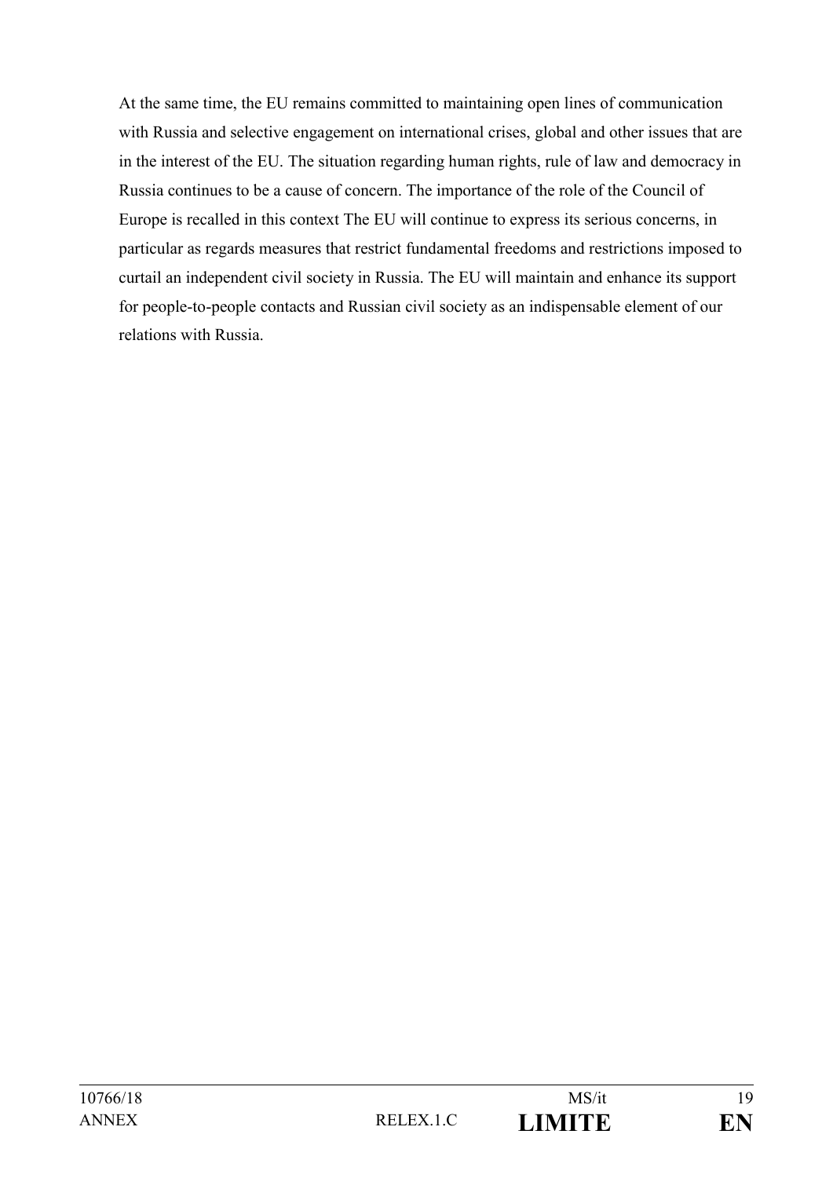At the same time, the EU remains committed to maintaining open lines of communication with Russia and selective engagement on international crises, global and other issues that are in the interest of the EU. The situation regarding human rights, rule of law and democracy in Russia continues to be a cause of concern. The importance of the role of the Council of Europe is recalled in this context The EU will continue to express its serious concerns, in particular as regards measures that restrict fundamental freedoms and restrictions imposed to curtail an independent civil society in Russia. The EU will maintain and enhance its support for people-to-people contacts and Russian civil society as an indispensable element of our relations with Russia.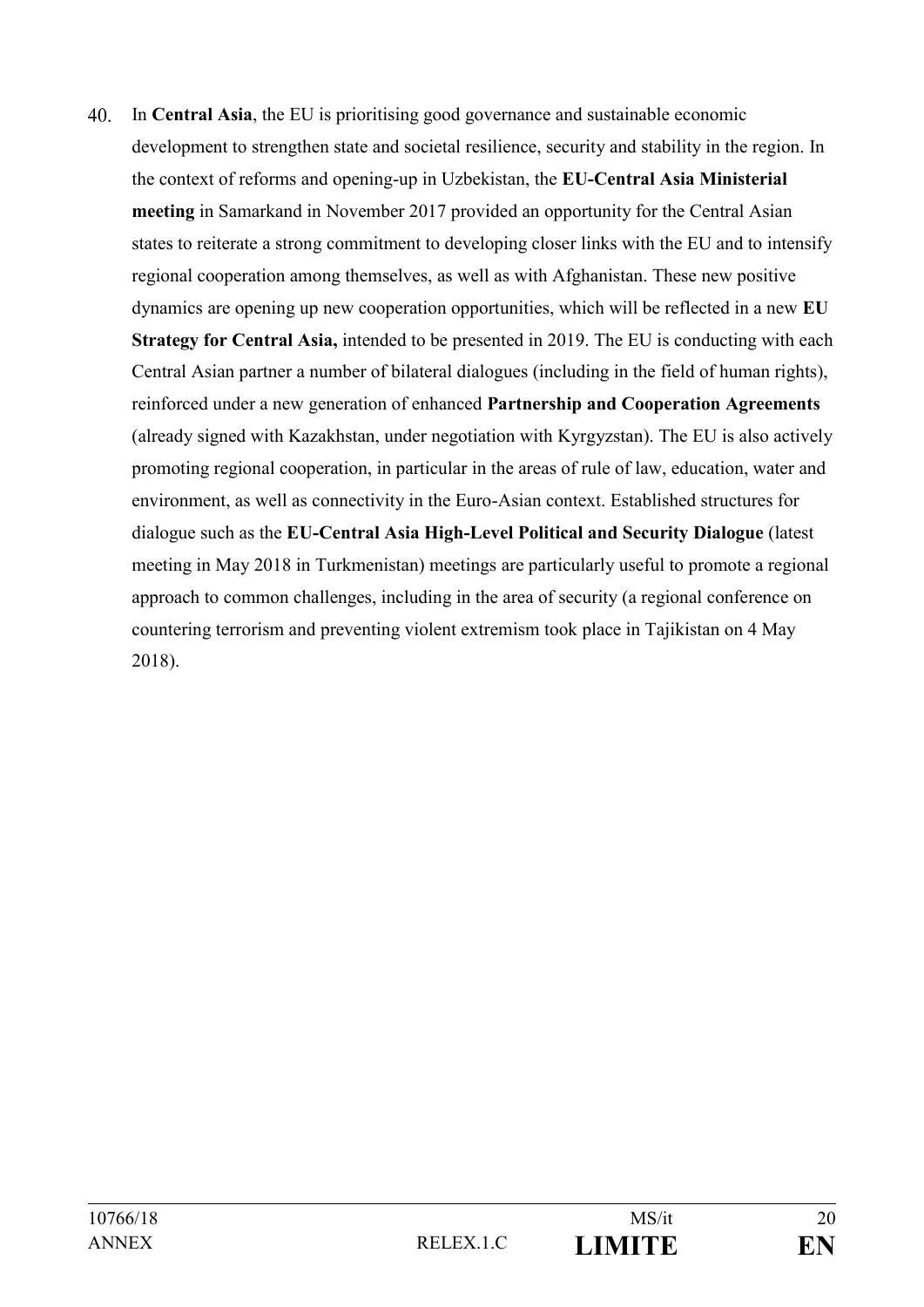40. In **Central Asia**, the EU is prioritising good governance and sustainable economic development to strengthen state and societal resilience, security and stability in the region. In the context of reforms and opening-up in Uzbekistan, the **EU-Central Asia Ministerial meeting** in Samarkand in November 2017 provided an opportunity for the Central Asian states to reiterate a strong commitment to developing closer links with the EU and to intensify regional cooperation among themselves, as well as with Afghanistan. These new positive dynamics are opening up new cooperation opportunities, which will be reflected in a new **EU Strategy for Central Asia,** intended to be presented in 2019. The EU is conducting with each Central Asian partner a number of bilateral dialogues (including in the field of human rights), reinforced under a new generation of enhanced **Partnership and Cooperation Agreements** (already signed with Kazakhstan, under negotiation with Kyrgyzstan). The EU is also actively promoting regional cooperation, in particular in the areas of rule of law, education, water and environment, as well as connectivity in the Euro-Asian context. Established structures for dialogue such as the **EU-Central Asia High-Level Political and Security Dialogue** (latest meeting in May 2018 in Turkmenistan) meetings are particularly useful to promote a regional approach to common challenges, including in the area of security (a regional conference on countering terrorism and preventing violent extremism took place in Tajikistan on 4 May 2018).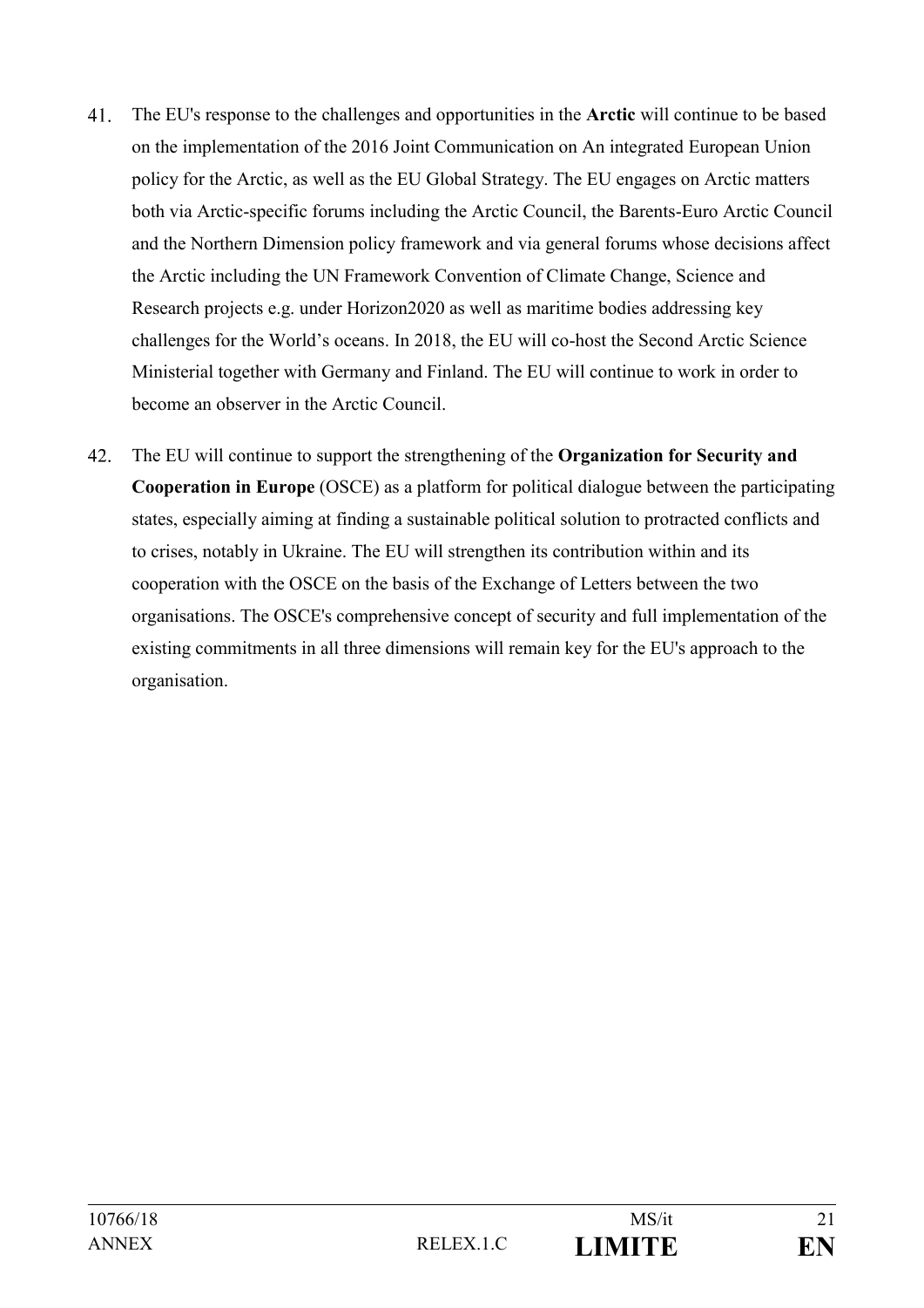41. The EU's response to the challenges and opportunities in the **Arctic** will continue to be based on the implementation of the 2016 Joint Communication on An integrated European Union policy for the Arctic, as well as the EU Global Strategy. The EU engages on Arctic matters both via Arctic-specific forums including the Arctic Council, the Barents-Euro Arctic Council and the Northern Dimension policy framework and via general forums whose decisions affect the Arctic including the UN Framework Convention of Climate Change, Science and Research projects e.g. under Horizon2020 as well as maritime bodies addressing key challenges for the World's oceans. In 2018, the EU will co-host the Second Arctic Science Ministerial together with Germany and Finland. The EU will continue to work in order to become an observer in the Arctic Council.

42. The EU will continue to support the strengthening of the **Organization for Security and Cooperation in Europe** (OSCE) as a platform for political dialogue between the participating states, especially aiming at finding a sustainable political solution to protracted conflicts and to crises, notably in Ukraine. The EU will strengthen its contribution within and its cooperation with the OSCE on the basis of the Exchange of Letters between the two organisations. The OSCE's comprehensive concept of security and full implementation of the existing commitments in all three dimensions will remain key for the EU's approach to the organisation.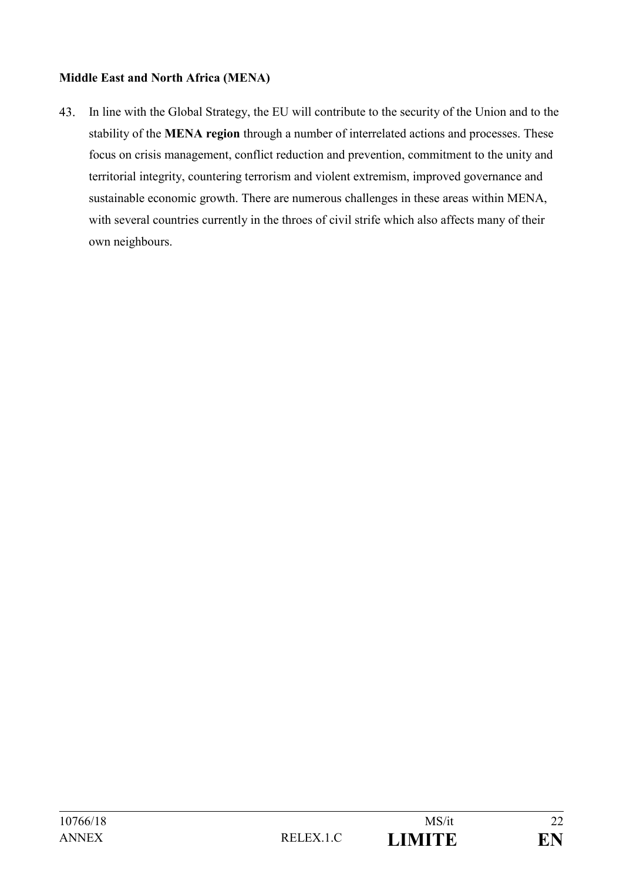**Middle East and North Africa (MENA)**

43. In line with the Global Strategy, the EU will contribute to the security of the Union and to the stability of the **MENA region** through a number of interrelated actions and processes. These focus on crisis management, conflict reduction and prevention, commitment to the unity and territorial integrity, countering terrorism and violent extremism, improved governance and sustainable economic growth. There are numerous challenges in these areas within MENA, with several countries currently in the throes of civil strife which also affects many of their own neighbours.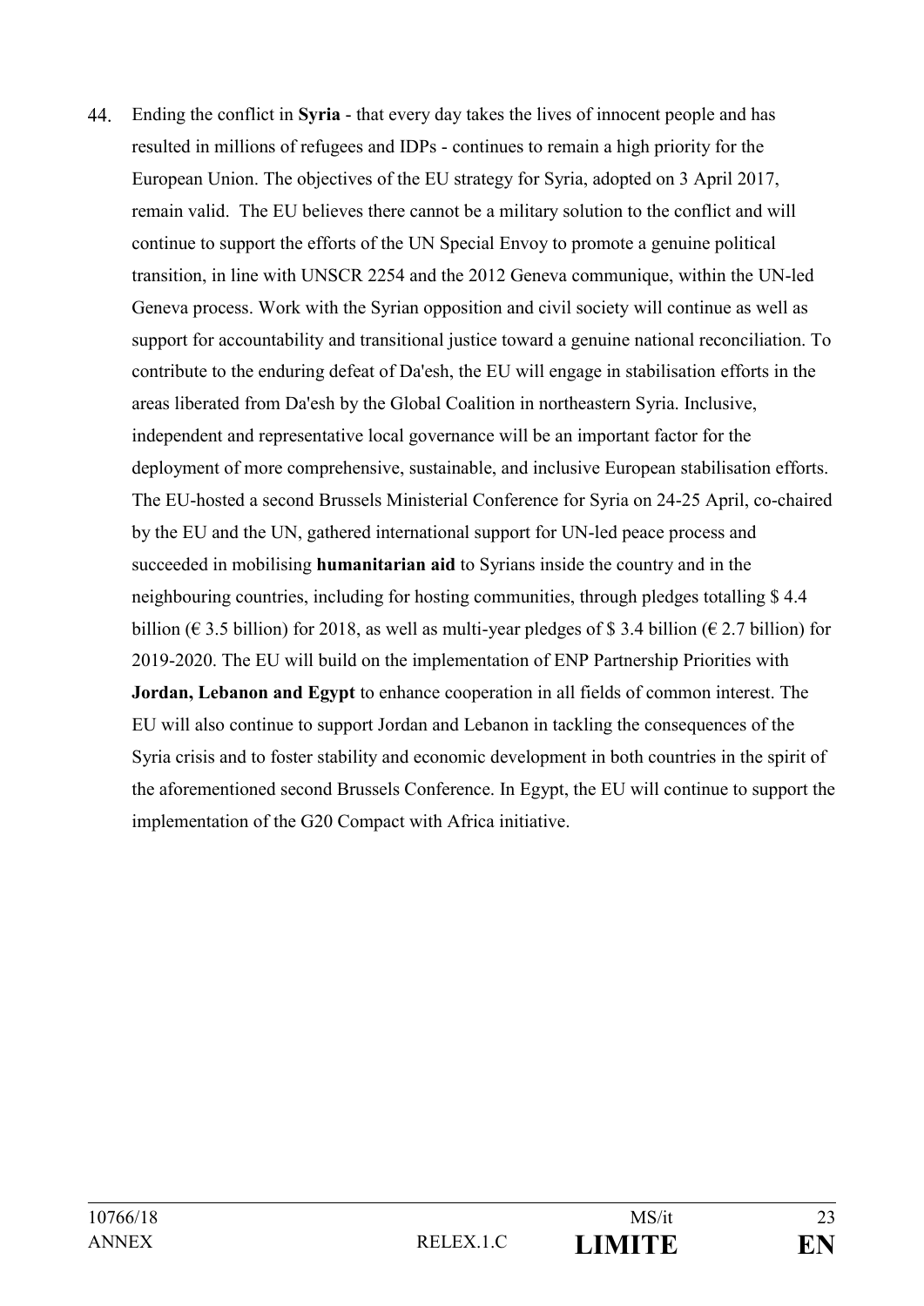44. Ending the conflict in **Syria** - that every day takes the lives of innocent people and has resulted in millions of refugees and IDPs - continues to remain a high priority for the European Union. The objectives of the EU strategy for Syria, adopted on 3 April 2017, remain valid. The EU believes there cannot be a military solution to the conflict and will continue to support the efforts of the UN Special Envoy to promote a genuine political transition, in line with UNSCR 2254 and the 2012 Geneva communique, within the UN-led Geneva process. Work with the Syrian opposition and civil society will continue as well as support for accountability and transitional justice toward a genuine national reconciliation. To contribute to the enduring defeat of Da'esh, the EU will engage in stabilisation efforts in the areas liberated from Da'esh by the Global Coalition in northeastern Syria. Inclusive, independent and representative local governance will be an important factor for the deployment of more comprehensive, sustainable, and inclusive European stabilisation efforts. The EU-hosted a second Brussels Ministerial Conference for Syria on 24-25 April, co-chaired by the EU and the UN, gathered international support for UN-led peace process and succeeded in mobilising **humanitarian aid** to Syrians inside the country and in the neighbouring countries, including for hosting communities, through pledges totalling $ 4.4 billion (€ 3.5 billion) for 2018, as well as multi-year pledges of $ 3.4 billion (€ 2.7 billion) for 2019-2020. The EU will build on the implementation of ENP Partnership Priorities with **Jordan, Lebanon and Egypt** to enhance cooperation in all fields of common interest. The EU will also continue to support Jordan and Lebanon in tackling the consequences of the Syria crisis and to foster stability and economic development in both countries in the spirit of the aforementioned second Brussels Conference. In Egypt, the EU will continue to support the implementation of the G20 Compact with Africa initiative.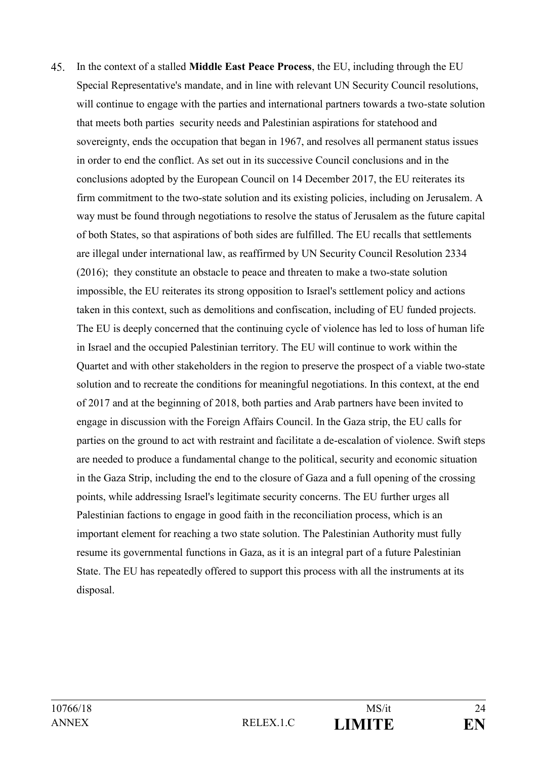45. In the context of a stalled **Middle East Peace Process**, the EU, including through the EU Special Representative's mandate, and in line with relevant UN Security Council resolutions, will continue to engage with the parties and international partners towards a two-state solution that meets both parties security needs and Palestinian aspirations for statehood and sovereignty, ends the occupation that began in 1967, and resolves all permanent status issues in order to end the conflict. As set out in its successive Council conclusions and in the conclusions adopted by the European Council on 14 December 2017, the EU reiterates its firm commitment to the two-state solution and its existing policies, including on Jerusalem. A way must be found through negotiations to resolve the status of Jerusalem as the future capital of both States, so that aspirations of both sides are fulfilled. The EU recalls that settlements are illegal under international law, as reaffirmed by UN Security Council Resolution 2334 (2016); they constitute an obstacle to peace and threaten to make a two-state solution impossible, the EU reiterates its strong opposition to Israel's settlement policy and actions taken in this context, such as demolitions and confiscation, including of EU funded projects. The EU is deeply concerned that the continuing cycle of violence has led to loss of human life in Israel and the occupied Palestinian territory. The EU will continue to work within the Quartet and with other stakeholders in the region to preserve the prospect of a viable two-state solution and to recreate the conditions for meaningful negotiations. In this context, at the end of 2017 and at the beginning of 2018, both parties and Arab partners have been invited to engage in discussion with the Foreign Affairs Council. In the Gaza strip, the EU calls for parties on the ground to act with restraint and facilitate a de-escalation of violence. Swift steps are needed to produce a fundamental change to the political, security and economic situation in the Gaza Strip, including the end to the closure of Gaza and a full opening of the crossing points, while addressing Israel's legitimate security concerns. The EU further urges all Palestinian factions to engage in good faith in the reconciliation process, which is an important element for reaching a two state solution. The Palestinian Authority must fully resume its governmental functions in Gaza, as it is an integral part of a future Palestinian State. The EU has repeatedly offered to support this process with all the instruments at its disposal.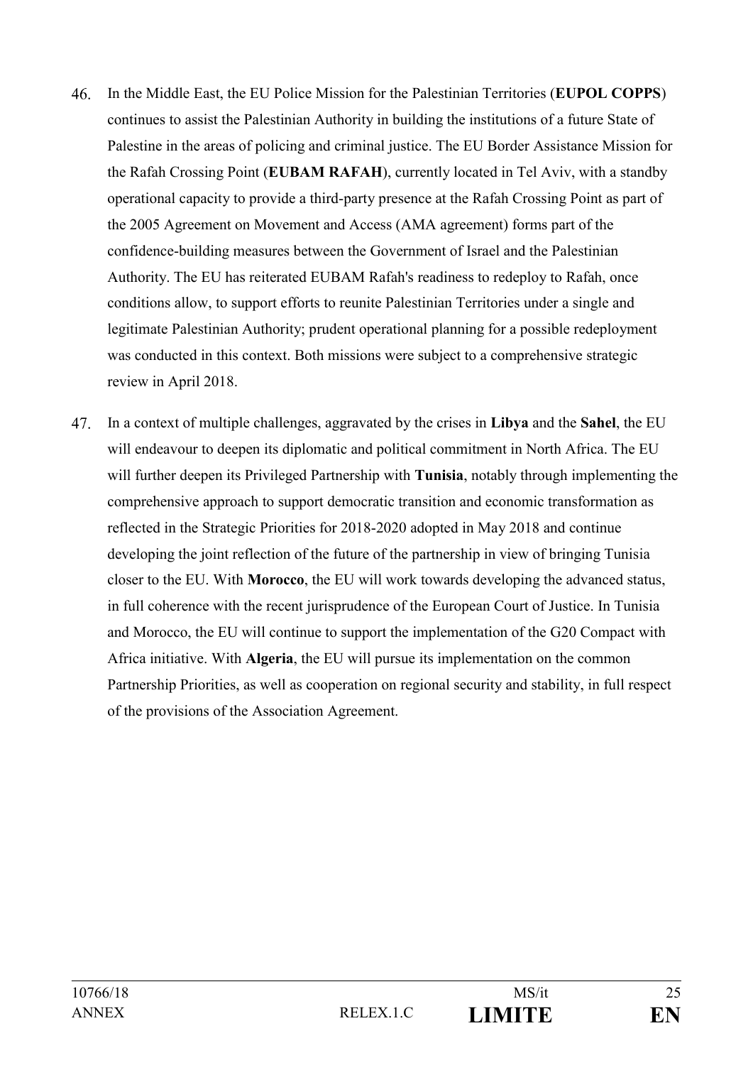46. In the Middle East, the EU Police Mission for the Palestinian Territories (**EUPOL COPPS**) continues to assist the Palestinian Authority in building the institutions of a future State of Palestine in the areas of policing and criminal justice. The EU Border Assistance Mission for the Rafah Crossing Point (**EUBAM RAFAH**), currently located in Tel Aviv, with a standby operational capacity to provide a third-party presence at the Rafah Crossing Point as part of the 2005 Agreement on Movement and Access (AMA agreement) forms part of the confidence-building measures between the Government of Israel and the Palestinian Authority. The EU has reiterated EUBAM Rafah's readiness to redeploy to Rafah, once conditions allow, to support efforts to reunite Palestinian Territories under a single and legitimate Palestinian Authority; prudent operational planning for a possible redeployment was conducted in this context. Both missions were subject to a comprehensive strategic review in April 2018.

47. In a context of multiple challenges, aggravated by the crises in **Libya** and the **Sahel**, the EU will endeavour to deepen its diplomatic and political commitment in North Africa. The EU will further deepen its Privileged Partnership with **Tunisia**, notably through implementing the comprehensive approach to support democratic transition and economic transformation as reflected in the Strategic Priorities for 2018-2020 adopted in May 2018 and continue developing the joint reflection of the future of the partnership in view of bringing Tunisia closer to the EU. With **Morocco**, the EU will work towards developing the advanced status, in full coherence with the recent jurisprudence of the European Court of Justice. In Tunisia and Morocco, the EU will continue to support the implementation of the G20 Compact with Africa initiative. With **Algeria**, the EU will pursue its implementation on the common Partnership Priorities, as well as cooperation on regional security and stability, in full respect of the provisions of the Association Agreement.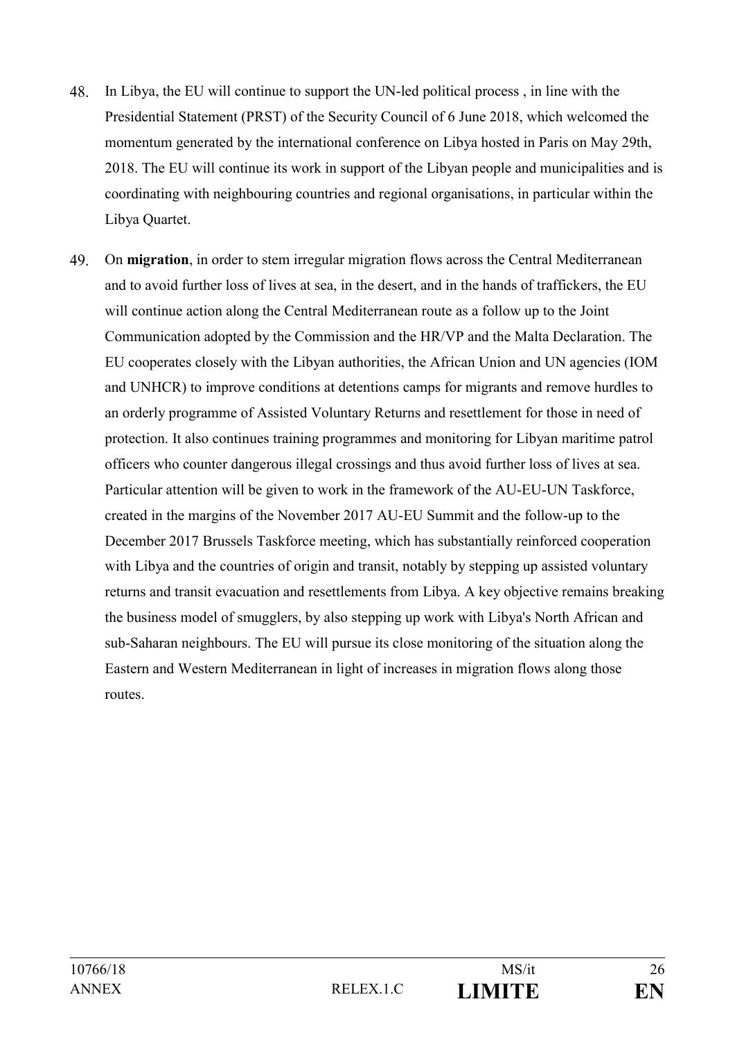48. In Libya, the EU will continue to support the UN-led political process , in line with the Presidential Statement (PRST) of the Security Council of 6 June 2018, which welcomed the momentum generated by the international conference on Libya hosted in Paris on May 29th, 2018. The EU will continue its work in support of the Libyan people and municipalities and is coordinating with neighbouring countries and regional organisations, in particular within the Libya Quartet.

49. On **migration**, in order to stem irregular migration flows across the Central Mediterranean and to avoid further loss of lives at sea, in the desert, and in the hands of traffickers, the EU will continue action along the Central Mediterranean route as a follow up to the Joint Communication adopted by the Commission and the HR/VP and the Malta Declaration. The EU cooperates closely with the Libyan authorities, the African Union and UN agencies (IOM and UNHCR) to improve conditions at detentions camps for migrants and remove hurdles to an orderly programme of Assisted Voluntary Returns and resettlement for those in need of protection. It also continues training programmes and monitoring for Libyan maritime patrol officers who counter dangerous illegal crossings and thus avoid further loss of lives at sea. Particular attention will be given to work in the framework of the AU-EU-UN Taskforce, created in the margins of the November 2017 AU-EU Summit and the follow-up to the December 2017 Brussels Taskforce meeting, which has substantially reinforced cooperation with Libya and the countries of origin and transit, notably by stepping up assisted voluntary returns and transit evacuation and resettlements from Libya. A key objective remains breaking the business model of smugglers, by also stepping up work with Libya's North African and sub-Saharan neighbours. The EU will pursue its close monitoring of the situation along the Eastern and Western Mediterranean in light of increases in migration flows along those routes.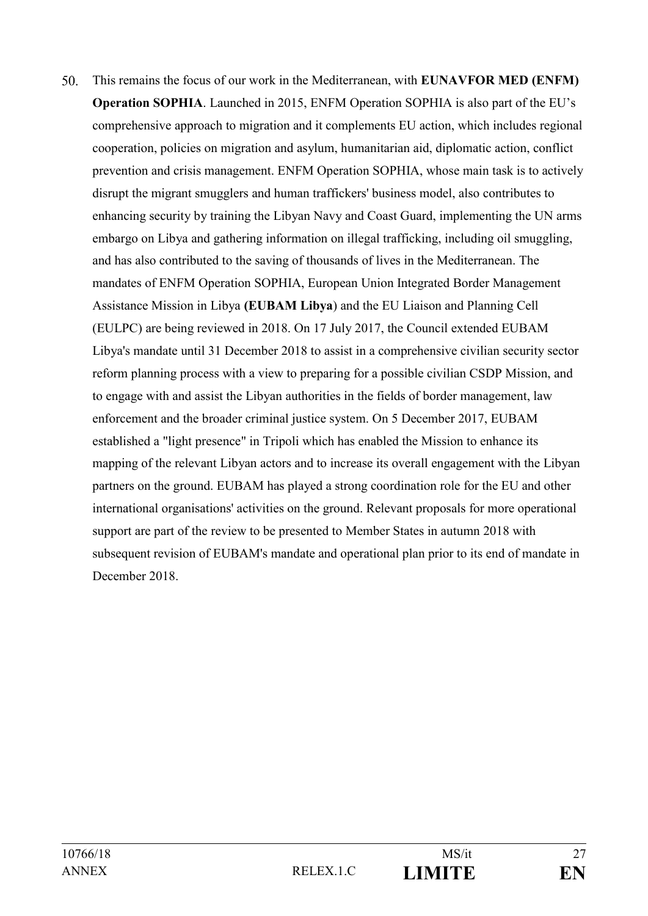50. This remains the focus of our work in the Mediterranean, with **EUNAVFOR MED (ENFM) Operation SOPHIA**. Launched in 2015, ENFM Operation SOPHIA is also part of the EU's comprehensive approach to migration and it complements EU action, which includes regional cooperation, policies on migration and asylum, humanitarian aid, diplomatic action, conflict prevention and crisis management. ENFM Operation SOPHIA, whose main task is to actively disrupt the migrant smugglers and human traffickers' business model, also contributes to enhancing security by training the Libyan Navy and Coast Guard, implementing the UN arms embargo on Libya and gathering information on illegal trafficking, including oil smuggling, and has also contributed to the saving of thousands of lives in the Mediterranean. The mandates of ENFM Operation SOPHIA, European Union Integrated Border Management Assistance Mission in Libya **(EUBAM Libya**) and the EU Liaison and Planning Cell (EULPC) are being reviewed in 2018. On 17 July 2017, the Council extended EUBAM Libya's mandate until 31 December 2018 to assist in a comprehensive civilian security sector reform planning process with a view to preparing for a possible civilian CSDP Mission, and to engage with and assist the Libyan authorities in the fields of border management, law enforcement and the broader criminal justice system. On 5 December 2017, EUBAM established a "light presence" in Tripoli which has enabled the Mission to enhance its mapping of the relevant Libyan actors and to increase its overall engagement with the Libyan partners on the ground. EUBAM has played a strong coordination role for the EU and other international organisations' activities on the ground. Relevant proposals for more operational support are part of the review to be presented to Member States in autumn 2018 with subsequent revision of EUBAM's mandate and operational plan prior to its end of mandate in December 2018.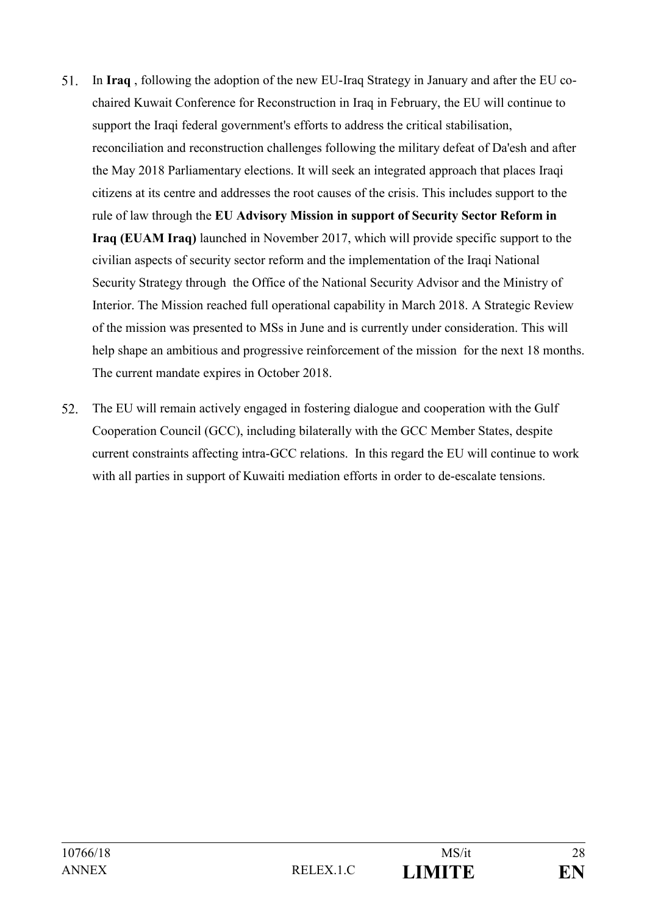51. In **Iraq** , following the adoption of the new EU-Iraq Strategy in January and after the EU co-chaired Kuwait Conference for Reconstruction in Iraq in February, the EU will continue to support the Iraqi federal government's efforts to address the critical stabilisation, reconciliation and reconstruction challenges following the military defeat of Da'esh and after the May 2018 Parliamentary elections. It will seek an integrated approach that places Iraqi citizens at its centre and addresses the root causes of the crisis. This includes support to the rule of law through the **EU Advisory Mission in support of Security Sector Reform in Iraq (EUAM Iraq)** launched in November 2017, which will provide specific support to the civilian aspects of security sector reform and the implementation of the Iraqi National Security Strategy through the Office of the National Security Advisor and the Ministry of Interior. The Mission reached full operational capability in March 2018. A Strategic Review of the mission was presented to MSs in June and is currently under consideration. This will help shape an ambitious and progressive reinforcement of the mission for the next 18 months. The current mandate expires in October 2018.

52. The EU will remain actively engaged in fostering dialogue and cooperation with the Gulf Cooperation Council (GCC), including bilaterally with the GCC Member States, despite current constraints affecting intra-GCC relations. In this regard the EU will continue to work with all parties in support of Kuwaiti mediation efforts in order to de-escalate tensions.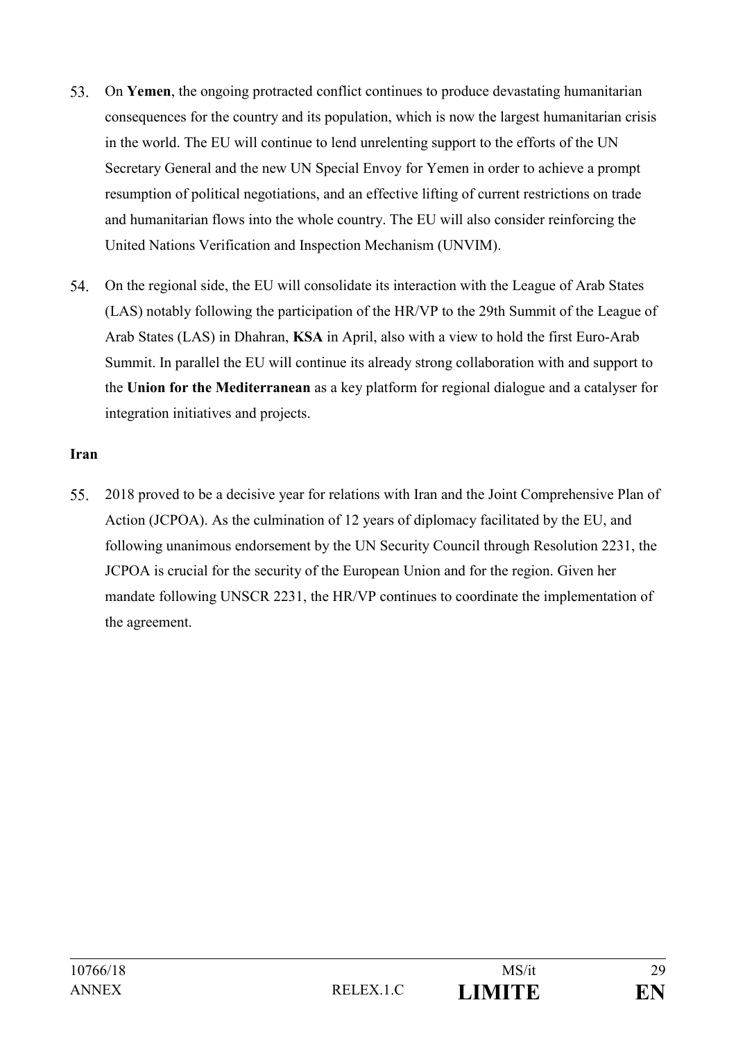53. On **Yemen**, the ongoing protracted conflict continues to produce devastating humanitarian consequences for the country and its population, which is now the largest humanitarian crisis in the world. The EU will continue to lend unrelenting support to the efforts of the UN Secretary General and the new UN Special Envoy for Yemen in order to achieve a prompt resumption of political negotiations, and an effective lifting of current restrictions on trade and humanitarian flows into the whole country. The EU will also consider reinforcing the United Nations Verification and Inspection Mechanism (UNVIM).

54. On the regional side, the EU will consolidate its interaction with the League of Arab States (LAS) notably following the participation of the HR/VP to the 29th Summit of the League of Arab States (LAS) in Dhahran, **KSA** in April, also with a view to hold the first Euro-Arab Summit. In parallel the EU will continue its already strong collaboration with and support to the **Union for the Mediterranean** as a key platform for regional dialogue and a catalyser for integration initiatives and projects.

**Iran**

55. 2018 proved to be a decisive year for relations with Iran and the Joint Comprehensive Plan of Action (JCPOA). As the culmination of 12 years of diplomacy facilitated by the EU, and following unanimous endorsement by the UN Security Council through Resolution 2231, the JCPOA is crucial for the security of the European Union and for the region. Given her mandate following UNSCR 2231, the HR/VP continues to coordinate the implementation of the agreement.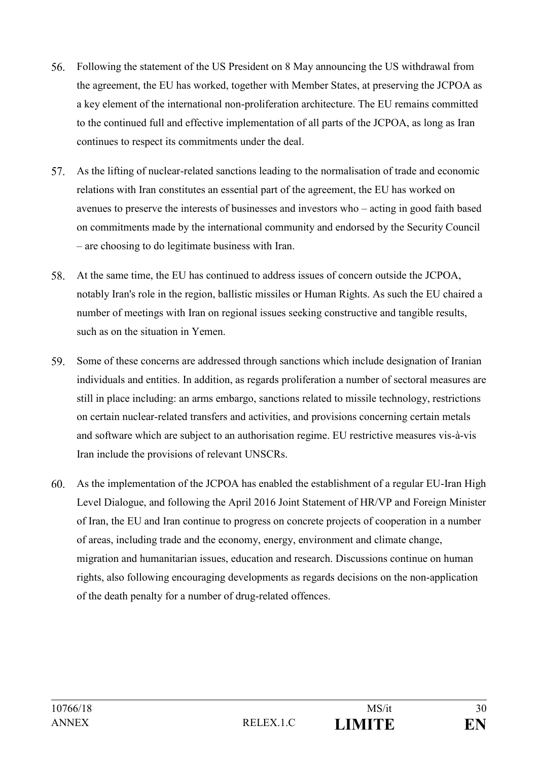56. Following the statement of the US President on 8 May announcing the US withdrawal from the agreement, the EU has worked, together with Member States, at preserving the JCPOA as a key element of the international non-proliferation architecture. The EU remains committed to the continued full and effective implementation of all parts of the JCPOA, as long as Iran continues to respect its commitments under the deal.

57. As the lifting of nuclear-related sanctions leading to the normalisation of trade and economic relations with Iran constitutes an essential part of the agreement, the EU has worked on avenues to preserve the interests of businesses and investors who – acting in good faith based on commitments made by the international community and endorsed by the Security Council – are choosing to do legitimate business with Iran.

58. At the same time, the EU has continued to address issues of concern outside the JCPOA, notably Iran's role in the region, ballistic missiles or Human Rights. As such the EU chaired a number of meetings with Iran on regional issues seeking constructive and tangible results, such as on the situation in Yemen.

59. Some of these concerns are addressed through sanctions which include designation of Iranian individuals and entities. In addition, as regards proliferation a number of sectoral measures are still in place including: an arms embargo, sanctions related to missile technology, restrictions on certain nuclear-related transfers and activities, and provisions concerning certain metals and software which are subject to an authorisation regime. EU restrictive measures vis-à-vis Iran include the provisions of relevant UNSCRs.

60. As the implementation of the JCPOA has enabled the establishment of a regular EU-Iran High Level Dialogue, and following the April 2016 Joint Statement of HR/VP and Foreign Minister of Iran, the EU and Iran continue to progress on concrete projects of cooperation in a number of areas, including trade and the economy, energy, environment and climate change, migration and humanitarian issues, education and research. Discussions continue on human rights, also following encouraging developments as regards decisions on the non-application of the death penalty for a number of drug-related offences.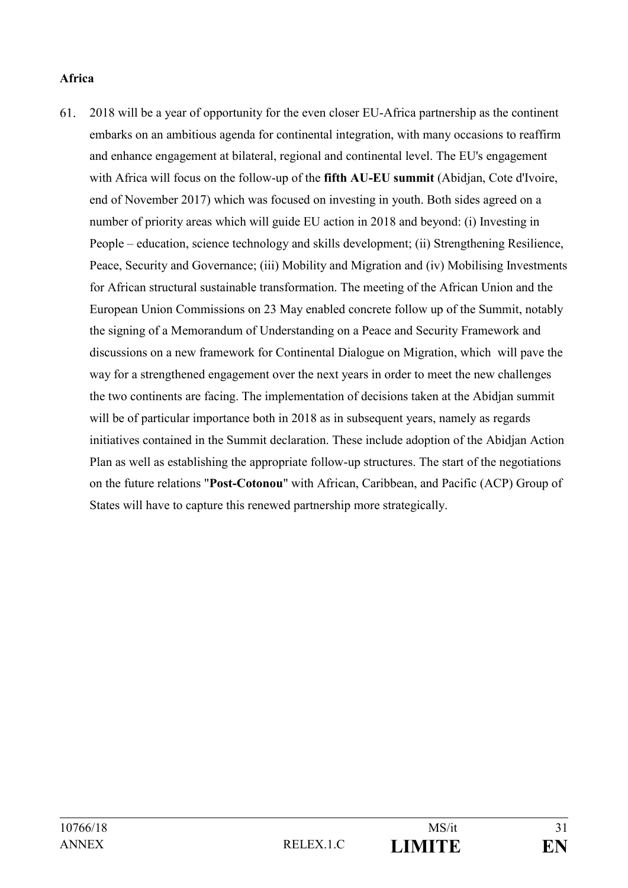**Africa**

61. 2018 will be a year of opportunity for the even closer EU-Africa partnership as the continent embarks on an ambitious agenda for continental integration, with many occasions to reaffirm and enhance engagement at bilateral, regional and continental level. The EU's engagement with Africa will focus on the follow-up of the **fifth AU-EU summit** (Abidjan, Cote d'Ivoire, end of November 2017) which was focused on investing in youth. Both sides agreed on a number of priority areas which will guide EU action in 2018 and beyond: (i) Investing in People – education, science technology and skills development; (ii) Strengthening Resilience, Peace, Security and Governance; (iii) Mobility and Migration and (iv) Mobilising Investments for African structural sustainable transformation. The meeting of the African Union and the European Union Commissions on 23 May enabled concrete follow up of the Summit, notably the signing of a Memorandum of Understanding on a Peace and Security Framework and discussions on a new framework for Continental Dialogue on Migration, which will pave the way for a strengthened engagement over the next years in order to meet the new challenges the two continents are facing. The implementation of decisions taken at the Abidjan summit will be of particular importance both in 2018 as in subsequent years, namely as regards initiatives contained in the Summit declaration. These include adoption of the Abidjan Action Plan as well as establishing the appropriate follow-up structures. The start of the negotiations on the future relations "**Post-Cotonou**" with African, Caribbean, and Pacific (ACP) Group of States will have to capture this renewed partnership more strategically.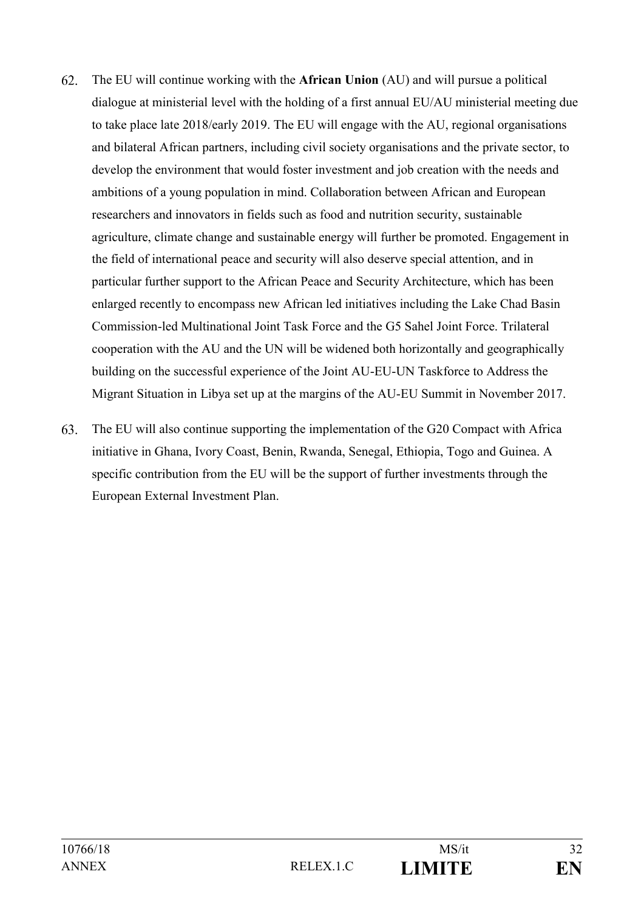62. The EU will continue working with the **African Union** (AU) and will pursue a political dialogue at ministerial level with the holding of a first annual EU/AU ministerial meeting due to take place late 2018/early 2019. The EU will engage with the AU, regional organisations and bilateral African partners, including civil society organisations and the private sector, to develop the environment that would foster investment and job creation with the needs and ambitions of a young population in mind. Collaboration between African and European researchers and innovators in fields such as food and nutrition security, sustainable agriculture, climate change and sustainable energy will further be promoted. Engagement in the field of international peace and security will also deserve special attention, and in particular further support to the African Peace and Security Architecture, which has been enlarged recently to encompass new African led initiatives including the Lake Chad Basin Commission-led Multinational Joint Task Force and the G5 Sahel Joint Force. Trilateral cooperation with the AU and the UN will be widened both horizontally and geographically building on the successful experience of the Joint AU-EU-UN Taskforce to Address the Migrant Situation in Libya set up at the margins of the AU-EU Summit in November 2017.

63. The EU will also continue supporting the implementation of the G20 Compact with Africa initiative in Ghana, Ivory Coast, Benin, Rwanda, Senegal, Ethiopia, Togo and Guinea. A specific contribution from the EU will be the support of further investments through the European External Investment Plan.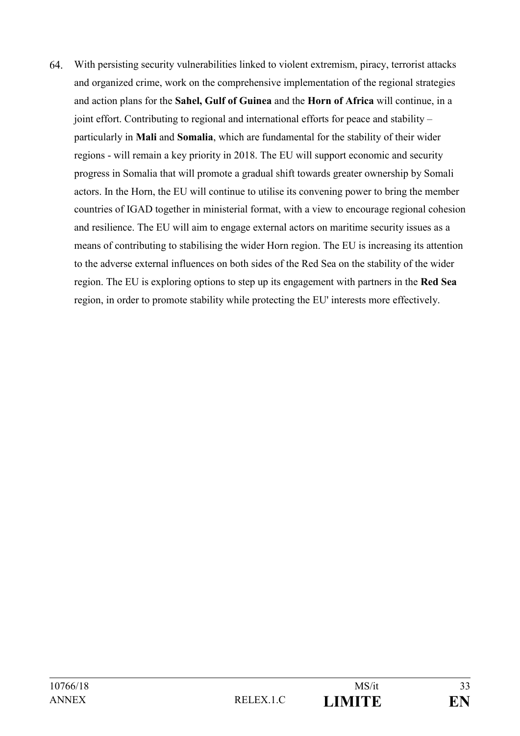64. With persisting security vulnerabilities linked to violent extremism, piracy, terrorist attacks and organized crime, work on the comprehensive implementation of the regional strategies and action plans for the **Sahel, Gulf of Guinea** and the **Horn of Africa** will continue, in a joint effort. Contributing to regional and international efforts for peace and stability – particularly in **Mali** and **Somalia**, which are fundamental for the stability of their wider regions - will remain a key priority in 2018. The EU will support economic and security progress in Somalia that will promote a gradual shift towards greater ownership by Somali actors. In the Horn, the EU will continue to utilise its convening power to bring the member countries of IGAD together in ministerial format, with a view to encourage regional cohesion and resilience. The EU will aim to engage external actors on maritime security issues as a means of contributing to stabilising the wider Horn region. The EU is increasing its attention to the adverse external influences on both sides of the Red Sea on the stability of the wider region. The EU is exploring options to step up its engagement with partners in the **Red Sea** region, in order to promote stability while protecting the EU' interests more effectively.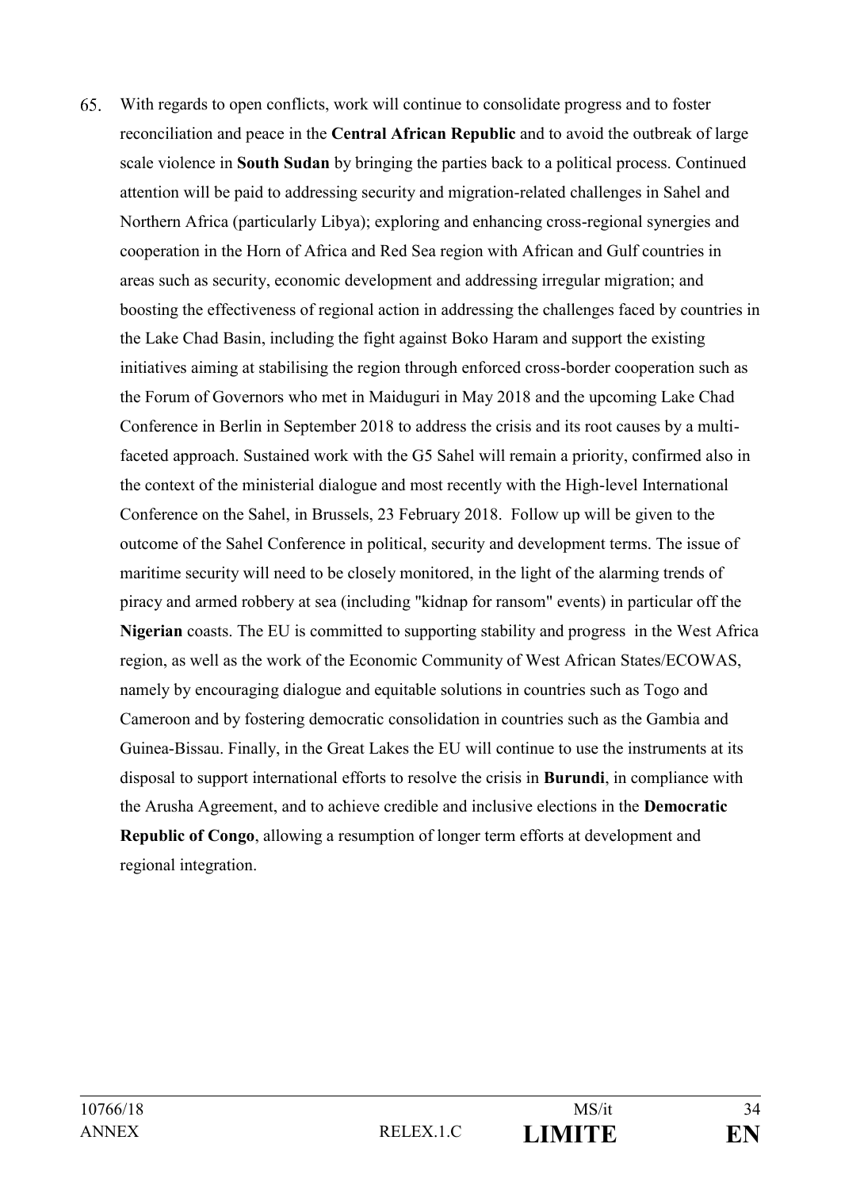65. With regards to open conflicts, work will continue to consolidate progress and to foster reconciliation and peace in the **Central African Republic** and to avoid the outbreak of large scale violence in **South Sudan** by bringing the parties back to a political process. Continued attention will be paid to addressing security and migration-related challenges in Sahel and Northern Africa (particularly Libya); exploring and enhancing cross-regional synergies and cooperation in the Horn of Africa and Red Sea region with African and Gulf countries in areas such as security, economic development and addressing irregular migration; and boosting the effectiveness of regional action in addressing the challenges faced by countries in the Lake Chad Basin, including the fight against Boko Haram and support the existing initiatives aiming at stabilising the region through enforced cross-border cooperation such as the Forum of Governors who met in Maiduguri in May 2018 and the upcoming Lake Chad Conference in Berlin in September 2018 to address the crisis and its root causes by a multi-faceted approach. Sustained work with the G5 Sahel will remain a priority, confirmed also in the context of the ministerial dialogue and most recently with the High-level International Conference on the Sahel, in Brussels, 23 February 2018. Follow up will be given to the outcome of the Sahel Conference in political, security and development terms. The issue of maritime security will need to be closely monitored, in the light of the alarming trends of piracy and armed robbery at sea (including "kidnap for ransom" events) in particular off the **Nigerian** coasts. The EU is committed to supporting stability and progress in the West Africa region, as well as the work of the Economic Community of West African States/ECOWAS, namely by encouraging dialogue and equitable solutions in countries such as Togo and Cameroon and by fostering democratic consolidation in countries such as the Gambia and Guinea-Bissau. Finally, in the Great Lakes the EU will continue to use the instruments at its disposal to support international efforts to resolve the crisis in **Burundi**, in compliance with the Arusha Agreement, and to achieve credible and inclusive elections in the **Democratic Republic of Congo**, allowing a resumption of longer term efforts at development and regional integration.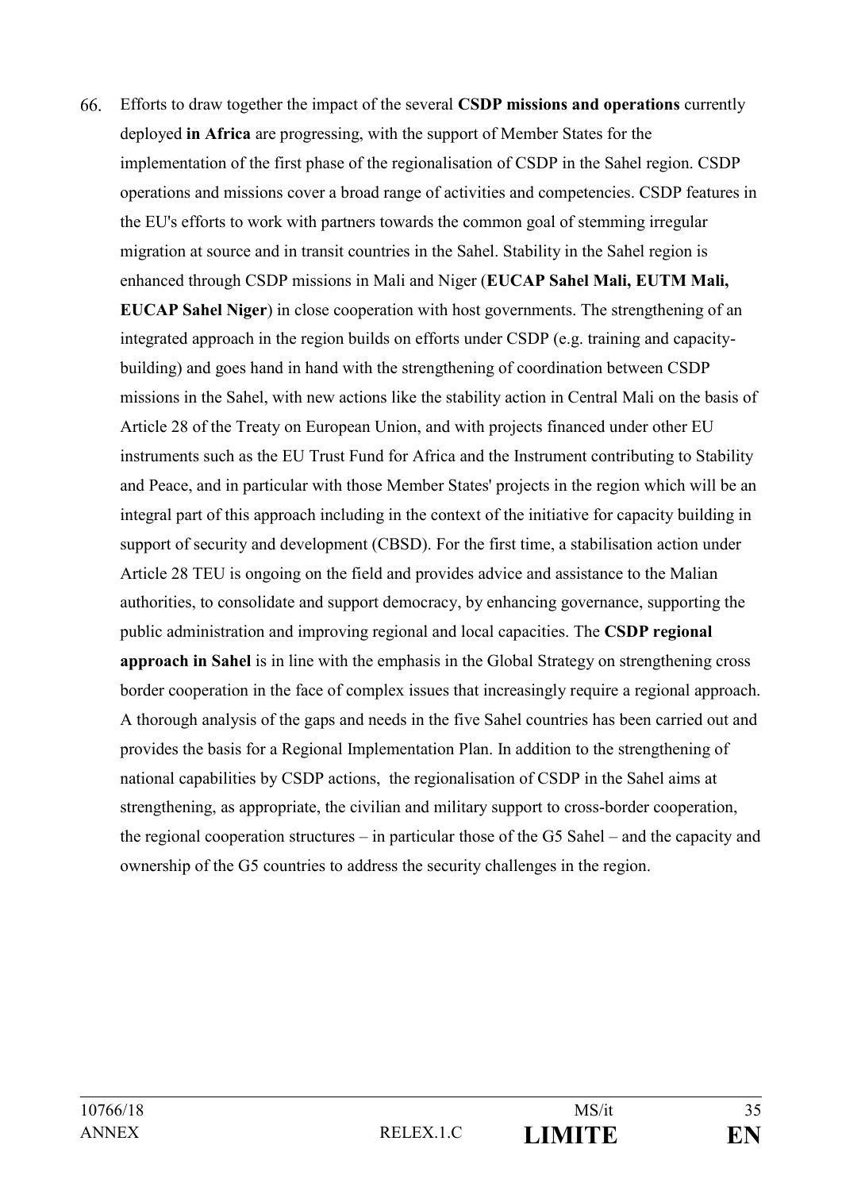66. Efforts to draw together the impact of the several **CSDP missions and operations** currently deployed **in Africa** are progressing, with the support of Member States for the implementation of the first phase of the regionalisation of CSDP in the Sahel region. CSDP operations and missions cover a broad range of activities and competencies. CSDP features in the EU's efforts to work with partners towards the common goal of stemming irregular migration at source and in transit countries in the Sahel. Stability in the Sahel region is enhanced through CSDP missions in Mali and Niger (**EUCAP Sahel Mali, EUTM Mali, EUCAP Sahel Niger**) in close cooperation with host governments. The strengthening of an integrated approach in the region builds on efforts under CSDP (e.g. training and capacity-building) and goes hand in hand with the strengthening of coordination between CSDP missions in the Sahel, with new actions like the stability action in Central Mali on the basis of Article 28 of the Treaty on European Union, and with projects financed under other EU instruments such as the EU Trust Fund for Africa and the Instrument contributing to Stability and Peace, and in particular with those Member States' projects in the region which will be an integral part of this approach including in the context of the initiative for capacity building in support of security and development (CBSD). For the first time, a stabilisation action under Article 28 TEU is ongoing on the field and provides advice and assistance to the Malian authorities, to consolidate and support democracy, by enhancing governance, supporting the public administration and improving regional and local capacities. The **CSDP regional approach in Sahel** is in line with the emphasis in the Global Strategy on strengthening cross border cooperation in the face of complex issues that increasingly require a regional approach. A thorough analysis of the gaps and needs in the five Sahel countries has been carried out and provides the basis for a Regional Implementation Plan. In addition to the strengthening of national capabilities by CSDP actions, the regionalisation of CSDP in the Sahel aims at strengthening, as appropriate, the civilian and military support to cross-border cooperation, the regional cooperation structures – in particular those of the G5 Sahel – and the capacity and ownership of the G5 countries to address the security challenges in the region.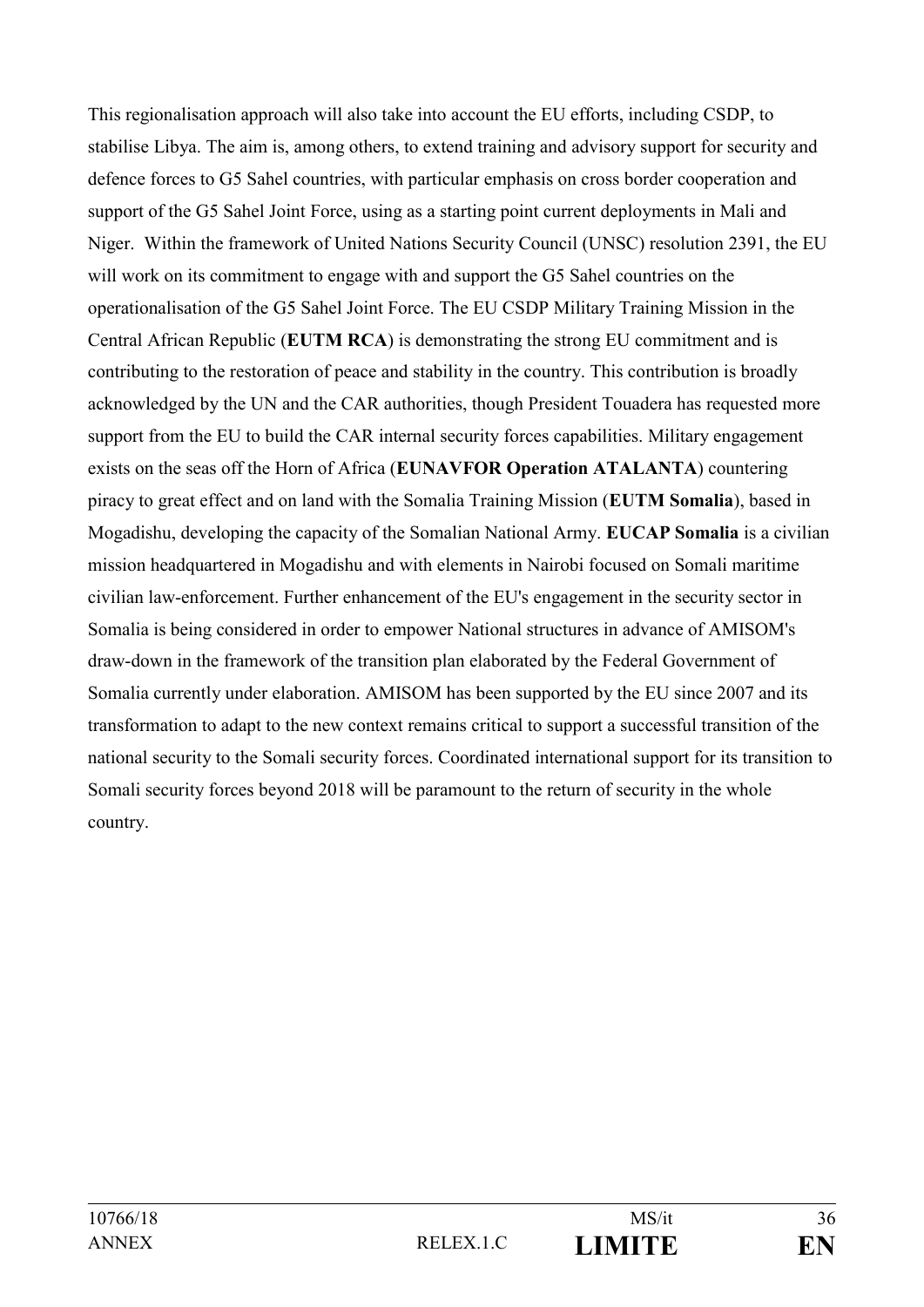This regionalisation approach will also take into account the EU efforts, including CSDP, to stabilise Libya. The aim is, among others, to extend training and advisory support for security and defence forces to G5 Sahel countries, with particular emphasis on cross border cooperation and support of the G5 Sahel Joint Force, using as a starting point current deployments in Mali and Niger. Within the framework of United Nations Security Council (UNSC) resolution 2391, the EU will work on its commitment to engage with and support the G5 Sahel countries on the operationalisation of the G5 Sahel Joint Force. The EU CSDP Military Training Mission in the Central African Republic (**EUTM RCA**) is demonstrating the strong EU commitment and is contributing to the restoration of peace and stability in the country. This contribution is broadly acknowledged by the UN and the CAR authorities, though President Touadera has requested more support from the EU to build the CAR internal security forces capabilities. Military engagement exists on the seas off the Horn of Africa (**EUNAVFOR Operation ATALANTA**) countering piracy to great effect and on land with the Somalia Training Mission (**EUTM Somalia**), based in Mogadishu, developing the capacity of the Somalian National Army. **EUCAP Somalia** is a civilian mission headquartered in Mogadishu and with elements in Nairobi focused on Somali maritime civilian law-enforcement. Further enhancement of the EU's engagement in the security sector in Somalia is being considered in order to empower National structures in advance of AMISOM's draw-down in the framework of the transition plan elaborated by the Federal Government of Somalia currently under elaboration. AMISOM has been supported by the EU since 2007 and its transformation to adapt to the new context remains critical to support a successful transition of the national security to the Somali security forces. Coordinated international support for its transition to Somali security forces beyond 2018 will be paramount to the return of security in the whole country.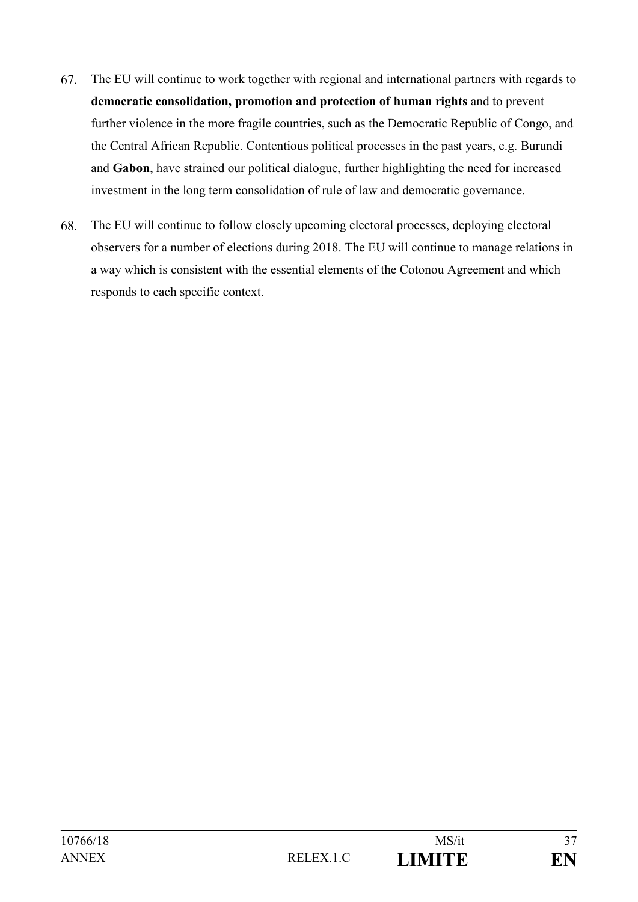67. The EU will continue to work together with regional and international partners with regards to **democratic consolidation, promotion and protection of human rights** and to prevent further violence in the more fragile countries, such as the Democratic Republic of Congo, and the Central African Republic. Contentious political processes in the past years, e.g. Burundi and **Gabon**, have strained our political dialogue, further highlighting the need for increased investment in the long term consolidation of rule of law and democratic governance.

68. The EU will continue to follow closely upcoming electoral processes, deploying electoral observers for a number of elections during 2018. The EU will continue to manage relations in a way which is consistent with the essential elements of the Cotonou Agreement and which responds to each specific context.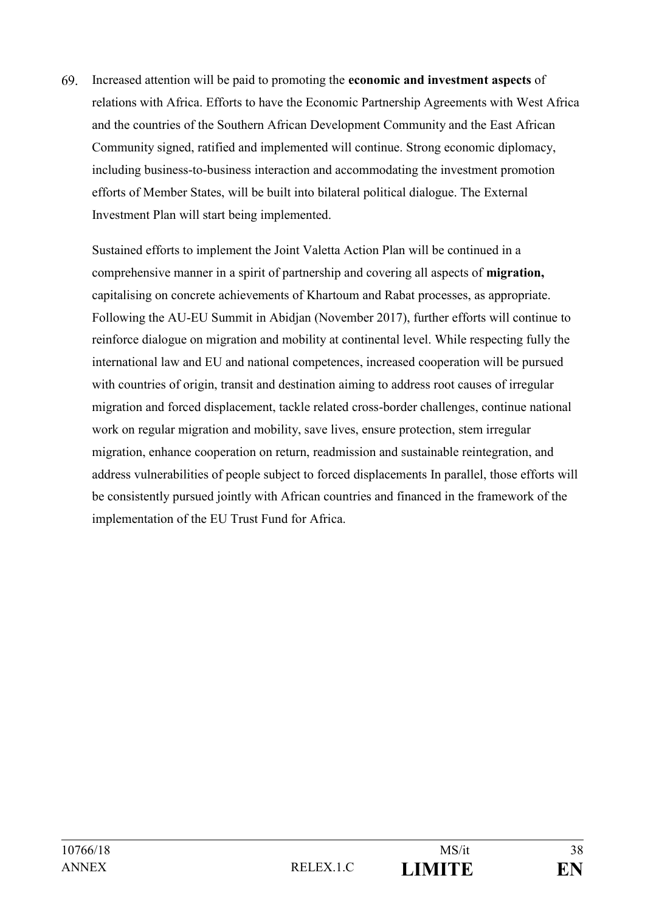69. Increased attention will be paid to promoting the **economic and investment aspects** of relations with Africa. Efforts to have the Economic Partnership Agreements with West Africa and the countries of the Southern African Development Community and the East African Community signed, ratified and implemented will continue. Strong economic diplomacy, including business-to-business interaction and accommodating the investment promotion efforts of Member States, will be built into bilateral political dialogue. The External Investment Plan will start being implemented.

    Sustained efforts to implement the Joint Valetta Action Plan will be continued in a comprehensive manner in a spirit of partnership and covering all aspects of **migration,** capitalising on concrete achievements of Khartoum and Rabat processes, as appropriate. Following the AU-EU Summit in Abidjan (November 2017), further efforts will continue to reinforce dialogue on migration and mobility at continental level. While respecting fully the international law and EU and national competences, increased cooperation will be pursued with countries of origin, transit and destination aiming to address root causes of irregular migration and forced displacement, tackle related cross-border challenges, continue national work on regular migration and mobility, save lives, ensure protection, stem irregular migration, enhance cooperation on return, readmission and sustainable reintegration, and address vulnerabilities of people subject to forced displacements In parallel, those efforts will be consistently pursued jointly with African countries and financed in the framework of the implementation of the EU Trust Fund for Africa.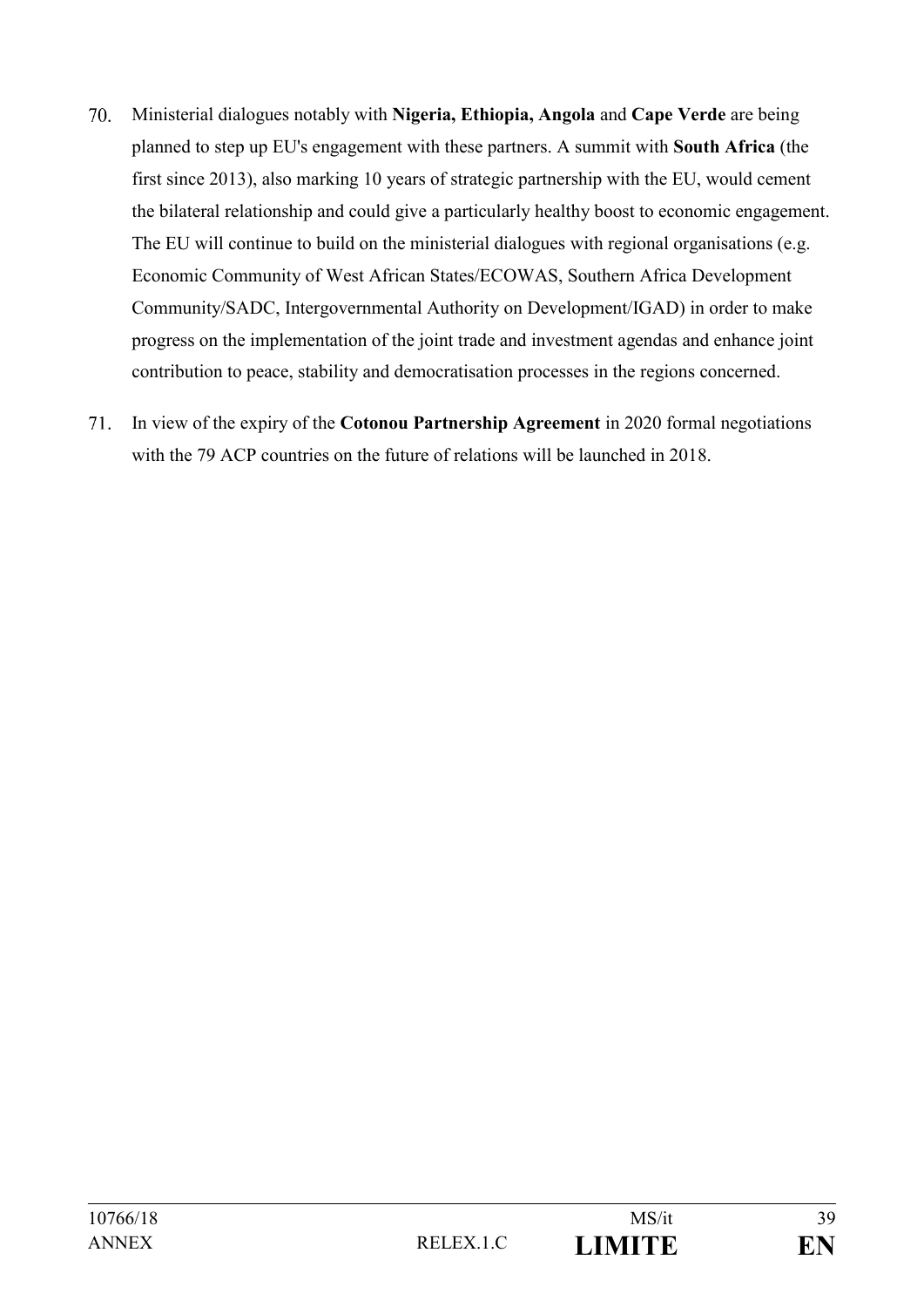70. Ministerial dialogues notably with **Nigeria, Ethiopia, Angola** and **Cape Verde** are being planned to step up EU's engagement with these partners. A summit with **South Africa** (the first since 2013), also marking 10 years of strategic partnership with the EU, would cement the bilateral relationship and could give a particularly healthy boost to economic engagement. The EU will continue to build on the ministerial dialogues with regional organisations (e.g. Economic Community of West African States/ECOWAS, Southern Africa Development Community/SADC, Intergovernmental Authority on Development/IGAD) in order to make progress on the implementation of the joint trade and investment agendas and enhance joint contribution to peace, stability and democratisation processes in the regions concerned.

71. In view of the expiry of the **Cotonou Partnership Agreement** in 2020 formal negotiations with the 79 ACP countries on the future of relations will be launched in 2018.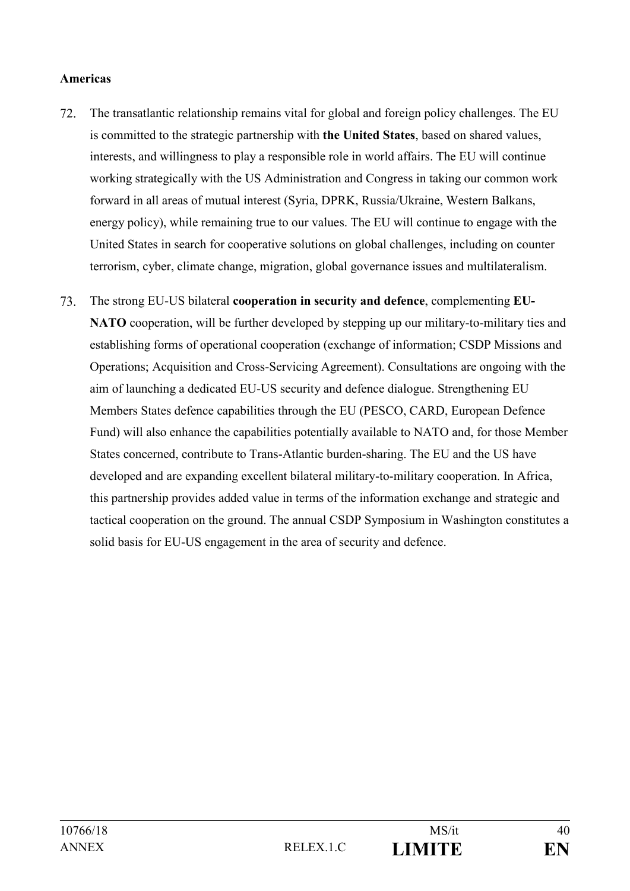**Americas**

72. The transatlantic relationship remains vital for global and foreign policy challenges. The EU is committed to the strategic partnership with **the United States**, based on shared values, interests, and willingness to play a responsible role in world affairs. The EU will continue working strategically with the US Administration and Congress in taking our common work forward in all areas of mutual interest (Syria, DPRK, Russia/Ukraine, Western Balkans, energy policy), while remaining true to our values. The EU will continue to engage with the United States in search for cooperative solutions on global challenges, including on counter terrorism, cyber, climate change, migration, global governance issues and multilateralism.

73. The strong EU-US bilateral **cooperation in security and defence**, complementing **EU-NATO** cooperation, will be further developed by stepping up our military-to-military ties and establishing forms of operational cooperation (exchange of information; CSDP Missions and Operations; Acquisition and Cross-Servicing Agreement). Consultations are ongoing with the aim of launching a dedicated EU-US security and defence dialogue. Strengthening EU Members States defence capabilities through the EU (PESCO, CARD, European Defence Fund) will also enhance the capabilities potentially available to NATO and, for those Member States concerned, contribute to Trans-Atlantic burden-sharing. The EU and the US have developed and are expanding excellent bilateral military-to-military cooperation. In Africa, this partnership provides added value in terms of the information exchange and strategic and tactical cooperation on the ground. The annual CSDP Symposium in Washington constitutes a solid basis for EU-US engagement in the area of security and defence.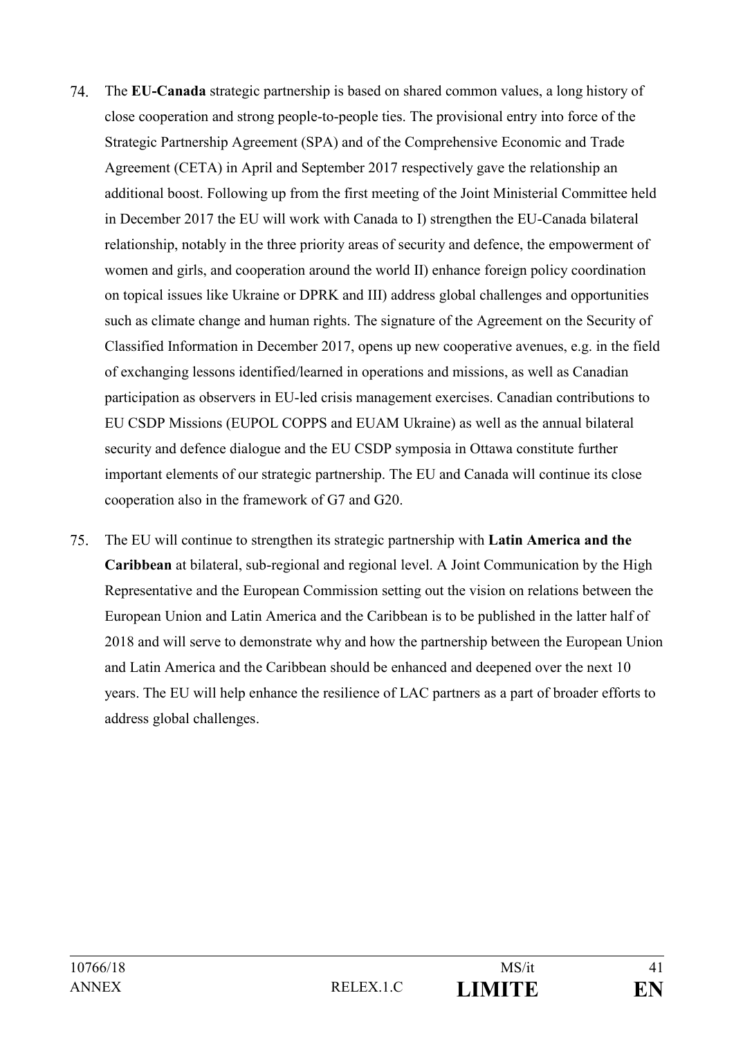74. The **EU-Canada** strategic partnership is based on shared common values, a long history of close cooperation and strong people-to-people ties. The provisional entry into force of the Strategic Partnership Agreement (SPA) and of the Comprehensive Economic and Trade Agreement (CETA) in April and September 2017 respectively gave the relationship an additional boost. Following up from the first meeting of the Joint Ministerial Committee held in December 2017 the EU will work with Canada to I) strengthen the EU-Canada bilateral relationship, notably in the three priority areas of security and defence, the empowerment of women and girls, and cooperation around the world II) enhance foreign policy coordination on topical issues like Ukraine or DPRK and III) address global challenges and opportunities such as climate change and human rights. The signature of the Agreement on the Security of Classified Information in December 2017, opens up new cooperative avenues, e.g. in the field of exchanging lessons identified/learned in operations and missions, as well as Canadian participation as observers in EU-led crisis management exercises. Canadian contributions to EU CSDP Missions (EUPOL COPPS and EUAM Ukraine) as well as the annual bilateral security and defence dialogue and the EU CSDP symposia in Ottawa constitute further important elements of our strategic partnership. The EU and Canada will continue its close cooperation also in the framework of G7 and G20.

75. The EU will continue to strengthen its strategic partnership with **Latin America and the Caribbean** at bilateral, sub-regional and regional level. A Joint Communication by the High Representative and the European Commission setting out the vision on relations between the European Union and Latin America and the Caribbean is to be published in the latter half of 2018 and will serve to demonstrate why and how the partnership between the European Union and Latin America and the Caribbean should be enhanced and deepened over the next 10 years. The EU will help enhance the resilience of LAC partners as a part of broader efforts to address global challenges.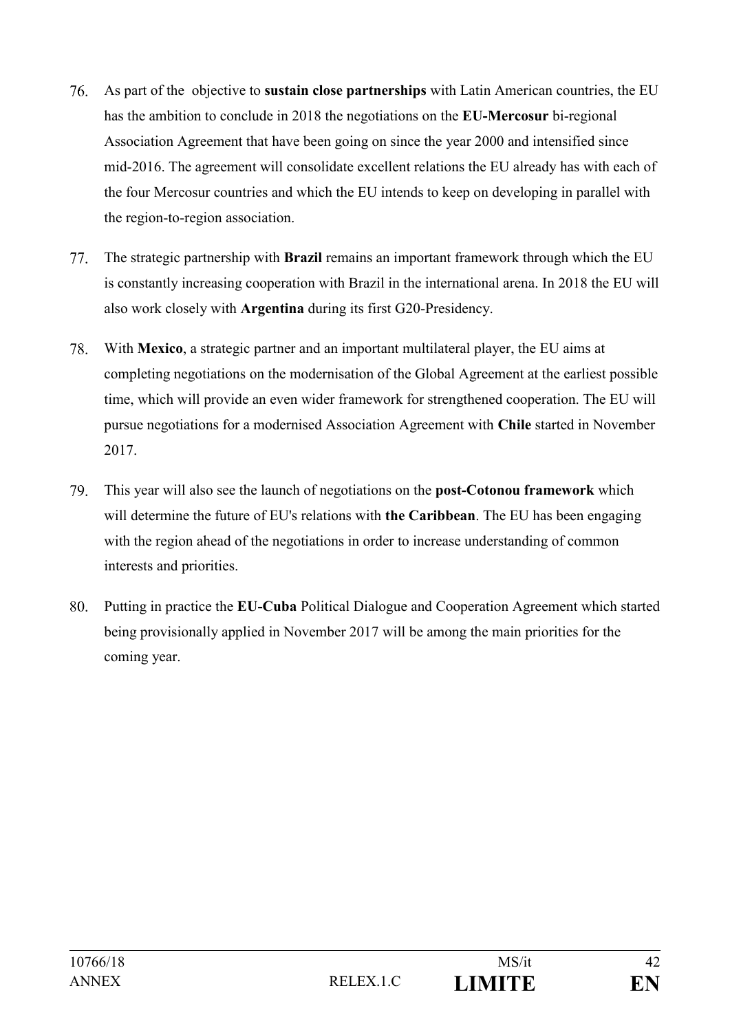76. As part of the objective to **sustain close partnerships** with Latin American countries, the EU has the ambition to conclude in 2018 the negotiations on the **EU-Mercosur** bi-regional Association Agreement that have been going on since the year 2000 and intensified since mid-2016. The agreement will consolidate excellent relations the EU already has with each of the four Mercosur countries and which the EU intends to keep on developing in parallel with the region-to-region association.

77. The strategic partnership with **Brazil** remains an important framework through which the EU is constantly increasing cooperation with Brazil in the international arena. In 2018 the EU will also work closely with **Argentina** during its first G20-Presidency.

78. With **Mexico**, a strategic partner and an important multilateral player, the EU aims at completing negotiations on the modernisation of the Global Agreement at the earliest possible time, which will provide an even wider framework for strengthened cooperation. The EU will pursue negotiations for a modernised Association Agreement with **Chile** started in November 2017.

79. This year will also see the launch of negotiations on the **post-Cotonou framework** which will determine the future of EU's relations with **the Caribbean**. The EU has been engaging with the region ahead of the negotiations in order to increase understanding of common interests and priorities.

80. Putting in practice the **EU-Cuba** Political Dialogue and Cooperation Agreement which started being provisionally applied in November 2017 will be among the main priorities for the coming year.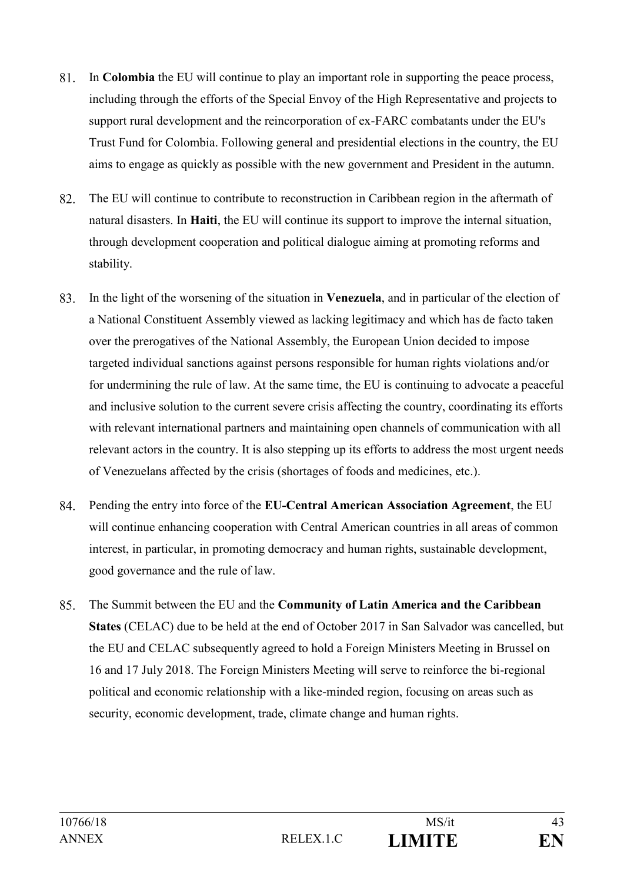81. In **Colombia** the EU will continue to play an important role in supporting the peace process, including through the efforts of the Special Envoy of the High Representative and projects to support rural development and the reincorporation of ex-FARC combatants under the EU's Trust Fund for Colombia. Following general and presidential elections in the country, the EU aims to engage as quickly as possible with the new government and President in the autumn.

82. The EU will continue to contribute to reconstruction in Caribbean region in the aftermath of natural disasters. In **Haiti**, the EU will continue its support to improve the internal situation, through development cooperation and political dialogue aiming at promoting reforms and stability.

83. In the light of the worsening of the situation in **Venezuela**, and in particular of the election of a National Constituent Assembly viewed as lacking legitimacy and which has de facto taken over the prerogatives of the National Assembly, the European Union decided to impose targeted individual sanctions against persons responsible for human rights violations and/or for undermining the rule of law. At the same time, the EU is continuing to advocate a peaceful and inclusive solution to the current severe crisis affecting the country, coordinating its efforts with relevant international partners and maintaining open channels of communication with all relevant actors in the country. It is also stepping up its efforts to address the most urgent needs of Venezuelans affected by the crisis (shortages of foods and medicines, etc.).

84. Pending the entry into force of the **EU-Central American Association Agreement**, the EU will continue enhancing cooperation with Central American countries in all areas of common interest, in particular, in promoting democracy and human rights, sustainable development, good governance and the rule of law.

85. The Summit between the EU and the **Community of Latin America and the Caribbean States** (CELAC) due to be held at the end of October 2017 in San Salvador was cancelled, but the EU and CELAC subsequently agreed to hold a Foreign Ministers Meeting in Brussel on 16 and 17 July 2018. The Foreign Ministers Meeting will serve to reinforce the bi-regional political and economic relationship with a like-minded region, focusing on areas such as security, economic development, trade, climate change and human rights.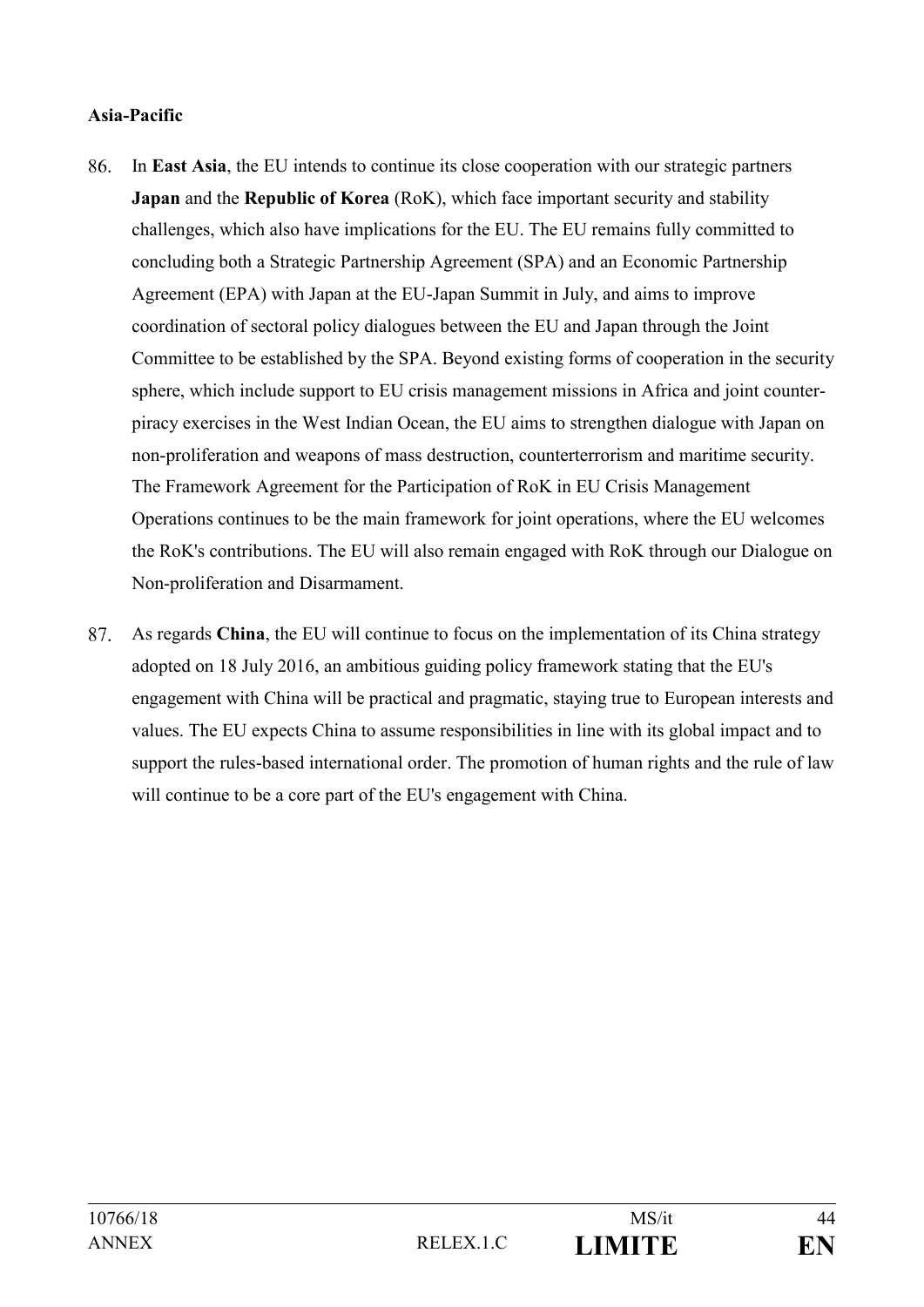**Asia-Pacific**

86. In **East Asia**, the EU intends to continue its close cooperation with our strategic partners **Japan** and the **Republic of Korea** (RoK), which face important security and stability challenges, which also have implications for the EU. The EU remains fully committed to concluding both a Strategic Partnership Agreement (SPA) and an Economic Partnership Agreement (EPA) with Japan at the EU-Japan Summit in July, and aims to improve coordination of sectoral policy dialogues between the EU and Japan through the Joint Committee to be established by the SPA. Beyond existing forms of cooperation in the security sphere, which include support to EU crisis management missions in Africa and joint counter-piracy exercises in the West Indian Ocean, the EU aims to strengthen dialogue with Japan on non-proliferation and weapons of mass destruction, counterterrorism and maritime security. The Framework Agreement for the Participation of RoK in EU Crisis Management Operations continues to be the main framework for joint operations, where the EU welcomes the RoK's contributions. The EU will also remain engaged with RoK through our Dialogue on Non-proliferation and Disarmament.

87. As regards **China**, the EU will continue to focus on the implementation of its China strategy adopted on 18 July 2016, an ambitious guiding policy framework stating that the EU's engagement with China will be practical and pragmatic, staying true to European interests and values. The EU expects China to assume responsibilities in line with its global impact and to support the rules-based international order. The promotion of human rights and the rule of law will continue to be a core part of the EU's engagement with China.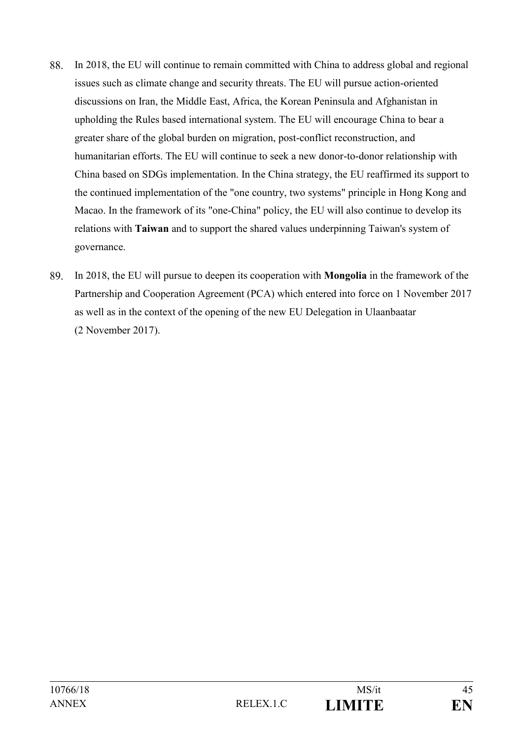88. In 2018, the EU will continue to remain committed with China to address global and regional issues such as climate change and security threats. The EU will pursue action-oriented discussions on Iran, the Middle East, Africa, the Korean Peninsula and Afghanistan in upholding the Rules based international system. The EU will encourage China to bear a greater share of the global burden on migration, post-conflict reconstruction, and humanitarian efforts. The EU will continue to seek a new donor-to-donor relationship with China based on SDGs implementation. In the China strategy, the EU reaffirmed its support to the continued implementation of the "one country, two systems" principle in Hong Kong and Macao. In the framework of its "one-China" policy, the EU will also continue to develop its relations with **Taiwan** and to support the shared values underpinning Taiwan's system of governance.

89. In 2018, the EU will pursue to deepen its cooperation with **Mongolia** in the framework of the Partnership and Cooperation Agreement (PCA) which entered into force on 1 November 2017 as well as in the context of the opening of the new EU Delegation in Ulaanbaatar (2 November 2017).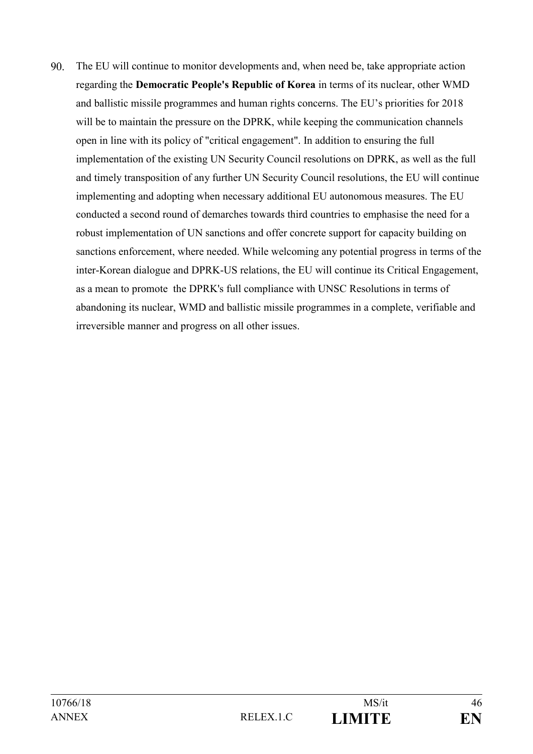90. The EU will continue to monitor developments and, when need be, take appropriate action regarding the **Democratic People's Republic of Korea** in terms of its nuclear, other WMD and ballistic missile programmes and human rights concerns. The EU's priorities for 2018 will be to maintain the pressure on the DPRK, while keeping the communication channels open in line with its policy of "critical engagement". In addition to ensuring the full implementation of the existing UN Security Council resolutions on DPRK, as well as the full and timely transposition of any further UN Security Council resolutions, the EU will continue implementing and adopting when necessary additional EU autonomous measures. The EU conducted a second round of demarches towards third countries to emphasise the need for a robust implementation of UN sanctions and offer concrete support for capacity building on sanctions enforcement, where needed. While welcoming any potential progress in terms of the inter-Korean dialogue and DPRK-US relations, the EU will continue its Critical Engagement, as a mean to promote  the DPRK's full compliance with UNSC Resolutions in terms of abandoning its nuclear, WMD and ballistic missile programmes in a complete, verifiable and irreversible manner and progress on all other issues.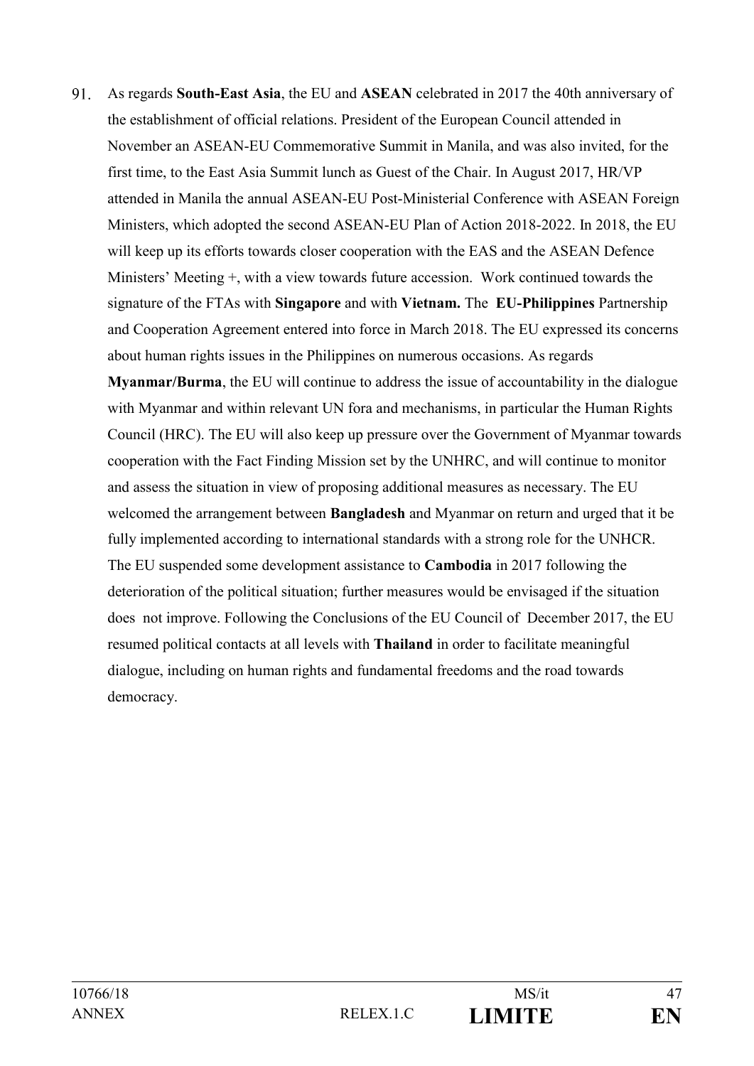91. As regards **South-East Asia**, the EU and **ASEAN** celebrated in 2017 the 40th anniversary of the establishment of official relations. President of the European Council attended in November an ASEAN-EU Commemorative Summit in Manila, and was also invited, for the first time, to the East Asia Summit lunch as Guest of the Chair. In August 2017, HR/VP attended in Manila the annual ASEAN-EU Post-Ministerial Conference with ASEAN Foreign Ministers, which adopted the second ASEAN-EU Plan of Action 2018-2022. In 2018, the EU will keep up its efforts towards closer cooperation with the EAS and the ASEAN Defence Ministers' Meeting +, with a view towards future accession. Work continued towards the signature of the FTAs with **Singapore** and with **Vietnam.** The **EU-Philippines** Partnership and Cooperation Agreement entered into force in March 2018. The EU expressed its concerns about human rights issues in the Philippines on numerous occasions. As regards **Myanmar/Burma**, the EU will continue to address the issue of accountability in the dialogue with Myanmar and within relevant UN fora and mechanisms, in particular the Human Rights Council (HRC). The EU will also keep up pressure over the Government of Myanmar towards cooperation with the Fact Finding Mission set by the UNHRC, and will continue to monitor and assess the situation in view of proposing additional measures as necessary. The EU welcomed the arrangement between **Bangladesh** and Myanmar on return and urged that it be fully implemented according to international standards with a strong role for the UNHCR. The EU suspended some development assistance to **Cambodia** in 2017 following the deterioration of the political situation; further measures would be envisaged if the situation does not improve. Following the Conclusions of the EU Council of December 2017, the EU resumed political contacts at all levels with **Thailand** in order to facilitate meaningful dialogue, including on human rights and fundamental freedoms and the road towards democracy.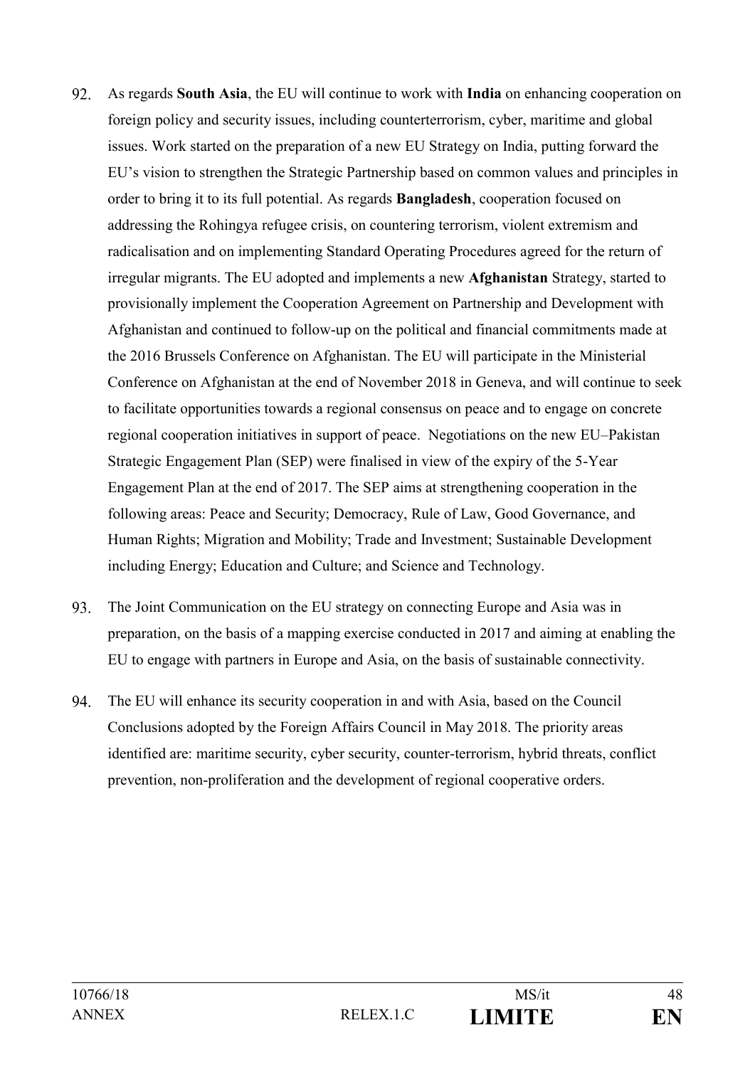92. As regards **South Asia**, the EU will continue to work with **India** on enhancing cooperation on foreign policy and security issues, including counterterrorism, cyber, maritime and global issues. Work started on the preparation of a new EU Strategy on India, putting forward the EU's vision to strengthen the Strategic Partnership based on common values and principles in order to bring it to its full potential. As regards **Bangladesh**, cooperation focused on addressing the Rohingya refugee crisis, on countering terrorism, violent extremism and radicalisation and on implementing Standard Operating Procedures agreed for the return of irregular migrants. The EU adopted and implements a new **Afghanistan** Strategy, started to provisionally implement the Cooperation Agreement on Partnership and Development with Afghanistan and continued to follow-up on the political and financial commitments made at the 2016 Brussels Conference on Afghanistan. The EU will participate in the Ministerial Conference on Afghanistan at the end of November 2018 in Geneva, and will continue to seek to facilitate opportunities towards a regional consensus on peace and to engage on concrete regional cooperation initiatives in support of peace. Negotiations on the new EU–Pakistan Strategic Engagement Plan (SEP) were finalised in view of the expiry of the 5-Year Engagement Plan at the end of 2017. The SEP aims at strengthening cooperation in the following areas: Peace and Security; Democracy, Rule of Law, Good Governance, and Human Rights; Migration and Mobility; Trade and Investment; Sustainable Development including Energy; Education and Culture; and Science and Technology.

93. The Joint Communication on the EU strategy on connecting Europe and Asia was in preparation, on the basis of a mapping exercise conducted in 2017 and aiming at enabling the EU to engage with partners in Europe and Asia, on the basis of sustainable connectivity.

94. The EU will enhance its security cooperation in and with Asia, based on the Council Conclusions adopted by the Foreign Affairs Council in May 2018. The priority areas identified are: maritime security, cyber security, counter-terrorism, hybrid threats, conflict prevention, non-proliferation and the development of regional cooperative orders.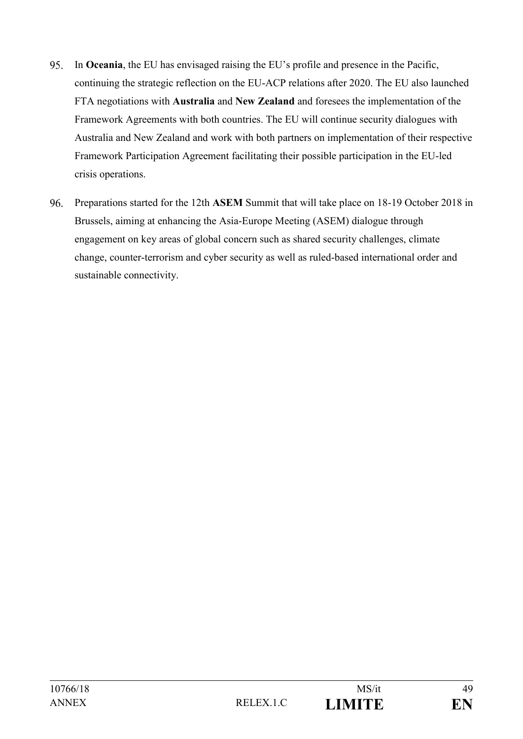95. In **Oceania**, the EU has envisaged raising the EU's profile and presence in the Pacific, continuing the strategic reflection on the EU-ACP relations after 2020. The EU also launched FTA negotiations with **Australia** and **New Zealand** and foresees the implementation of the Framework Agreements with both countries. The EU will continue security dialogues with Australia and New Zealand and work with both partners on implementation of their respective Framework Participation Agreement facilitating their possible participation in the EU-led crisis operations.

96. Preparations started for the 12th **ASEM** Summit that will take place on 18-19 October 2018 in Brussels, aiming at enhancing the Asia-Europe Meeting (ASEM) dialogue through engagement on key areas of global concern such as shared security challenges, climate change, counter-terrorism and cyber security as well as ruled-based international order and sustainable connectivity.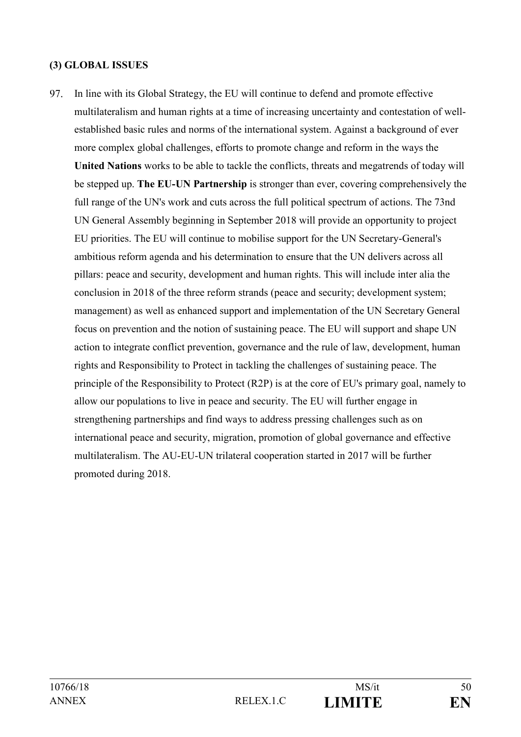### (3) GLOBAL ISSUES

97. In line with its Global Strategy, the EU will continue to defend and promote effective multilateralism and human rights at a time of increasing uncertainty and contestation of well-established basic rules and norms of the international system. Against a background of ever more complex global challenges, efforts to promote change and reform in the ways the **United Nations** works to be able to tackle the conflicts, threats and megatrends of today will be stepped up. **The EU-UN Partnership** is stronger than ever, covering comprehensively the full range of the UN's work and cuts across the full political spectrum of actions. The 73nd UN General Assembly beginning in September 2018 will provide an opportunity to project EU priorities. The EU will continue to mobilise support for the UN Secretary-General's ambitious reform agenda and his determination to ensure that the UN delivers across all pillars: peace and security, development and human rights. This will include inter alia the conclusion in 2018 of the three reform strands (peace and security; development system; management) as well as enhanced support and implementation of the UN Secretary General focus on prevention and the notion of sustaining peace. The EU will support and shape UN action to integrate conflict prevention, governance and the rule of law, development, human rights and Responsibility to Protect in tackling the challenges of sustaining peace. The principle of the Responsibility to Protect (R2P) is at the core of EU's primary goal, namely to allow our populations to live in peace and security. The EU will further engage in strengthening partnerships and find ways to address pressing challenges such as on international peace and security, migration, promotion of global governance and effective multilateralism. The AU-EU-UN trilateral cooperation started in 2017 will be further promoted during 2018.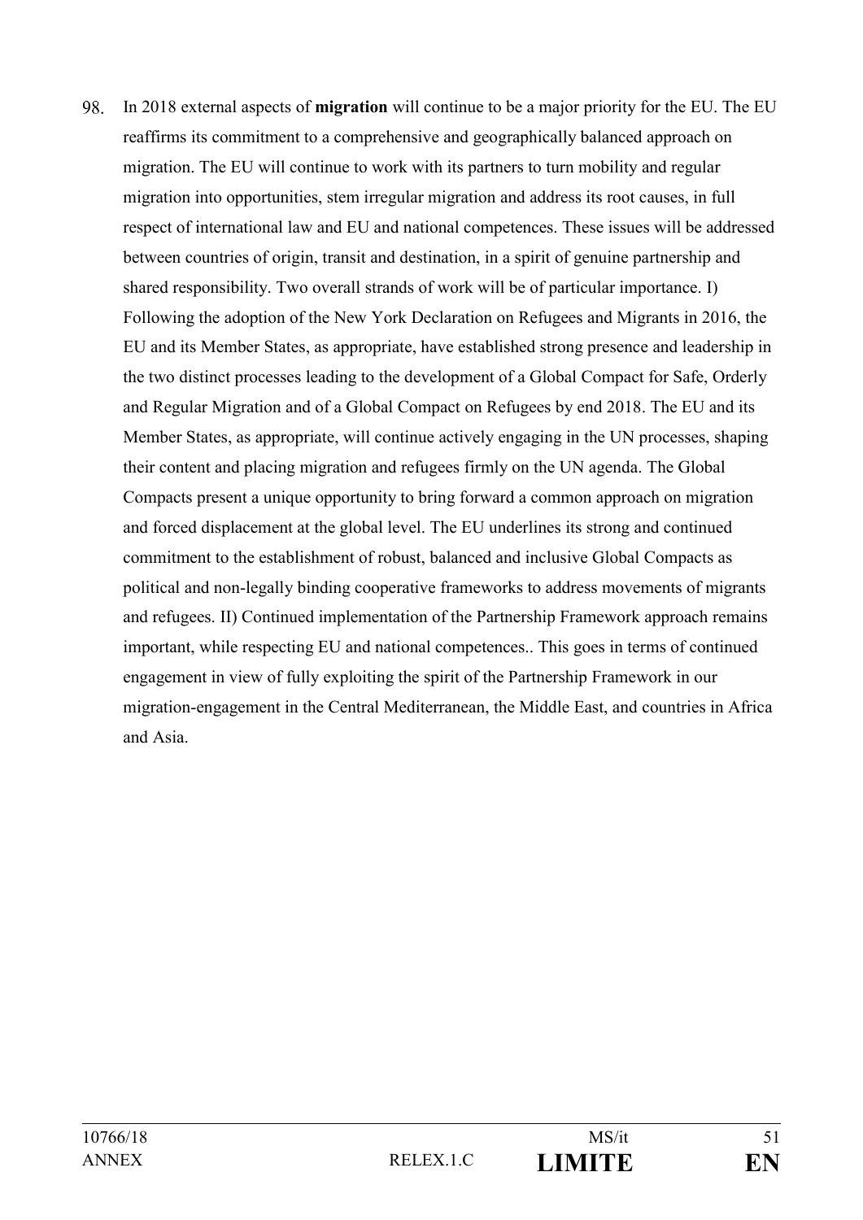98. In 2018 external aspects of **migration** will continue to be a major priority for the EU. The EU reaffirms its commitment to a comprehensive and geographically balanced approach on migration. The EU will continue to work with its partners to turn mobility and regular migration into opportunities, stem irregular migration and address its root causes, in full respect of international law and EU and national competences. These issues will be addressed between countries of origin, transit and destination, in a spirit of genuine partnership and shared responsibility. Two overall strands of work will be of particular importance. I) Following the adoption of the New York Declaration on Refugees and Migrants in 2016, the EU and its Member States, as appropriate, have established strong presence and leadership in the two distinct processes leading to the development of a Global Compact for Safe, Orderly and Regular Migration and of a Global Compact on Refugees by end 2018. The EU and its Member States, as appropriate, will continue actively engaging in the UN processes, shaping their content and placing migration and refugees firmly on the UN agenda. The Global Compacts present a unique opportunity to bring forward a common approach on migration and forced displacement at the global level. The EU underlines its strong and continued commitment to the establishment of robust, balanced and inclusive Global Compacts as political and non-legally binding cooperative frameworks to address movements of migrants and refugees. II) Continued implementation of the Partnership Framework approach remains important, while respecting EU and national competences.. This goes in terms of continued engagement in view of fully exploiting the spirit of the Partnership Framework in our migration-engagement in the Central Mediterranean, the Middle East, and countries in Africa and Asia.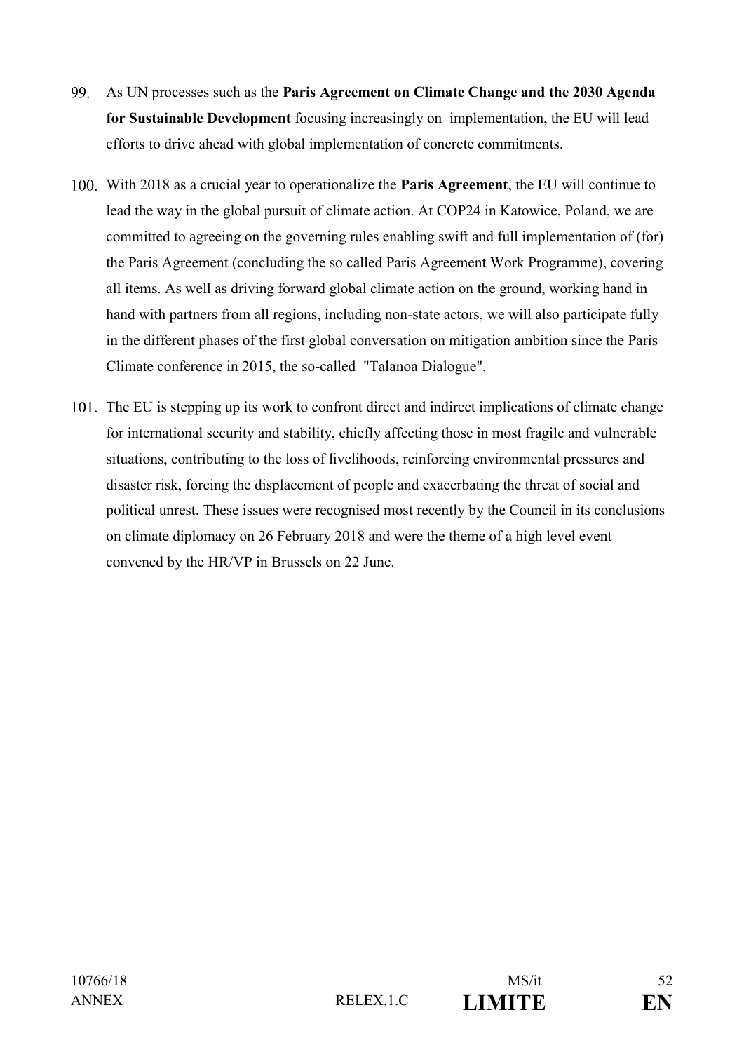99. As UN processes such as the **Paris Agreement on Climate Change and the 2030 Agenda for Sustainable Development** focusing increasingly on implementation, the EU will lead efforts to drive ahead with global implementation of concrete commitments.

100. With 2018 as a crucial year to operationalize the **Paris Agreement**, the EU will continue to lead the way in the global pursuit of climate action. At COP24 in Katowice, Poland, we are committed to agreeing on the governing rules enabling swift and full implementation of (for) the Paris Agreement (concluding the so called Paris Agreement Work Programme), covering all items. As well as driving forward global climate action on the ground, working hand in hand with partners from all regions, including non-state actors, we will also participate fully in the different phases of the first global conversation on mitigation ambition since the Paris Climate conference in 2015, the so-called "Talanoa Dialogue".

101. The EU is stepping up its work to confront direct and indirect implications of climate change for international security and stability, chiefly affecting those in most fragile and vulnerable situations, contributing to the loss of livelihoods, reinforcing environmental pressures and disaster risk, forcing the displacement of people and exacerbating the threat of social and political unrest. These issues were recognised most recently by the Council in its conclusions on climate diplomacy on 26 February 2018 and were the theme of a high level event convened by the HR/VP in Brussels on 22 June.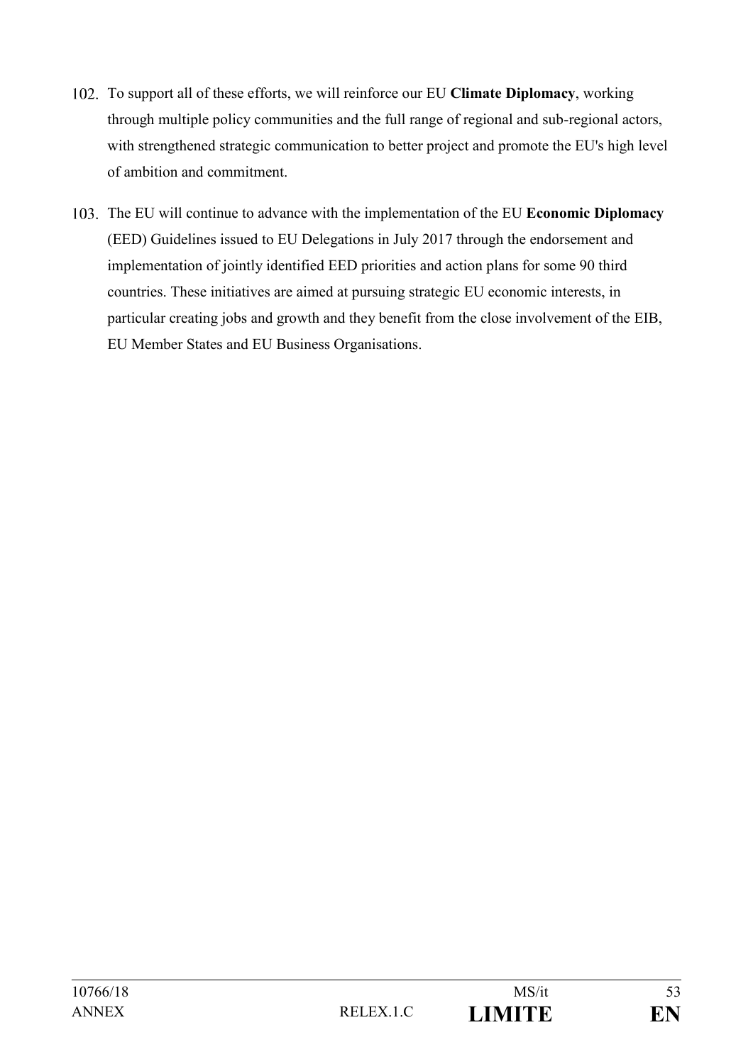102. To support all of these efforts, we will reinforce our EU **Climate Diplomacy**, working through multiple policy communities and the full range of regional and sub-regional actors, with strengthened strategic communication to better project and promote the EU's high level of ambition and commitment.

103. The EU will continue to advance with the implementation of the EU **Economic Diplomacy** (EED) Guidelines issued to EU Delegations in July 2017 through the endorsement and implementation of jointly identified EED priorities and action plans for some 90 third countries. These initiatives are aimed at pursuing strategic EU economic interests, in particular creating jobs and growth and they benefit from the close involvement of the EIB, EU Member States and EU Business Organisations.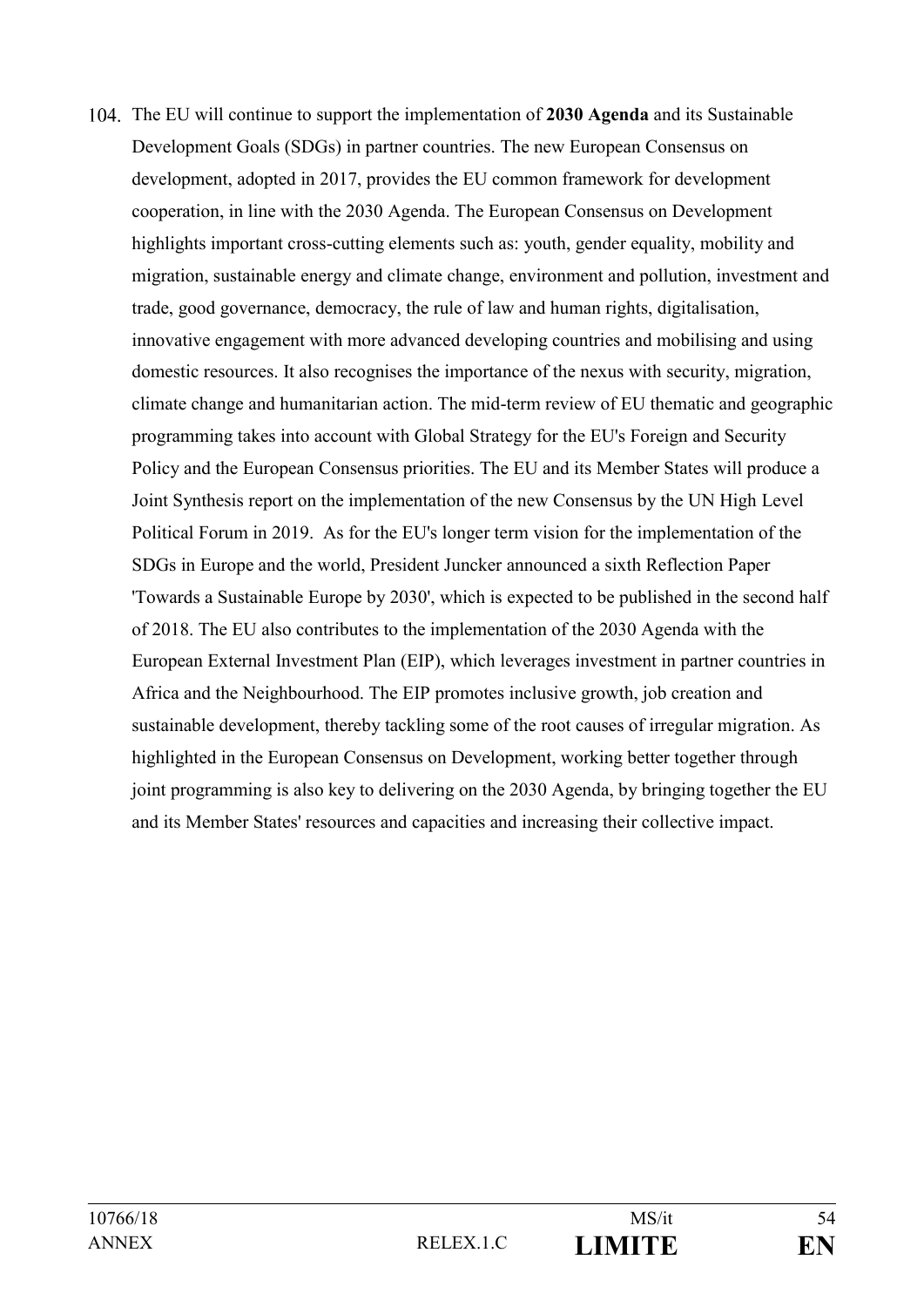104. The EU will continue to support the implementation of **2030 Agenda** and its Sustainable Development Goals (SDGs) in partner countries. The new European Consensus on development, adopted in 2017, provides the EU common framework for development cooperation, in line with the 2030 Agenda. The European Consensus on Development highlights important cross-cutting elements such as: youth, gender equality, mobility and migration, sustainable energy and climate change, environment and pollution, investment and trade, good governance, democracy, the rule of law and human rights, digitalisation, innovative engagement with more advanced developing countries and mobilising and using domestic resources. It also recognises the importance of the nexus with security, migration, climate change and humanitarian action. The mid-term review of EU thematic and geographic programming takes into account with Global Strategy for the EU's Foreign and Security Policy and the European Consensus priorities. The EU and its Member States will produce a Joint Synthesis report on the implementation of the new Consensus by the UN High Level Political Forum in 2019. As for the EU's longer term vision for the implementation of the SDGs in Europe and the world, President Juncker announced a sixth Reflection Paper 'Towards a Sustainable Europe by 2030', which is expected to be published in the second half of 2018. The EU also contributes to the implementation of the 2030 Agenda with the European External Investment Plan (EIP), which leverages investment in partner countries in Africa and the Neighbourhood. The EIP promotes inclusive growth, job creation and sustainable development, thereby tackling some of the root causes of irregular migration. As highlighted in the European Consensus on Development, working better together through joint programming is also key to delivering on the 2030 Agenda, by bringing together the EU and its Member States' resources and capacities and increasing their collective impact.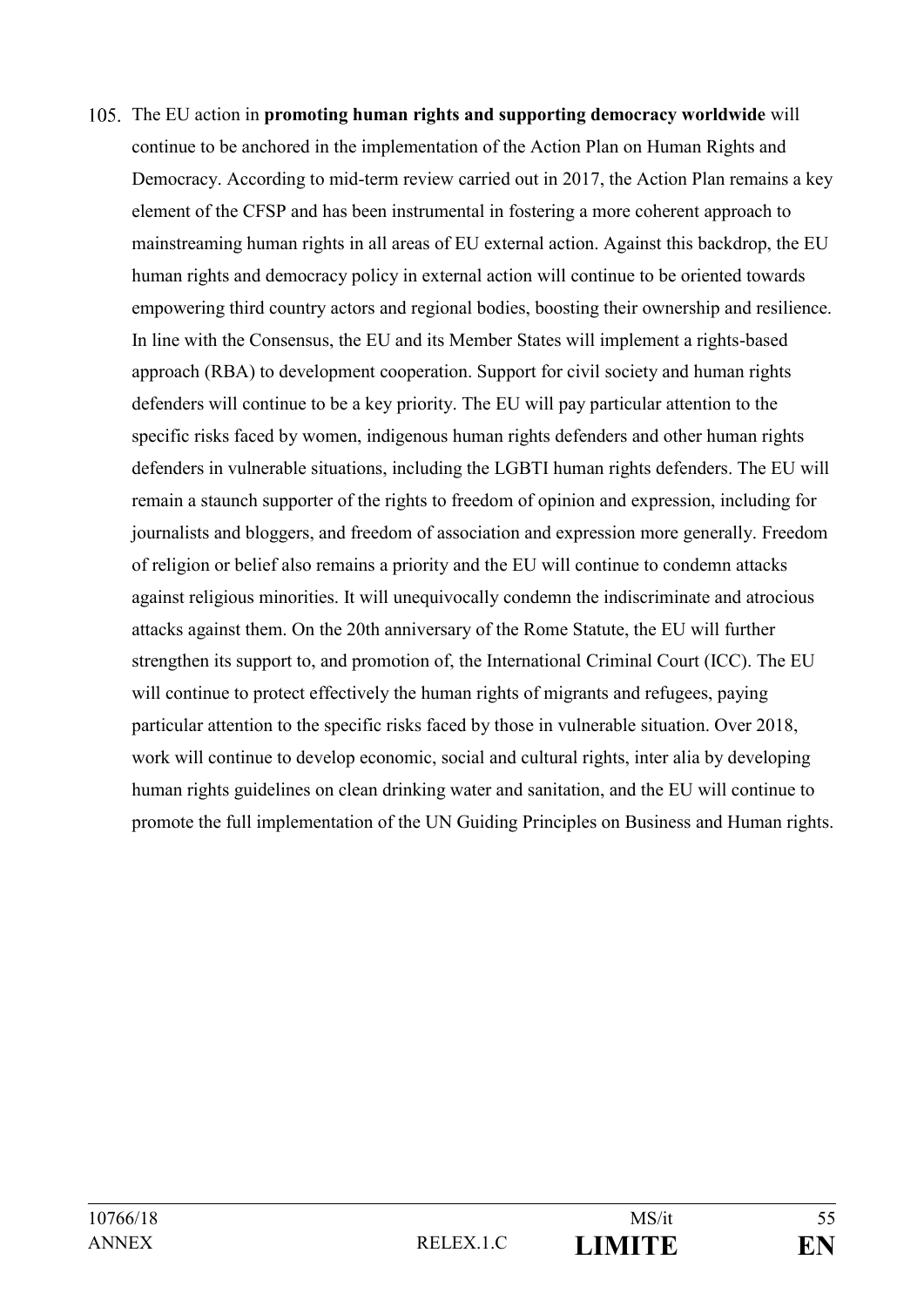105. The EU action in **promoting human rights and supporting democracy worldwide** will continue to be anchored in the implementation of the Action Plan on Human Rights and Democracy. According to mid-term review carried out in 2017, the Action Plan remains a key element of the CFSP and has been instrumental in fostering a more coherent approach to mainstreaming human rights in all areas of EU external action. Against this backdrop, the EU human rights and democracy policy in external action will continue to be oriented towards empowering third country actors and regional bodies, boosting their ownership and resilience. In line with the Consensus, the EU and its Member States will implement a rights-based approach (RBA) to development cooperation. Support for civil society and human rights defenders will continue to be a key priority. The EU will pay particular attention to the specific risks faced by women, indigenous human rights defenders and other human rights defenders in vulnerable situations, including the LGBTI human rights defenders. The EU will remain a staunch supporter of the rights to freedom of opinion and expression, including for journalists and bloggers, and freedom of association and expression more generally. Freedom of religion or belief also remains a priority and the EU will continue to condemn attacks against religious minorities. It will unequivocally condemn the indiscriminate and atrocious attacks against them. On the 20th anniversary of the Rome Statute, the EU will further strengthen its support to, and promotion of, the International Criminal Court (ICC). The EU will continue to protect effectively the human rights of migrants and refugees, paying particular attention to the specific risks faced by those in vulnerable situation. Over 2018, work will continue to develop economic, social and cultural rights, inter alia by developing human rights guidelines on clean drinking water and sanitation, and the EU will continue to promote the full implementation of the UN Guiding Principles on Business and Human rights.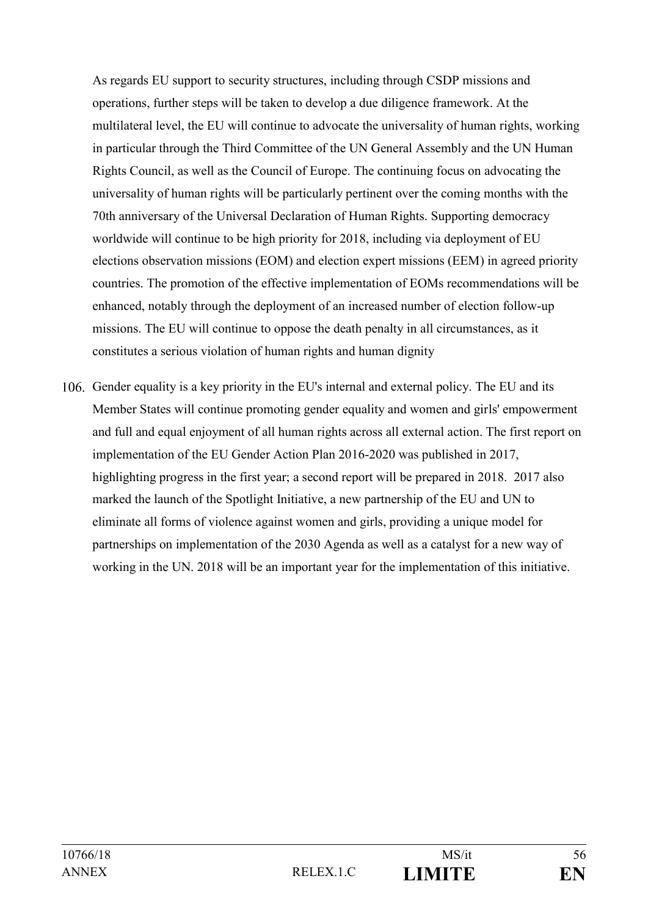As regards EU support to security structures, including through CSDP missions and operations, further steps will be taken to develop a due diligence framework. At the multilateral level, the EU will continue to advocate the universality of human rights, working in particular through the Third Committee of the UN General Assembly and the UN Human Rights Council, as well as the Council of Europe. The continuing focus on advocating the universality of human rights will be particularly pertinent over the coming months with the 70th anniversary of the Universal Declaration of Human Rights. Supporting democracy worldwide will continue to be high priority for 2018, including via deployment of EU elections observation missions (EOM) and election expert missions (EEM) in agreed priority countries. The promotion of the effective implementation of EOMs recommendations will be enhanced, notably through the deployment of an increased number of election follow-up missions. The EU will continue to oppose the death penalty in all circumstances, as it constitutes a serious violation of human rights and human dignity

106. Gender equality is a key priority in the EU's internal and external policy. The EU and its Member States will continue promoting gender equality and women and girls' empowerment and full and equal enjoyment of all human rights across all external action. The first report on implementation of the EU Gender Action Plan 2016-2020 was published in 2017, highlighting progress in the first year; a second report will be prepared in 2018. 2017 also marked the launch of the Spotlight Initiative, a new partnership of the EU and UN to eliminate all forms of violence against women and girls, providing a unique model for partnerships on implementation of the 2030 Agenda as well as a catalyst for a new way of working in the UN. 2018 will be an important year for the implementation of this initiative.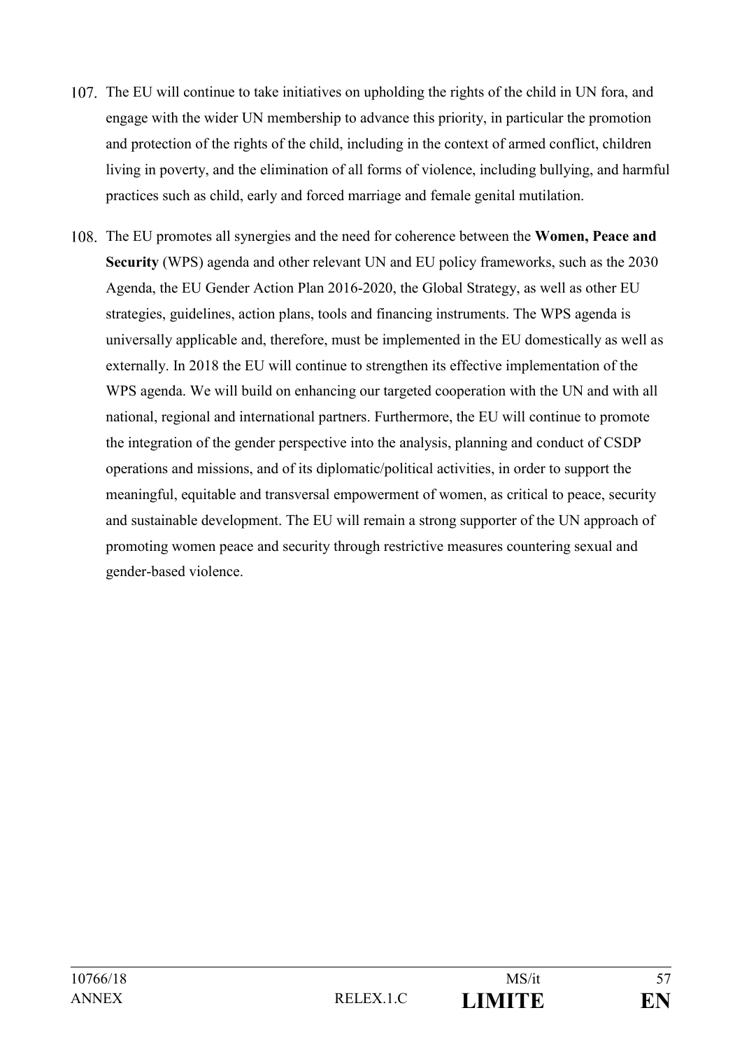107. The EU will continue to take initiatives on upholding the rights of the child in UN fora, and engage with the wider UN membership to advance this priority, in particular the promotion and protection of the rights of the child, including in the context of armed conflict, children living in poverty, and the elimination of all forms of violence, including bullying, and harmful practices such as child, early and forced marriage and female genital mutilation.

108. The EU promotes all synergies and the need for coherence between the **Women, Peace and Security** (WPS) agenda and other relevant UN and EU policy frameworks, such as the 2030 Agenda, the EU Gender Action Plan 2016-2020, the Global Strategy, as well as other EU strategies, guidelines, action plans, tools and financing instruments. The WPS agenda is universally applicable and, therefore, must be implemented in the EU domestically as well as externally. In 2018 the EU will continue to strengthen its effective implementation of the WPS agenda. We will build on enhancing our targeted cooperation with the UN and with all national, regional and international partners. Furthermore, the EU will continue to promote the integration of the gender perspective into the analysis, planning and conduct of CSDP operations and missions, and of its diplomatic/political activities, in order to support the meaningful, equitable and transversal empowerment of women, as critical to peace, security and sustainable development. The EU will remain a strong supporter of the UN approach of promoting women peace and security through restrictive measures countering sexual and gender-based violence.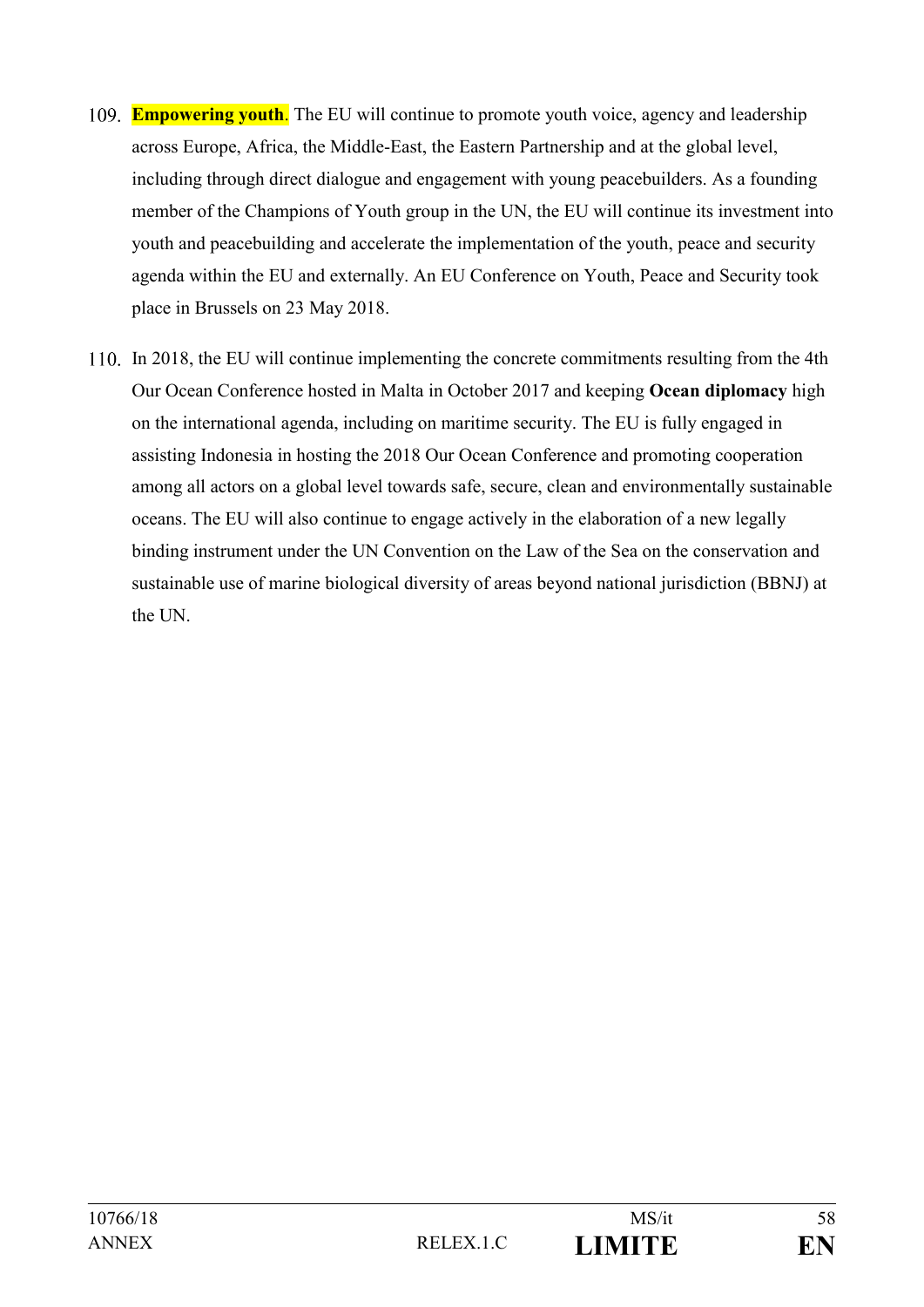109. **Empowering youth**. The EU will continue to promote youth voice, agency and leadership across Europe, Africa, the Middle-East, the Eastern Partnership and at the global level, including through direct dialogue and engagement with young peacebuilders. As a founding member of the Champions of Youth group in the UN, the EU will continue its investment into youth and peacebuilding and accelerate the implementation of the youth, peace and security agenda within the EU and externally. An EU Conference on Youth, Peace and Security took place in Brussels on 23 May 2018.

110. In 2018, the EU will continue implementing the concrete commitments resulting from the 4th Our Ocean Conference hosted in Malta in October 2017 and keeping **Ocean diplomacy** high on the international agenda, including on maritime security. The EU is fully engaged in assisting Indonesia in hosting the 2018 Our Ocean Conference and promoting cooperation among all actors on a global level towards safe, secure, clean and environmentally sustainable oceans. The EU will also continue to engage actively in the elaboration of a new legally binding instrument under the UN Convention on the Law of the Sea on the conservation and sustainable use of marine biological diversity of areas beyond national jurisdiction (BBNJ) at the UN.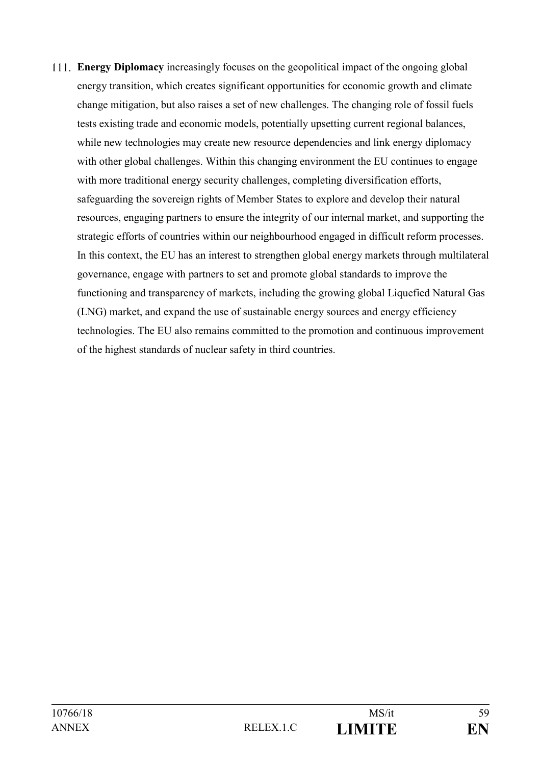111. **Energy Diplomacy** increasingly focuses on the geopolitical impact of the ongoing global energy transition, which creates significant opportunities for economic growth and climate change mitigation, but also raises a set of new challenges. The changing role of fossil fuels tests existing trade and economic models, potentially upsetting current regional balances, while new technologies may create new resource dependencies and link energy diplomacy with other global challenges. Within this changing environment the EU continues to engage with more traditional energy security challenges, completing diversification efforts, safeguarding the sovereign rights of Member States to explore and develop their natural resources, engaging partners to ensure the integrity of our internal market, and supporting the strategic efforts of countries within our neighbourhood engaged in difficult reform processes. In this context, the EU has an interest to strengthen global energy markets through multilateral governance, engage with partners to set and promote global standards to improve the functioning and transparency of markets, including the growing global Liquefied Natural Gas (LNG) market, and expand the use of sustainable energy sources and energy efficiency technologies. The EU also remains committed to the promotion and continuous improvement of the highest standards of nuclear safety in third countries.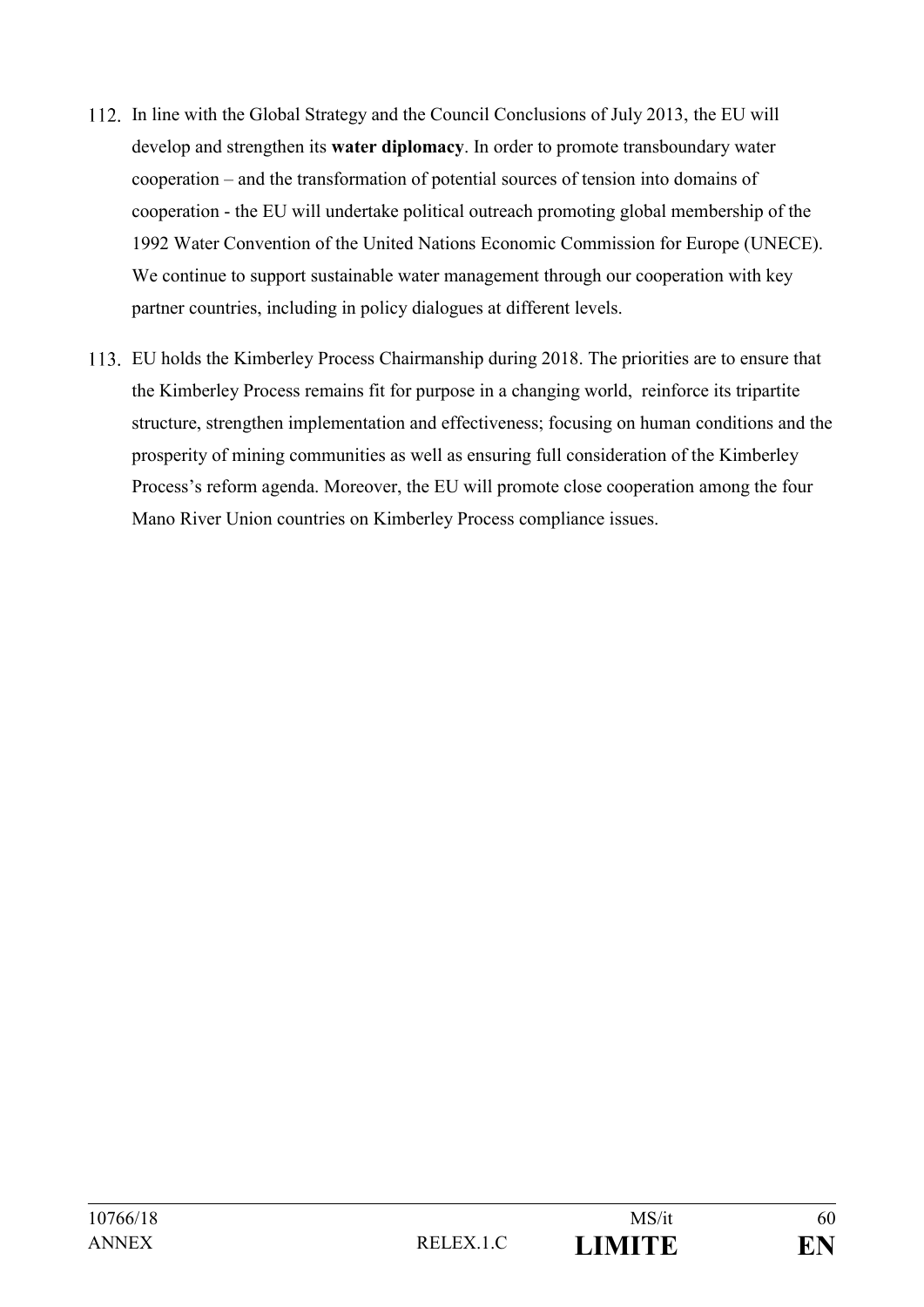112. In line with the Global Strategy and the Council Conclusions of July 2013, the EU will develop and strengthen its **water diplomacy**. In order to promote transboundary water cooperation – and the transformation of potential sources of tension into domains of cooperation - the EU will undertake political outreach promoting global membership of the 1992 Water Convention of the United Nations Economic Commission for Europe (UNECE). We continue to support sustainable water management through our cooperation with key partner countries, including in policy dialogues at different levels.

113. EU holds the Kimberley Process Chairmanship during 2018. The priorities are to ensure that the Kimberley Process remains fit for purpose in a changing world, reinforce its tripartite structure, strengthen implementation and effectiveness; focusing on human conditions and the prosperity of mining communities as well as ensuring full consideration of the Kimberley Process's reform agenda. Moreover, the EU will promote close cooperation among the four Mano River Union countries on Kimberley Process compliance issues.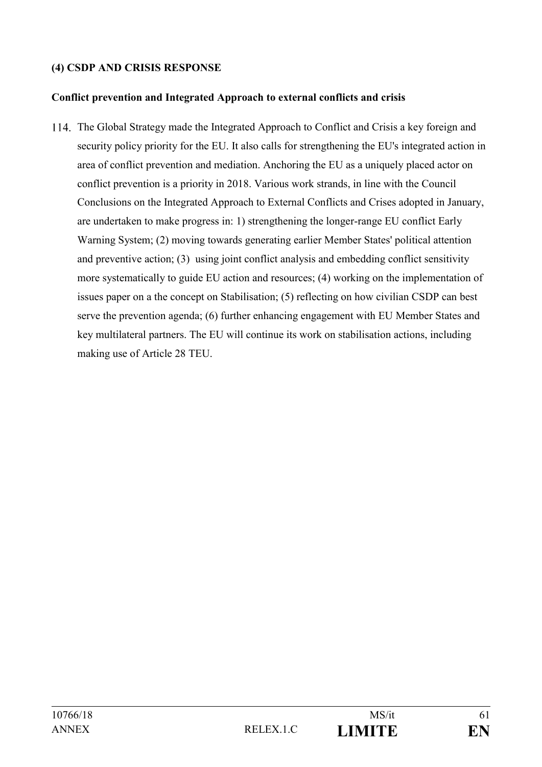**(4) CSDP AND CRISIS RESPONSE**

**Conflict prevention and Integrated Approach to external conflicts and crisis**

114. The Global Strategy made the Integrated Approach to Conflict and Crisis a key foreign and security policy priority for the EU. It also calls for strengthening the EU's integrated action in area of conflict prevention and mediation. Anchoring the EU as a uniquely placed actor on conflict prevention is a priority in 2018. Various work strands, in line with the Council Conclusions on the Integrated Approach to External Conflicts and Crises adopted in January, are undertaken to make progress in: 1) strengthening the longer-range EU conflict Early Warning System; (2) moving towards generating earlier Member States' political attention and preventive action; (3) using joint conflict analysis and embedding conflict sensitivity more systematically to guide EU action and resources; (4) working on the implementation of issues paper on a the concept on Stabilisation; (5) reflecting on how civilian CSDP can best serve the prevention agenda; (6) further enhancing engagement with EU Member States and key multilateral partners. The EU will continue its work on stabilisation actions, including making use of Article 28 TEU.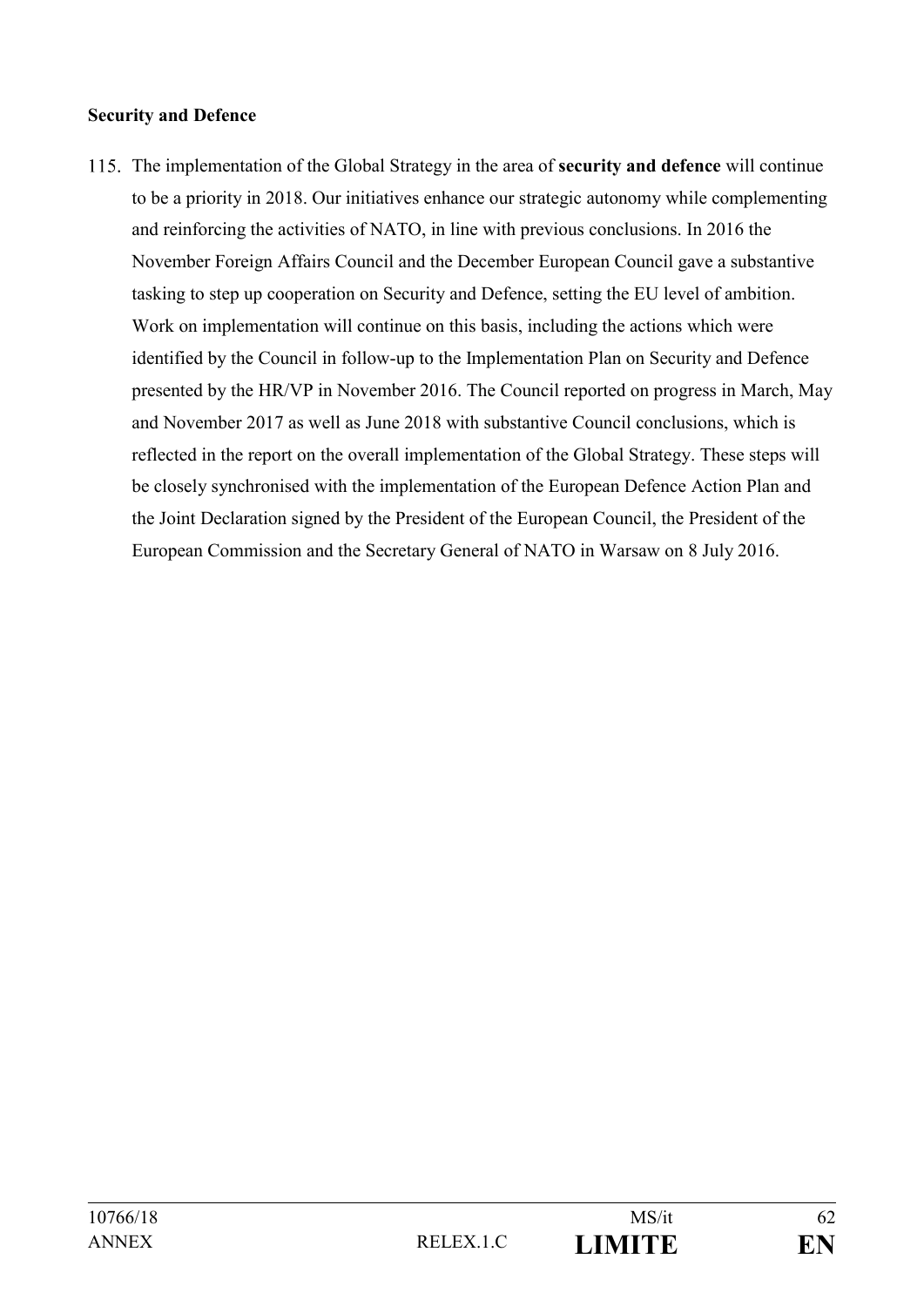**Security and Defence**

115. The implementation of the Global Strategy in the area of **security and defence** will continue to be a priority in 2018. Our initiatives enhance our strategic autonomy while complementing and reinforcing the activities of NATO, in line with previous conclusions. In 2016 the November Foreign Affairs Council and the December European Council gave a substantive tasking to step up cooperation on Security and Defence, setting the EU level of ambition. Work on implementation will continue on this basis, including the actions which were identified by the Council in follow-up to the Implementation Plan on Security and Defence presented by the HR/VP in November 2016. The Council reported on progress in March, May and November 2017 as well as June 2018 with substantive Council conclusions, which is reflected in the report on the overall implementation of the Global Strategy. These steps will be closely synchronised with the implementation of the European Defence Action Plan and the Joint Declaration signed by the President of the European Council, the President of the European Commission and the Secretary General of NATO in Warsaw on 8 July 2016.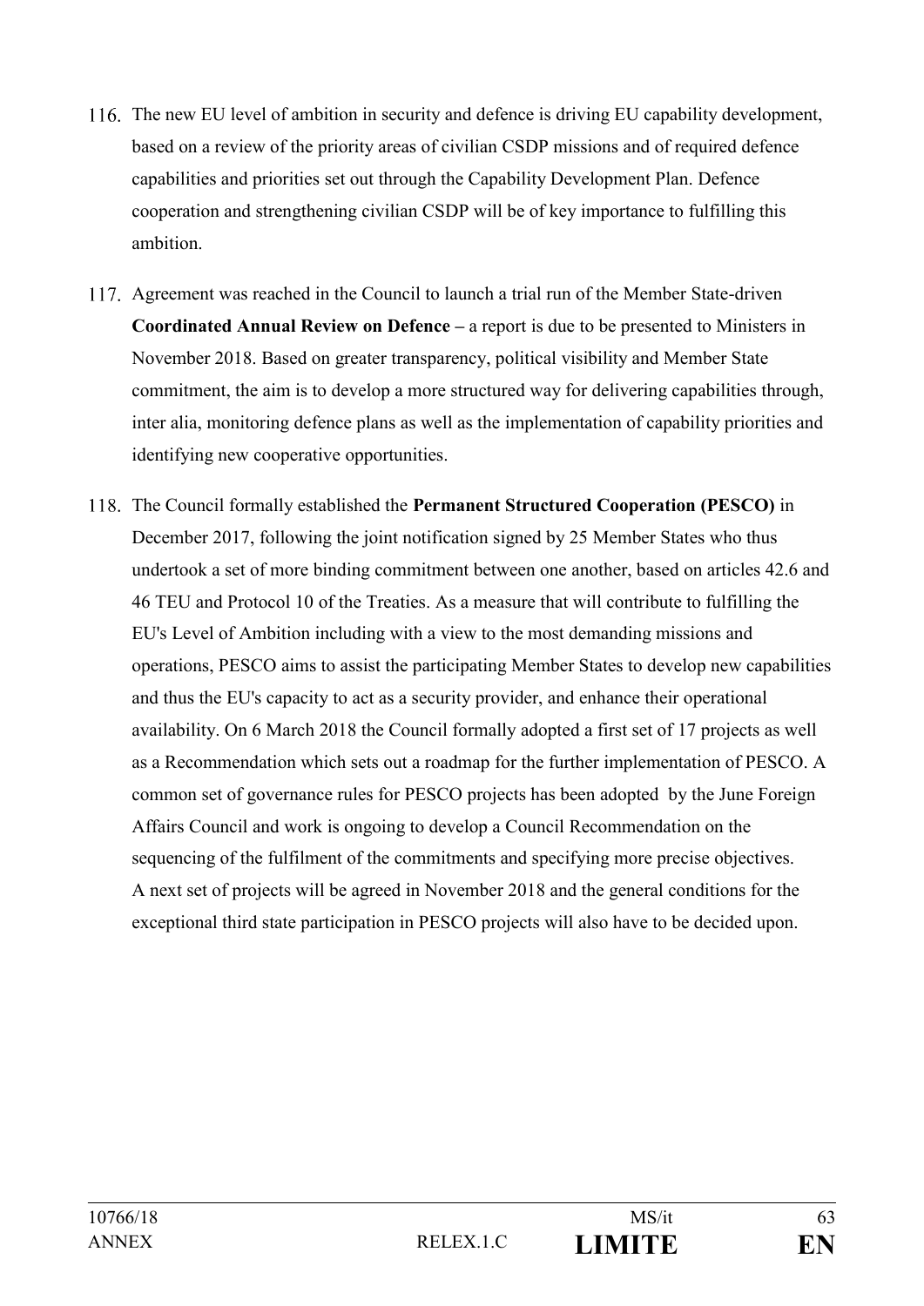116. The new EU level of ambition in security and defence is driving EU capability development, based on a review of the priority areas of civilian CSDP missions and of required defence capabilities and priorities set out through the Capability Development Plan. Defence cooperation and strengthening civilian CSDP will be of key importance to fulfilling this ambition.

117. Agreement was reached in the Council to launch a trial run of the Member State-driven **Coordinated Annual Review on Defence –** a report is due to be presented to Ministers in November 2018. Based on greater transparency, political visibility and Member State commitment, the aim is to develop a more structured way for delivering capabilities through, inter alia, monitoring defence plans as well as the implementation of capability priorities and identifying new cooperative opportunities.

118. The Council formally established the **Permanent Structured Cooperation (PESCO)** in December 2017, following the joint notification signed by 25 Member States who thus undertook a set of more binding commitment between one another, based on articles 42.6 and 46 TEU and Protocol 10 of the Treaties. As a measure that will contribute to fulfilling the EU's Level of Ambition including with a view to the most demanding missions and operations, PESCO aims to assist the participating Member States to develop new capabilities and thus the EU's capacity to act as a security provider, and enhance their operational availability. On 6 March 2018 the Council formally adopted a first set of 17 projects as well as a Recommendation which sets out a roadmap for the further implementation of PESCO. A common set of governance rules for PESCO projects has been adopted by the June Foreign Affairs Council and work is ongoing to develop a Council Recommendation on the sequencing of the fulfilment of the commitments and specifying more precise objectives. A next set of projects will be agreed in November 2018 and the general conditions for the exceptional third state participation in PESCO projects will also have to be decided upon.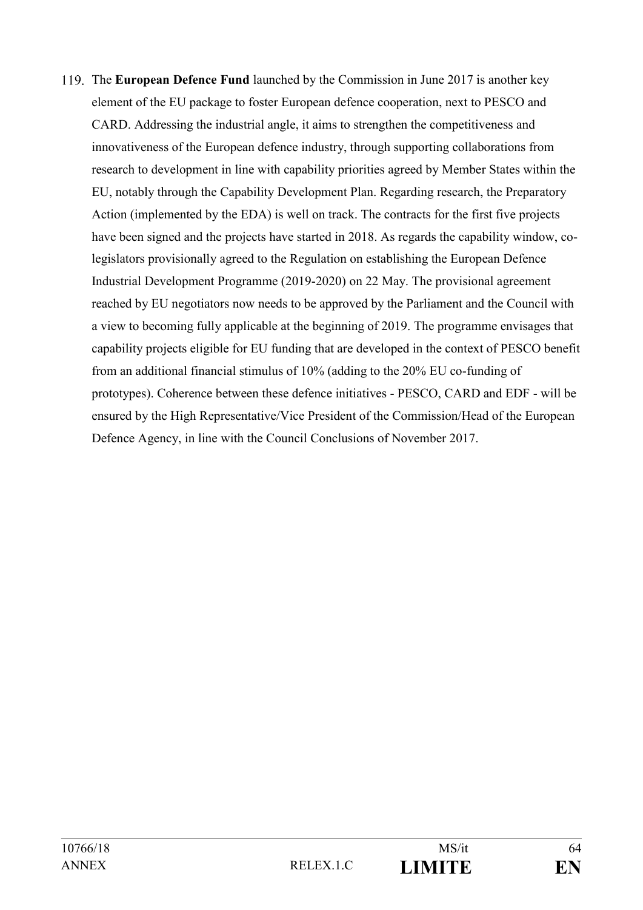119. The **European Defence Fund** launched by the Commission in June 2017 is another key element of the EU package to foster European defence cooperation, next to PESCO and CARD. Addressing the industrial angle, it aims to strengthen the competitiveness and innovativeness of the European defence industry, through supporting collaborations from research to development in line with capability priorities agreed by Member States within the EU, notably through the Capability Development Plan. Regarding research, the Preparatory Action (implemented by the EDA) is well on track. The contracts for the first five projects have been signed and the projects have started in 2018. As regards the capability window, co-legislators provisionally agreed to the Regulation on establishing the European Defence Industrial Development Programme (2019-2020) on 22 May. The provisional agreement reached by EU negotiators now needs to be approved by the Parliament and the Council with a view to becoming fully applicable at the beginning of 2019. The programme envisages that capability projects eligible for EU funding that are developed in the context of PESCO benefit from an additional financial stimulus of 10% (adding to the 20% EU co-funding of prototypes). Coherence between these defence initiatives - PESCO, CARD and EDF - will be ensured by the High Representative/Vice President of the Commission/Head of the European Defence Agency, in line with the Council Conclusions of November 2017.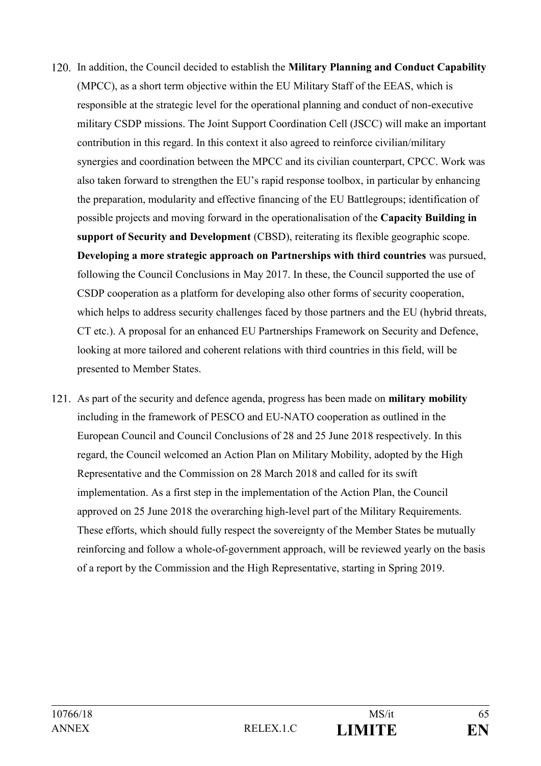120. In addition, the Council decided to establish the **Military Planning and Conduct Capability** (MPCC), as a short term objective within the EU Military Staff of the EEAS, which is responsible at the strategic level for the operational planning and conduct of non-executive military CSDP missions. The Joint Support Coordination Cell (JSCC) will make an important contribution in this regard. In this context it also agreed to reinforce civilian/military synergies and coordination between the MPCC and its civilian counterpart, CPCC. Work was also taken forward to strengthen the EU's rapid response toolbox, in particular by enhancing the preparation, modularity and effective financing of the EU Battlegroups; identification of possible projects and moving forward in the operationalisation of the **Capacity Building in support of Security and Development** (CBSD), reiterating its flexible geographic scope. **Developing a more strategic approach on Partnerships with third countries** was pursued, following the Council Conclusions in May 2017. In these, the Council supported the use of CSDP cooperation as a platform for developing also other forms of security cooperation, which helps to address security challenges faced by those partners and the EU (hybrid threats, CT etc.). A proposal for an enhanced EU Partnerships Framework on Security and Defence, looking at more tailored and coherent relations with third countries in this field, will be presented to Member States.

121. As part of the security and defence agenda, progress has been made on **military mobility** including in the framework of PESCO and EU-NATO cooperation as outlined in the European Council and Council Conclusions of 28 and 25 June 2018 respectively. In this regard, the Council welcomed an Action Plan on Military Mobility, adopted by the High Representative and the Commission on 28 March 2018 and called for its swift implementation. As a first step in the implementation of the Action Plan, the Council approved on 25 June 2018 the overarching high-level part of the Military Requirements. These efforts, which should fully respect the sovereignty of the Member States be mutually reinforcing and follow a whole-of-government approach, will be reviewed yearly on the basis of a report by the Commission and the High Representative, starting in Spring 2019.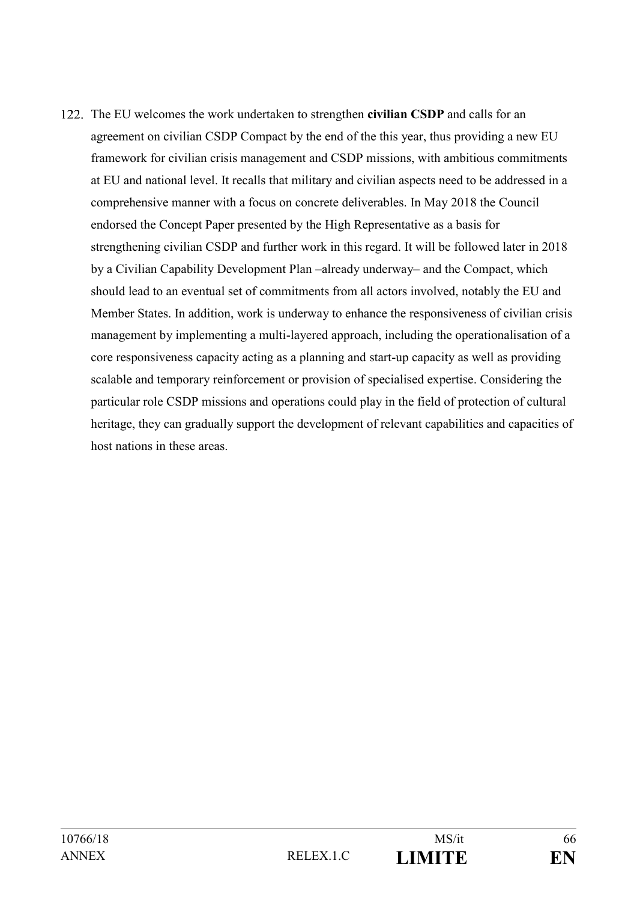122. The EU welcomes the work undertaken to strengthen **civilian CSDP** and calls for an agreement on civilian CSDP Compact by the end of the this year, thus providing a new EU framework for civilian crisis management and CSDP missions, with ambitious commitments at EU and national level. It recalls that military and civilian aspects need to be addressed in a comprehensive manner with a focus on concrete deliverables. In May 2018 the Council endorsed the Concept Paper presented by the High Representative as a basis for strengthening civilian CSDP and further work in this regard. It will be followed later in 2018 by a Civilian Capability Development Plan –already underway– and the Compact, which should lead to an eventual set of commitments from all actors involved, notably the EU and Member States. In addition, work is underway to enhance the responsiveness of civilian crisis management by implementing a multi-layered approach, including the operationalisation of a core responsiveness capacity acting as a planning and start-up capacity as well as providing scalable and temporary reinforcement or provision of specialised expertise. Considering the particular role CSDP missions and operations could play in the field of protection of cultural heritage, they can gradually support the development of relevant capabilities and capacities of host nations in these areas.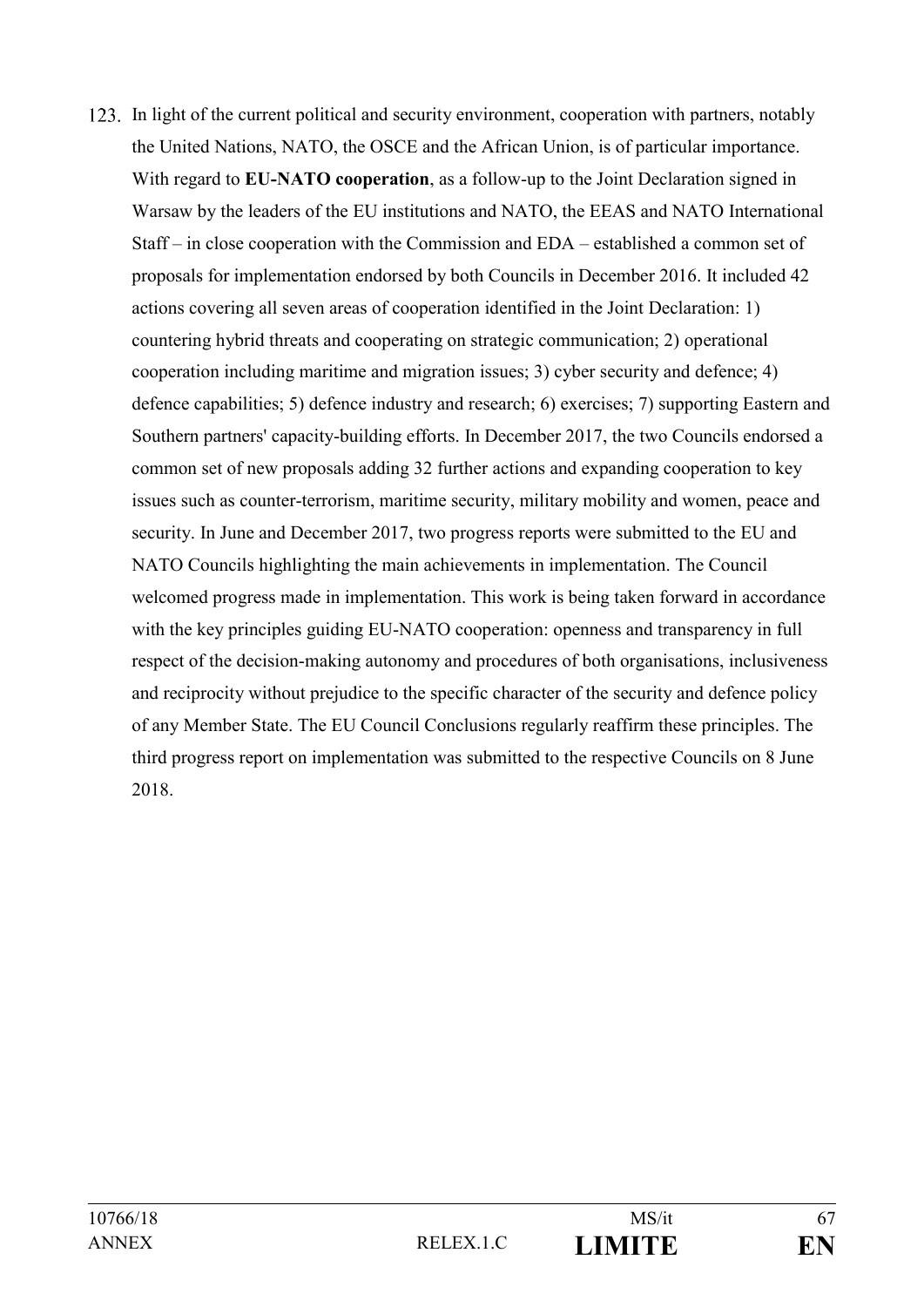123. In light of the current political and security environment, cooperation with partners, notably the United Nations, NATO, the OSCE and the African Union, is of particular importance. With regard to **EU-NATO cooperation**, as a follow-up to the Joint Declaration signed in Warsaw by the leaders of the EU institutions and NATO, the EEAS and NATO International Staff – in close cooperation with the Commission and EDA – established a common set of proposals for implementation endorsed by both Councils in December 2016. It included 42 actions covering all seven areas of cooperation identified in the Joint Declaration: 1) countering hybrid threats and cooperating on strategic communication; 2) operational cooperation including maritime and migration issues; 3) cyber security and defence; 4) defence capabilities; 5) defence industry and research; 6) exercises; 7) supporting Eastern and Southern partners' capacity-building efforts. In December 2017, the two Councils endorsed a common set of new proposals adding 32 further actions and expanding cooperation to key issues such as counter-terrorism, maritime security, military mobility and women, peace and security. In June and December 2017, two progress reports were submitted to the EU and NATO Councils highlighting the main achievements in implementation. The Council welcomed progress made in implementation. This work is being taken forward in accordance with the key principles guiding EU-NATO cooperation: openness and transparency in full respect of the decision-making autonomy and procedures of both organisations, inclusiveness and reciprocity without prejudice to the specific character of the security and defence policy of any Member State. The EU Council Conclusions regularly reaffirm these principles. The third progress report on implementation was submitted to the respective Councils on 8 June 2018.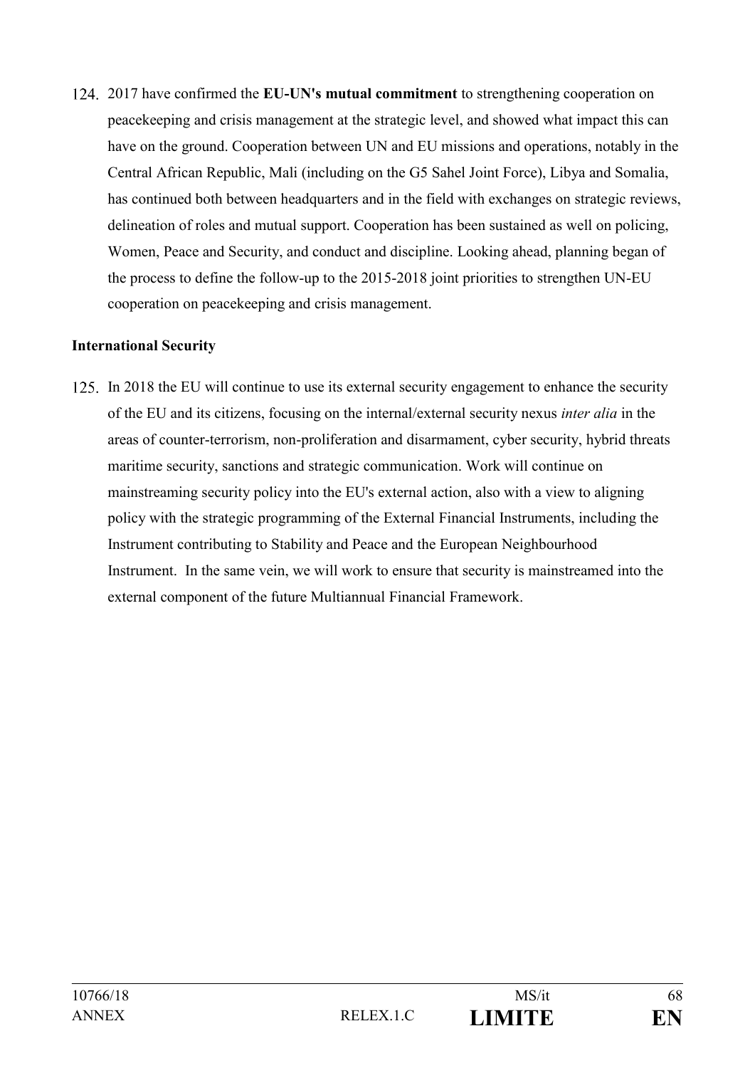124. 2017 have confirmed the **EU-UN's mutual commitment** to strengthening cooperation on peacekeeping and crisis management at the strategic level, and showed what impact this can have on the ground. Cooperation between UN and EU missions and operations, notably in the Central African Republic, Mali (including on the G5 Sahel Joint Force), Libya and Somalia, has continued both between headquarters and in the field with exchanges on strategic reviews, delineation of roles and mutual support. Cooperation has been sustained as well on policing, Women, Peace and Security, and conduct and discipline. Looking ahead, planning began of the process to define the follow-up to the 2015-2018 joint priorities to strengthen UN-EU cooperation on peacekeeping and crisis management.

**International Security**

125. In 2018 the EU will continue to use its external security engagement to enhance the security of the EU and its citizens, focusing on the internal/external security nexus *inter alia* in the areas of counter-terrorism, non-proliferation and disarmament, cyber security, hybrid threats maritime security, sanctions and strategic communication. Work will continue on mainstreaming security policy into the EU's external action, also with a view to aligning policy with the strategic programming of the External Financial Instruments, including the Instrument contributing to Stability and Peace and the European Neighbourhood Instrument. In the same vein, we will work to ensure that security is mainstreamed into the external component of the future Multiannual Financial Framework.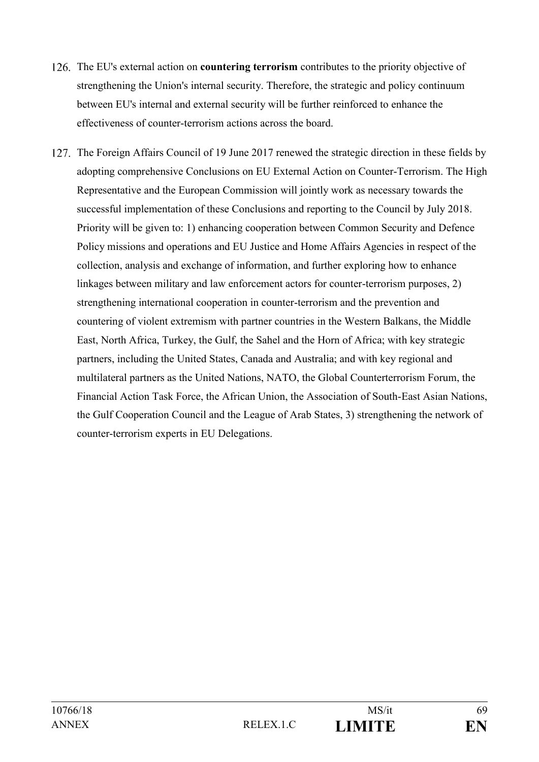126. The EU's external action on **countering terrorism** contributes to the priority objective of strengthening the Union's internal security. Therefore, the strategic and policy continuum between EU's internal and external security will be further reinforced to enhance the effectiveness of counter-terrorism actions across the board.

127. The Foreign Affairs Council of 19 June 2017 renewed the strategic direction in these fields by adopting comprehensive Conclusions on EU External Action on Counter-Terrorism. The High Representative and the European Commission will jointly work as necessary towards the successful implementation of these Conclusions and reporting to the Council by July 2018. Priority will be given to: 1) enhancing cooperation between Common Security and Defence Policy missions and operations and EU Justice and Home Affairs Agencies in respect of the collection, analysis and exchange of information, and further exploring how to enhance linkages between military and law enforcement actors for counter-terrorism purposes, 2) strengthening international cooperation in counter-terrorism and the prevention and countering of violent extremism with partner countries in the Western Balkans, the Middle East, North Africa, Turkey, the Gulf, the Sahel and the Horn of Africa; with key strategic partners, including the United States, Canada and Australia; and with key regional and multilateral partners as the United Nations, NATO, the Global Counterterrorism Forum, the Financial Action Task Force, the African Union, the Association of South-East Asian Nations, the Gulf Cooperation Council and the League of Arab States, 3) strengthening the network of counter-terrorism experts in EU Delegations.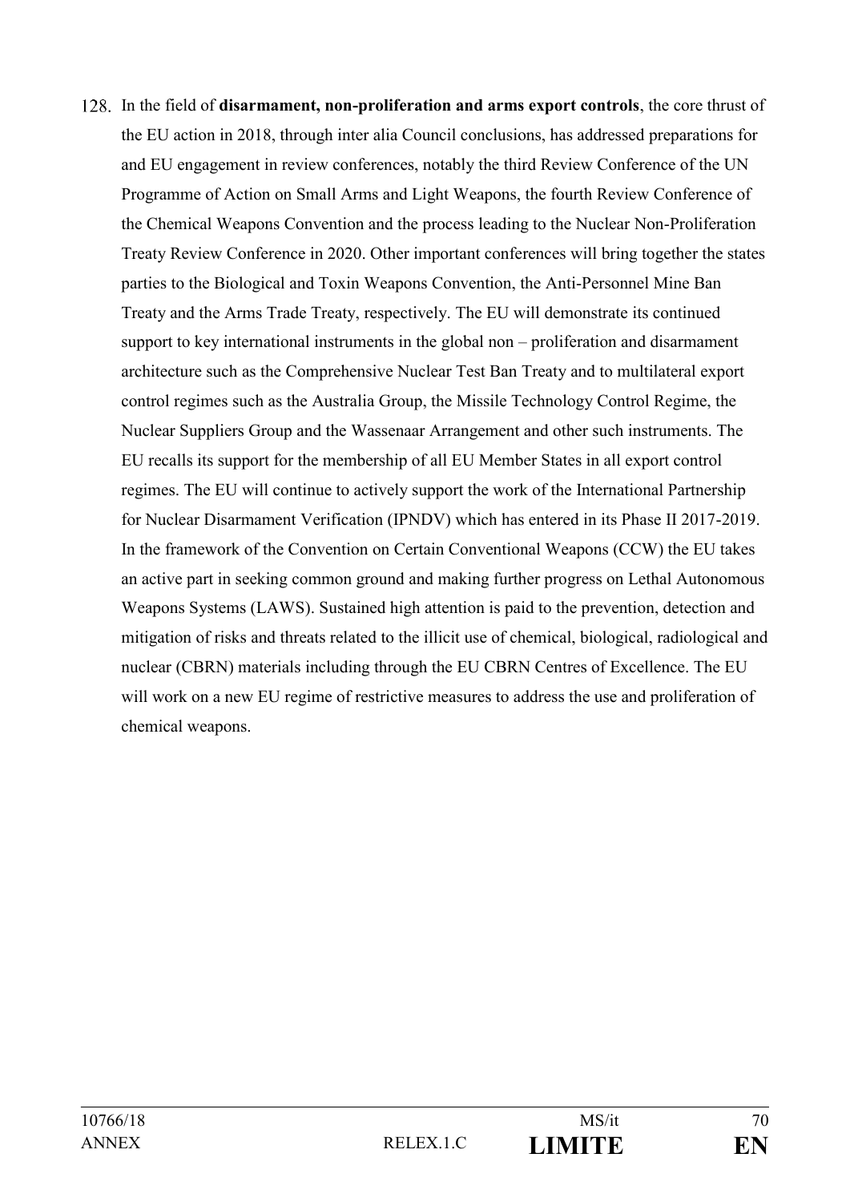128. In the field of **disarmament, non-proliferation and arms export controls**, the core thrust of the EU action in 2018, through inter alia Council conclusions, has addressed preparations for and EU engagement in review conferences, notably the third Review Conference of the UN Programme of Action on Small Arms and Light Weapons, the fourth Review Conference of the Chemical Weapons Convention and the process leading to the Nuclear Non-Proliferation Treaty Review Conference in 2020. Other important conferences will bring together the states parties to the Biological and Toxin Weapons Convention, the Anti-Personnel Mine Ban Treaty and the Arms Trade Treaty, respectively. The EU will demonstrate its continued support to key international instruments in the global non – proliferation and disarmament architecture such as the Comprehensive Nuclear Test Ban Treaty and to multilateral export control regimes such as the Australia Group, the Missile Technology Control Regime, the Nuclear Suppliers Group and the Wassenaar Arrangement and other such instruments. The EU recalls its support for the membership of all EU Member States in all export control regimes. The EU will continue to actively support the work of the International Partnership for Nuclear Disarmament Verification (IPNDV) which has entered in its Phase II 2017-2019. In the framework of the Convention on Certain Conventional Weapons (CCW) the EU takes an active part in seeking common ground and making further progress on Lethal Autonomous Weapons Systems (LAWS). Sustained high attention is paid to the prevention, detection and mitigation of risks and threats related to the illicit use of chemical, biological, radiological and nuclear (CBRN) materials including through the EU CBRN Centres of Excellence. The EU will work on a new EU regime of restrictive measures to address the use and proliferation of chemical weapons.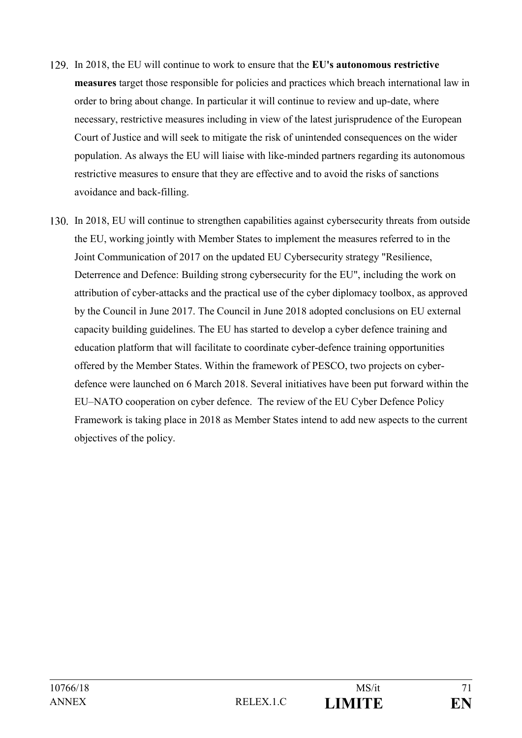129. In 2018, the EU will continue to work to ensure that the **EU's autonomous restrictive measures** target those responsible for policies and practices which breach international law in order to bring about change. In particular it will continue to review and up-date, where necessary, restrictive measures including in view of the latest jurisprudence of the European Court of Justice and will seek to mitigate the risk of unintended consequences on the wider population. As always the EU will liaise with like-minded partners regarding its autonomous restrictive measures to ensure that they are effective and to avoid the risks of sanctions avoidance and back-filling.

130. In 2018, EU will continue to strengthen capabilities against cybersecurity threats from outside the EU, working jointly with Member States to implement the measures referred to in the Joint Communication of 2017 on the updated EU Cybersecurity strategy "Resilience, Deterrence and Defence: Building strong cybersecurity for the EU", including the work on attribution of cyber-attacks and the practical use of the cyber diplomacy toolbox, as approved by the Council in June 2017. The Council in June 2018 adopted conclusions on EU external capacity building guidelines. The EU has started to develop a cyber defence training and education platform that will facilitate to coordinate cyber-defence training opportunities offered by the Member States. Within the framework of PESCO, two projects on cyber-defence were launched on 6 March 2018. Several initiatives have been put forward within the EU–NATO cooperation on cyber defence. The review of the EU Cyber Defence Policy Framework is taking place in 2018 as Member States intend to add new aspects to the current objectives of the policy.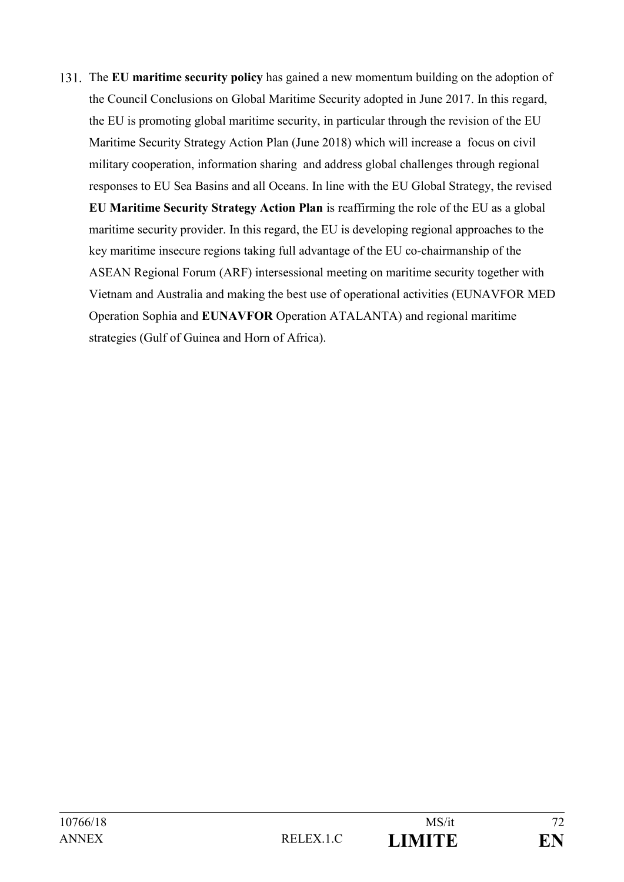131. The **EU maritime security policy** has gained a new momentum building on the adoption of the Council Conclusions on Global Maritime Security adopted in June 2017. In this regard, the EU is promoting global maritime security, in particular through the revision of the EU Maritime Security Strategy Action Plan (June 2018) which will increase a focus on civil military cooperation, information sharing and address global challenges through regional responses to EU Sea Basins and all Oceans. In line with the EU Global Strategy, the revised **EU Maritime Security Strategy Action Plan** is reaffirming the role of the EU as a global maritime security provider. In this regard, the EU is developing regional approaches to the key maritime insecure regions taking full advantage of the EU co-chairmanship of the ASEAN Regional Forum (ARF) intersessional meeting on maritime security together with Vietnam and Australia and making the best use of operational activities (EUNAVFOR MED Operation Sophia and **EUNAVFOR** Operation ATALANTA) and regional maritime strategies (Gulf of Guinea and Horn of Africa).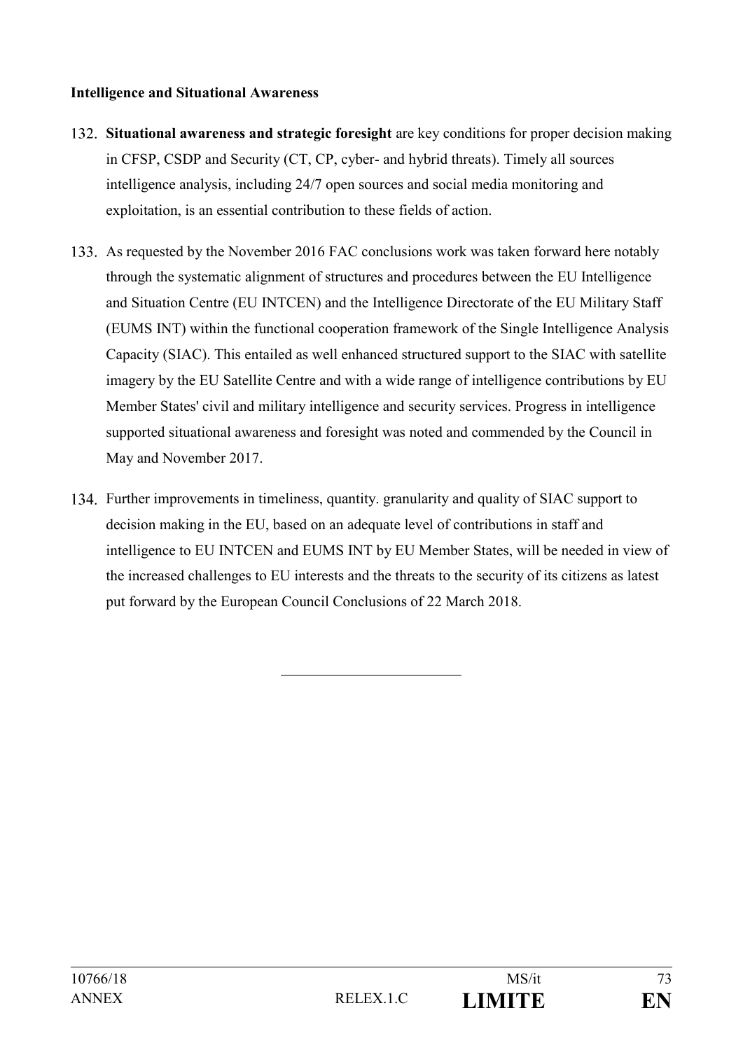**Intelligence and Situational Awareness**

132. **Situational awareness and strategic foresight** are key conditions for proper decision making in CFSP, CSDP and Security (CT, CP, cyber- and hybrid threats). Timely all sources intelligence analysis, including 24/7 open sources and social media monitoring and exploitation, is an essential contribution to these fields of action.

133. As requested by the November 2016 FAC conclusions work was taken forward here notably through the systematic alignment of structures and procedures between the EU Intelligence and Situation Centre (EU INTCEN) and the Intelligence Directorate of the EU Military Staff (EUMS INT) within the functional cooperation framework of the Single Intelligence Analysis Capacity (SIAC). This entailed as well enhanced structured support to the SIAC with satellite imagery by the EU Satellite Centre and with a wide range of intelligence contributions by EU Member States' civil and military intelligence and security services. Progress in intelligence supported situational awareness and foresight was noted and commended by the Council in May and November 2017.

134. Further improvements in timeliness, quantity. granularity and quality of SIAC support to decision making in the EU, based on an adequate level of contributions in staff and intelligence to EU INTCEN and EUMS INT by EU Member States, will be needed in view of the increased challenges to EU interests and the threats to the security of its citizens as latest put forward by the European Council Conclusions of 22 March 2018.